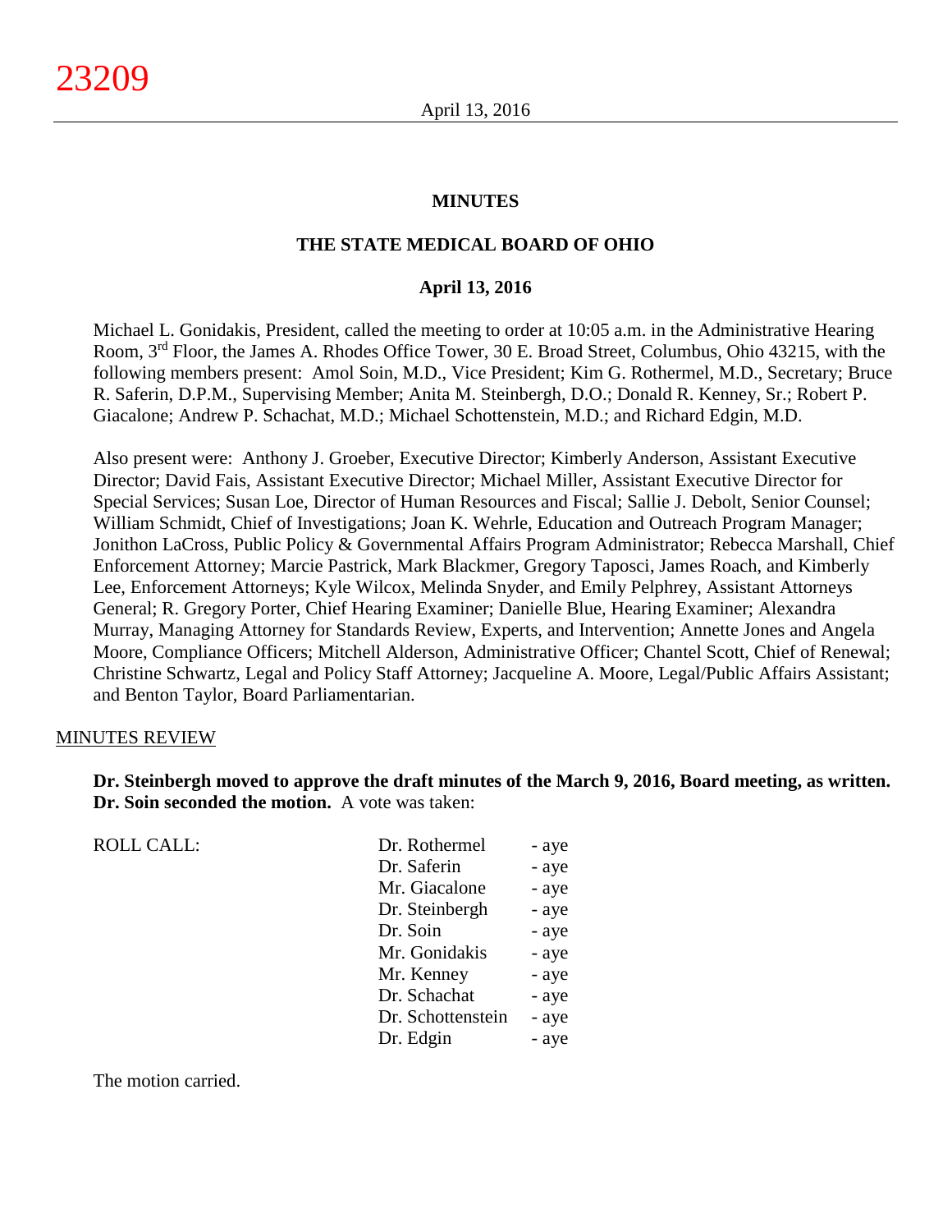# MINUTES

## THE STATE MEDICAL BOARD OF OHIO

### April 13, 2016

Michael L. Gonidakis, President, called the meeting to order at 10:05 a.m. in the Administrative Hearing Room, 3rd Floor, the James A. Rhodes Office Tower, 30 E. Broad Street, Columbus, Ohio 43215, with the following members present: Amol Soin, M.D., Vice President; Kim G. Rothermel, M.D., Secretary; Bruce R. Saferin, D.P.M., Supervising Member; Anita M. Steinbergh, D.O.; Donald R. Kenney, Sr.; Robert P. Giacalone; Andrew P. Schachat, M.D.; Michael Schottenstein, M.D.; and Richard Edgin, M.D.

Also present were: Anthony J. Groeber, Executive Director; Kimberly Anderson, Assistant Executive Director; David Fais, Assistant Executive Director; Michael Miller, Assistant Executive Director for Special Services; Susan Loe, Director of Human Resources and Fiscal; Sallie J. Debolt, Senior Counsel; William Schmidt, Chief of Investigations; Joan K. Wehrle, Education and Outreach Program Manager; Jonithon LaCross, Public Policy & Governmental Affairs Program Administrator; Rebecca Marshall, Chief Enforcement Attorney; Marcie Pastrick, Mark Blackmer, Gregory Taposci, James Roach, and Kimberly Lee, Enforcement Attorneys; Kyle Wilcox, Melinda Snyder, and Emily Pelphrey, Assistant Attorneys General; R. Gregory Porter, Chief Hearing Examiner; Danielle Blue, Hearing Examiner; Alexandra Murray, Managing Attorney for Standards Review, Experts, and Intervention; Annette Jones and Angela Moore, Compliance Officers; Mitchell Alderson, Administrative Officer; Chantel Scott, Chief of Renewal; Christine Schwartz, Legal and Policy Staff Attorney; Jacqueline A. Moore, Legal/Public Affairs Assistant; and Benton Taylor, Board Parliamentarian.

MINUTES REVIEW

**Dr. Steinbergh moved to approve the draft minutes of the March 9, 2016, Board meeting, as written. Dr. Soin seconded the motion.** A vote was taken:

| ROLL CALL: | | |
|---|---|---|
| | Dr. Rothermel | - aye |
| | Dr. Saferin | - aye |
| | Mr. Giacalone | - aye |
| | Dr. Steinbergh | - aye |
| | Dr. Soin | - aye |
| | Mr. Gonidakis | - aye |
| | Mr. Kenney | - aye |
| | Dr. Schachat | - aye |
| | Dr. Schottenstein | - aye |
| | Dr. Edgin | - aye |

The motion carried.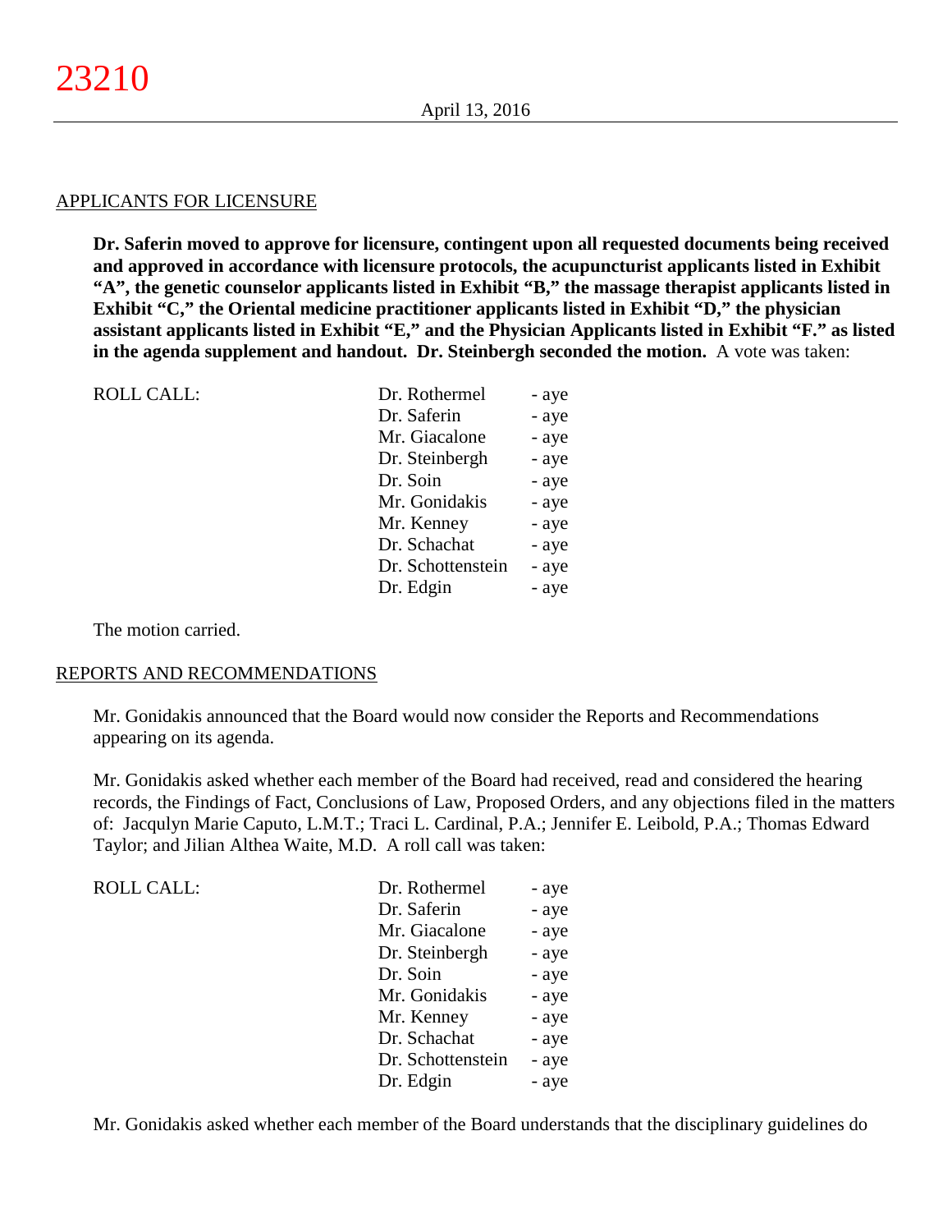APPLICANTS FOR LICENSURE

**Dr. Saferin moved to approve for licensure, contingent upon all requested documents being received and approved in accordance with licensure protocols, the acupuncturist applicants listed in Exhibit "A", the genetic counselor applicants listed in Exhibit "B," the massage therapist applicants listed in Exhibit "C," the Oriental medicine practitioner applicants listed in Exhibit "D," the physician assistant applicants listed in Exhibit "E," and the Physician Applicants listed in Exhibit "F." as listed in the agenda supplement and handout. Dr. Steinbergh seconded the motion.** A vote was taken:

| ROLL CALL: | | |
|---|---|---|
| | Dr. Rothermel | - aye |
| | Dr. Saferin | - aye |
| | Mr. Giacalone | - aye |
| | Dr. Steinbergh | - aye |
| | Dr. Soin | - aye |
| | Mr. Gonidakis | - aye |
| | Mr. Kenney | - aye |
| | Dr. Schachat | - aye |
| | Dr. Schottenstein | - aye |
| | Dr. Edgin | - aye |

The motion carried.

REPORTS AND RECOMMENDATIONS

Mr. Gonidakis announced that the Board would now consider the Reports and Recommendations appearing on its agenda.

Mr. Gonidakis asked whether each member of the Board had received, read and considered the hearing records, the Findings of Fact, Conclusions of Law, Proposed Orders, and any objections filed in the matters of: Jacqulyn Marie Caputo, L.M.T.; Traci L. Cardinal, P.A.; Jennifer E. Leibold, P.A.; Thomas Edward Taylor; and Jilian Althea Waite, M.D. A roll call was taken:

| ROLL CALL: | | |
|---|---|---|
| | Dr. Rothermel | - aye |
| | Dr. Saferin | - aye |
| | Mr. Giacalone | - aye |
| | Dr. Steinbergh | - aye |
| | Dr. Soin | - aye |
| | Mr. Gonidakis | - aye |
| | Mr. Kenney | - aye |
| | Dr. Schachat | - aye |
| | Dr. Schottenstein | - aye |
| | Dr. Edgin | - aye |

Mr. Gonidakis asked whether each member of the Board understands that the disciplinary guidelines do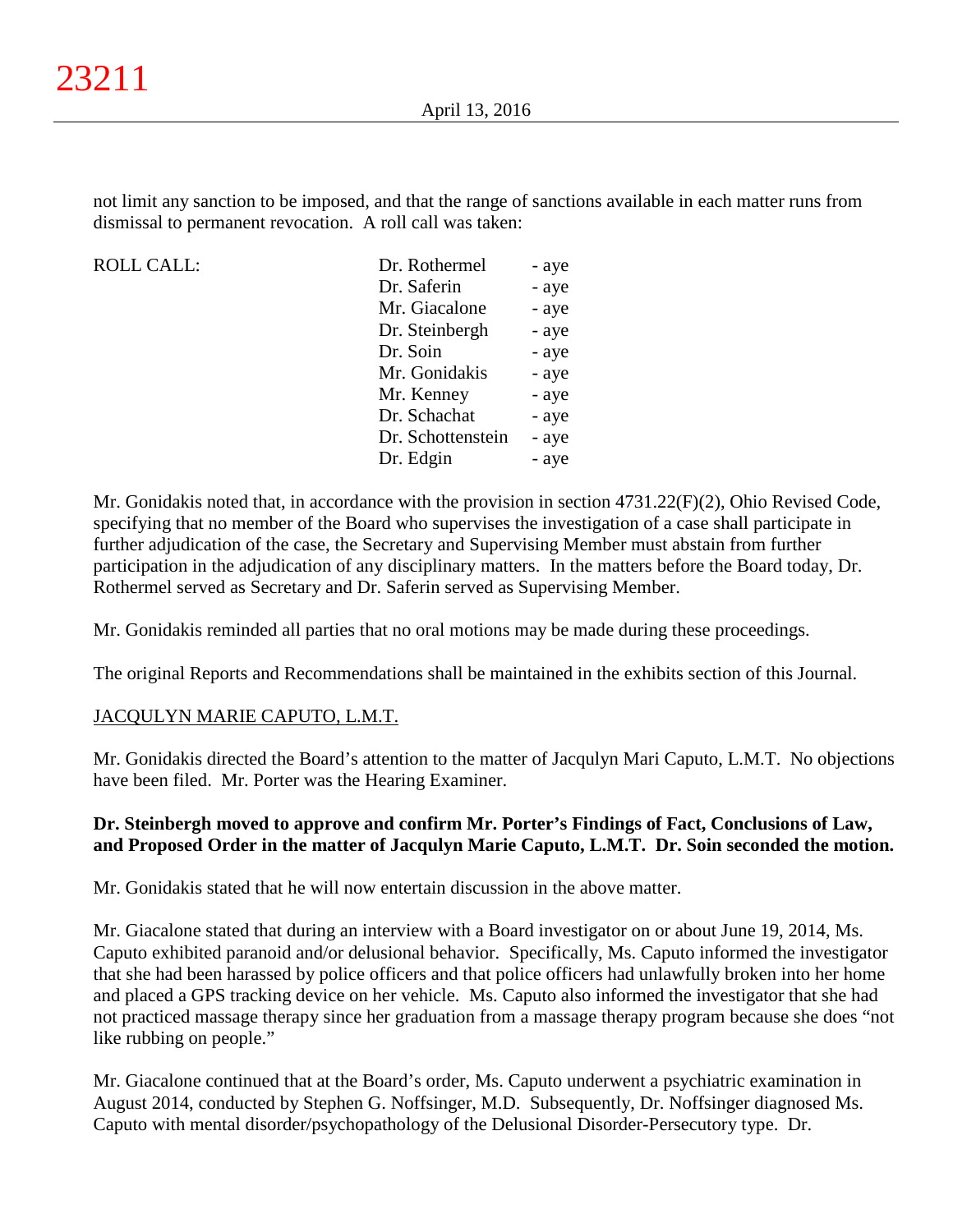not limit any sanction to be imposed, and that the range of sanctions available in each matter runs from dismissal to permanent revocation. A roll call was taken:

| ROLL CALL: | | |
|---|---|---|
| | Dr. Rothermel | - aye |
| | Dr. Saferin | - aye |
| | Mr. Giacalone | - aye |
| | Dr. Steinbergh | - aye |
| | Dr. Soin | - aye |
| | Mr. Gonidakis | - aye |
| | Mr. Kenney | - aye |
| | Dr. Schachat | - aye |
| | Dr. Schottenstein | - aye |
| | Dr. Edgin | - aye |

Mr. Gonidakis noted that, in accordance with the provision in section 4731.22(F)(2), Ohio Revised Code, specifying that no member of the Board who supervises the investigation of a case shall participate in further adjudication of the case, the Secretary and Supervising Member must abstain from further participation in the adjudication of any disciplinary matters. In the matters before the Board today, Dr. Rothermel served as Secretary and Dr. Saferin served as Supervising Member.

Mr. Gonidakis reminded all parties that no oral motions may be made during these proceedings.

The original Reports and Recommendations shall be maintained in the exhibits section of this Journal.

<u>JACQULYN MARIE CAPUTO, L.M.T.</u>

Mr. Gonidakis directed the Board's attention to the matter of Jacqulyn Mari Caputo, L.M.T. No objections have been filed. Mr. Porter was the Hearing Examiner.

**Dr. Steinbergh moved to approve and confirm Mr. Porter's Findings of Fact, Conclusions of Law, and Proposed Order in the matter of Jacqulyn Marie Caputo, L.M.T. Dr. Soin seconded the motion.**

Mr. Gonidakis stated that he will now entertain discussion in the above matter.

Mr. Giacalone stated that during an interview with a Board investigator on or about June 19, 2014, Ms. Caputo exhibited paranoid and/or delusional behavior. Specifically, Ms. Caputo informed the investigator that she had been harassed by police officers and that police officers had unlawfully broken into her home and placed a GPS tracking device on her vehicle. Ms. Caputo also informed the investigator that she had not practiced massage therapy since her graduation from a massage therapy program because she does "not like rubbing on people."

Mr. Giacalone continued that at the Board's order, Ms. Caputo underwent a psychiatric examination in August 2014, conducted by Stephen G. Noffsinger, M.D. Subsequently, Dr. Noffsinger diagnosed Ms. Caputo with mental disorder/psychopathology of the Delusional Disorder-Persecutory type. Dr.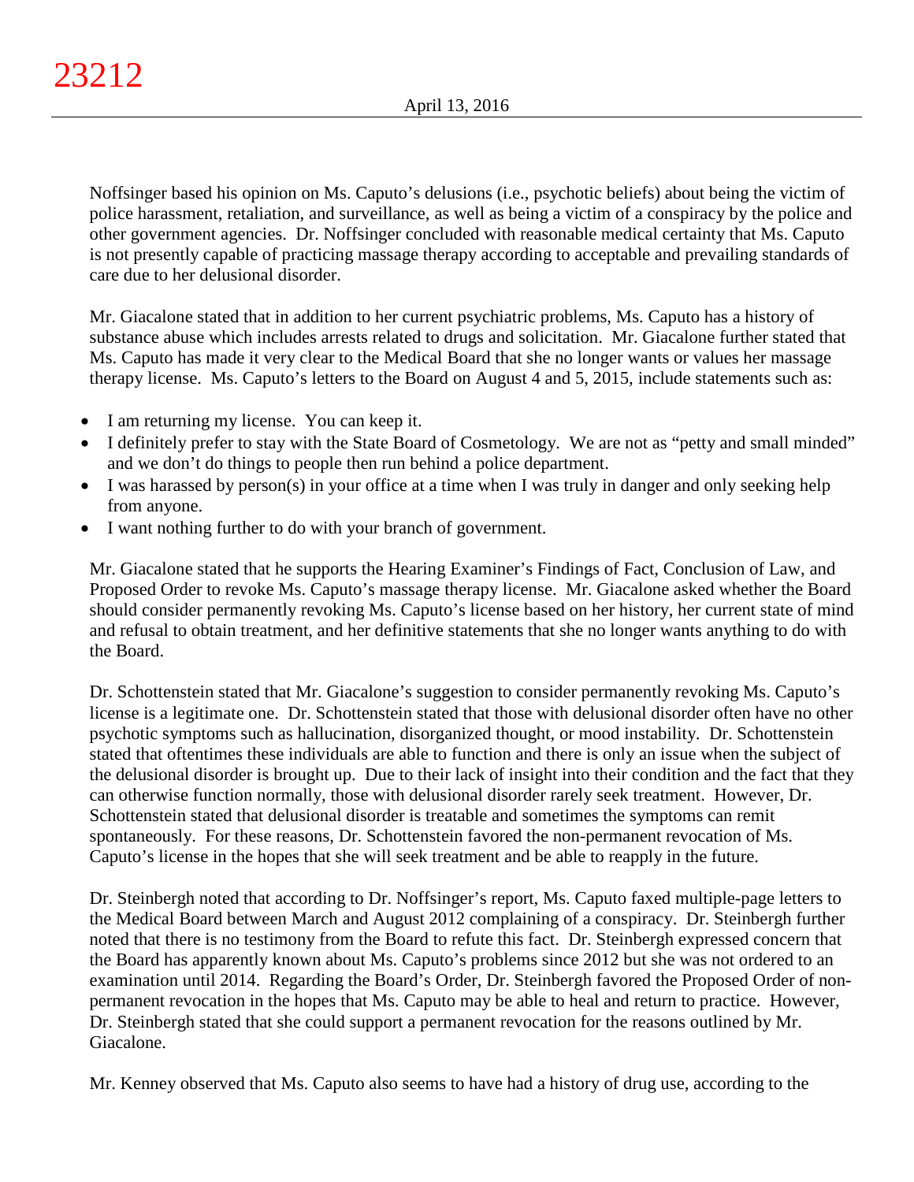Noffsinger based his opinion on Ms. Caputo's delusions (i.e., psychotic beliefs) about being the victim of police harassment, retaliation, and surveillance, as well as being a victim of a conspiracy by the police and other government agencies. Dr. Noffsinger concluded with reasonable medical certainty that Ms. Caputo is not presently capable of practicing massage therapy according to acceptable and prevailing standards of care due to her delusional disorder.

Mr. Giacalone stated that in addition to her current psychiatric problems, Ms. Caputo has a history of substance abuse which includes arrests related to drugs and solicitation. Mr. Giacalone further stated that Ms. Caputo has made it very clear to the Medical Board that she no longer wants or values her massage therapy license. Ms. Caputo's letters to the Board on August 4 and 5, 2015, include statements such as:

- I am returning my license. You can keep it.
- I definitely prefer to stay with the State Board of Cosmetology. We are not as "petty and small minded" and we don't do things to people then run behind a police department.
- I was harassed by person(s) in your office at a time when I was truly in danger and only seeking help from anyone.
- I want nothing further to do with your branch of government.

Mr. Giacalone stated that he supports the Hearing Examiner's Findings of Fact, Conclusion of Law, and Proposed Order to revoke Ms. Caputo's massage therapy license. Mr. Giacalone asked whether the Board should consider permanently revoking Ms. Caputo's license based on her history, her current state of mind and refusal to obtain treatment, and her definitive statements that she no longer wants anything to do with the Board.

Dr. Schottenstein stated that Mr. Giacalone's suggestion to consider permanently revoking Ms. Caputo's license is a legitimate one. Dr. Schottenstein stated that those with delusional disorder often have no other psychotic symptoms such as hallucination, disorganized thought, or mood instability. Dr. Schottenstein stated that oftentimes these individuals are able to function and there is only an issue when the subject of the delusional disorder is brought up. Due to their lack of insight into their condition and the fact that they can otherwise function normally, those with delusional disorder rarely seek treatment. However, Dr. Schottenstein stated that delusional disorder is treatable and sometimes the symptoms can remit spontaneously. For these reasons, Dr. Schottenstein favored the non-permanent revocation of Ms. Caputo's license in the hopes that she will seek treatment and be able to reapply in the future.

Dr. Steinbergh noted that according to Dr. Noffsinger's report, Ms. Caputo faxed multiple-page letters to the Medical Board between March and August 2012 complaining of a conspiracy. Dr. Steinbergh further noted that there is no testimony from the Board to refute this fact. Dr. Steinbergh expressed concern that the Board has apparently known about Ms. Caputo's problems since 2012 but she was not ordered to an examination until 2014. Regarding the Board's Order, Dr. Steinbergh favored the Proposed Order of non-permanent revocation in the hopes that Ms. Caputo may be able to heal and return to practice. However, Dr. Steinbergh stated that she could support a permanent revocation for the reasons outlined by Mr. Giacalone.

Mr. Kenney observed that Ms. Caputo also seems to have had a history of drug use, according to the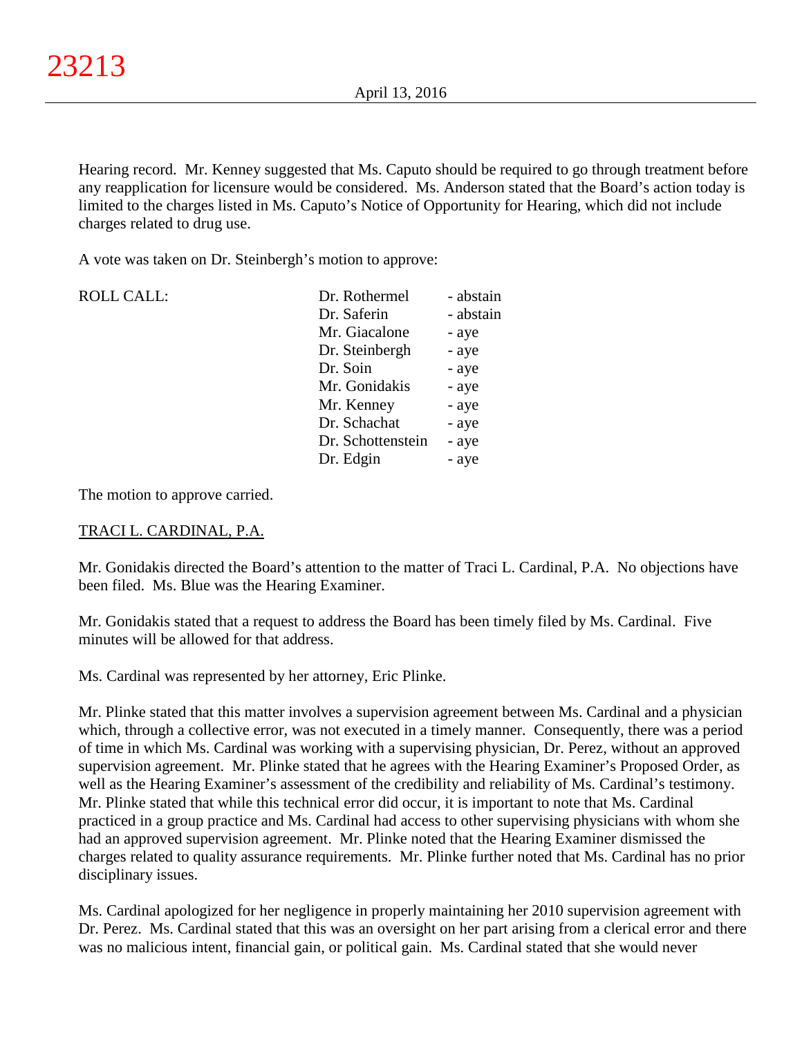Hearing record. Mr. Kenney suggested that Ms. Caputo should be required to go through treatment before any reapplication for licensure would be considered. Ms. Anderson stated that the Board's action today is limited to the charges listed in Ms. Caputo's Notice of Opportunity for Hearing, which did not include charges related to drug use.

A vote was taken on Dr. Steinbergh's motion to approve:

| ROLL CALL: | | |
|---|---|---|
| | Dr. Rothermel | - abstain |
| | Dr. Saferin | - abstain |
| | Mr. Giacalone | - aye |
| | Dr. Steinbergh | - aye |
| | Dr. Soin | - aye |
| | Mr. Gonidakis | - aye |
| | Mr. Kenney | - aye |
| | Dr. Schachat | - aye |
| | Dr. Schottenstein | - aye |
| | Dr. Edgin | - aye |

The motion to approve carried.

TRACI L. CARDINAL, P.A.

Mr. Gonidakis directed the Board's attention to the matter of Traci L. Cardinal, P.A. No objections have been filed. Ms. Blue was the Hearing Examiner.

Mr. Gonidakis stated that a request to address the Board has been timely filed by Ms. Cardinal. Five minutes will be allowed for that address.

Ms. Cardinal was represented by her attorney, Eric Plinke.

Mr. Plinke stated that this matter involves a supervision agreement between Ms. Cardinal and a physician which, through a collective error, was not executed in a timely manner. Consequently, there was a period of time in which Ms. Cardinal was working with a supervising physician, Dr. Perez, without an approved supervision agreement. Mr. Plinke stated that he agrees with the Hearing Examiner's Proposed Order, as well as the Hearing Examiner's assessment of the credibility and reliability of Ms. Cardinal's testimony. Mr. Plinke stated that while this technical error did occur, it is important to note that Ms. Cardinal practiced in a group practice and Ms. Cardinal had access to other supervising physicians with whom she had an approved supervision agreement. Mr. Plinke noted that the Hearing Examiner dismissed the charges related to quality assurance requirements. Mr. Plinke further noted that Ms. Cardinal has no prior disciplinary issues.

Ms. Cardinal apologized for her negligence in properly maintaining her 2010 supervision agreement with Dr. Perez. Ms. Cardinal stated that this was an oversight on her part arising from a clerical error and there was no malicious intent, financial gain, or political gain. Ms. Cardinal stated that she would never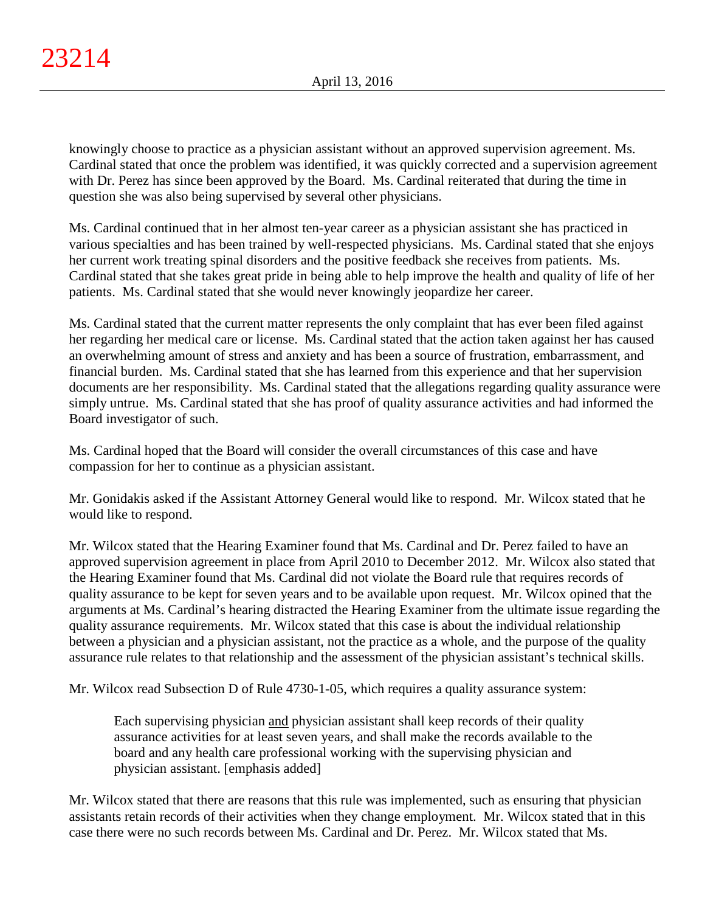knowingly choose to practice as a physician assistant without an approved supervision agreement. Ms. Cardinal stated that once the problem was identified, it was quickly corrected and a supervision agreement with Dr. Perez has since been approved by the Board. Ms. Cardinal reiterated that during the time in question she was also being supervised by several other physicians.

Ms. Cardinal continued that in her almost ten-year career as a physician assistant she has practiced in various specialties and has been trained by well-respected physicians. Ms. Cardinal stated that she enjoys her current work treating spinal disorders and the positive feedback she receives from patients. Ms. Cardinal stated that she takes great pride in being able to help improve the health and quality of life of her patients. Ms. Cardinal stated that she would never knowingly jeopardize her career.

Ms. Cardinal stated that the current matter represents the only complaint that has ever been filed against her regarding her medical care or license. Ms. Cardinal stated that the action taken against her has caused an overwhelming amount of stress and anxiety and has been a source of frustration, embarrassment, and financial burden. Ms. Cardinal stated that she has learned from this experience and that her supervision documents are her responsibility. Ms. Cardinal stated that the allegations regarding quality assurance were simply untrue. Ms. Cardinal stated that she has proof of quality assurance activities and had informed the Board investigator of such.

Ms. Cardinal hoped that the Board will consider the overall circumstances of this case and have compassion for her to continue as a physician assistant.

Mr. Gonidakis asked if the Assistant Attorney General would like to respond. Mr. Wilcox stated that he would like to respond.

Mr. Wilcox stated that the Hearing Examiner found that Ms. Cardinal and Dr. Perez failed to have an approved supervision agreement in place from April 2010 to December 2012. Mr. Wilcox also stated that the Hearing Examiner found that Ms. Cardinal did not violate the Board rule that requires records of quality assurance to be kept for seven years and to be available upon request. Mr. Wilcox opined that the arguments at Ms. Cardinal's hearing distracted the Hearing Examiner from the ultimate issue regarding the quality assurance requirements. Mr. Wilcox stated that this case is about the individual relationship between a physician and a physician assistant, not the practice as a whole, and the purpose of the quality assurance rule relates to that relationship and the assessment of the physician assistant's technical skills.

Mr. Wilcox read Subsection D of Rule 4730-1-05, which requires a quality assurance system:

> Each supervising physician <u>and</u> physician assistant shall keep records of their quality assurance activities for at least seven years, and shall make the records available to the board and any health care professional working with the supervising physician and physician assistant. [emphasis added]

Mr. Wilcox stated that there are reasons that this rule was implemented, such as ensuring that physician assistants retain records of their activities when they change employment. Mr. Wilcox stated that in this case there were no such records between Ms. Cardinal and Dr. Perez. Mr. Wilcox stated that Ms.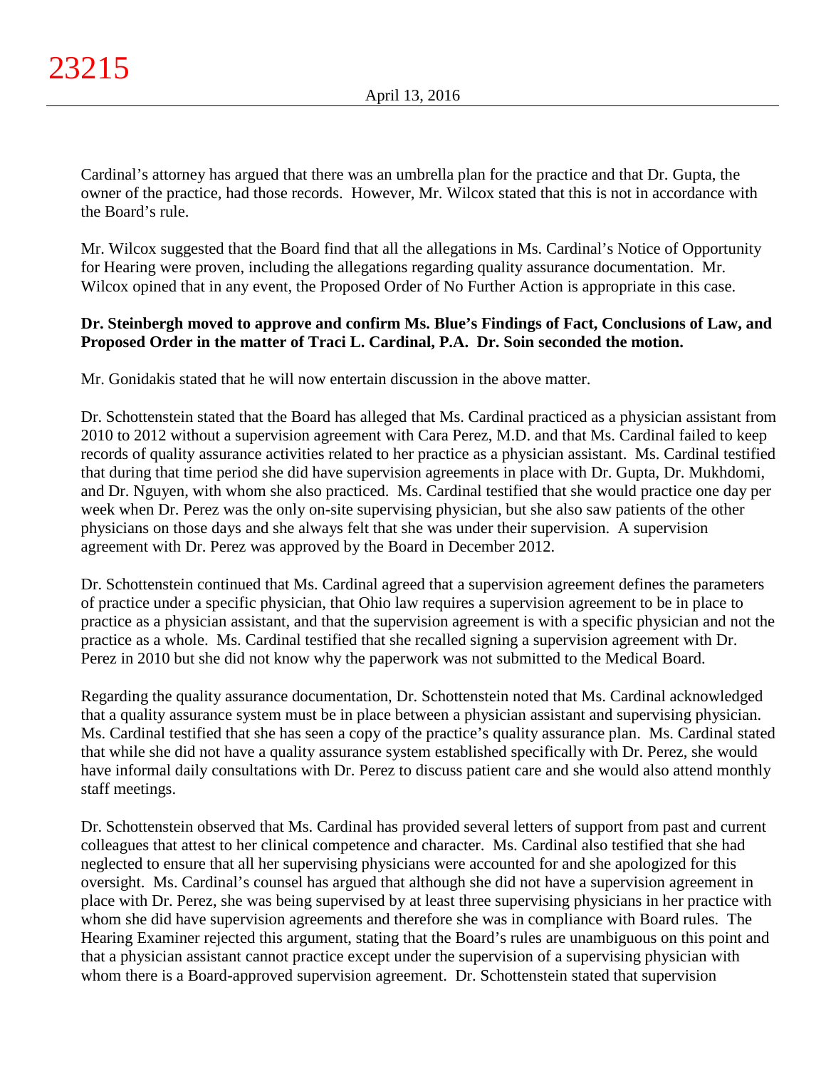Cardinal's attorney has argued that there was an umbrella plan for the practice and that Dr. Gupta, the owner of the practice, had those records. However, Mr. Wilcox stated that this is not in accordance with the Board's rule.

Mr. Wilcox suggested that the Board find that all the allegations in Ms. Cardinal's Notice of Opportunity for Hearing were proven, including the allegations regarding quality assurance documentation. Mr. Wilcox opined that in any event, the Proposed Order of No Further Action is appropriate in this case.

**Dr. Steinbergh moved to approve and confirm Ms. Blue's Findings of Fact, Conclusions of Law, and Proposed Order in the matter of Traci L. Cardinal, P.A. Dr. Soin seconded the motion.**

Mr. Gonidakis stated that he will now entertain discussion in the above matter.

Dr. Schottenstein stated that the Board has alleged that Ms. Cardinal practiced as a physician assistant from 2010 to 2012 without a supervision agreement with Cara Perez, M.D. and that Ms. Cardinal failed to keep records of quality assurance activities related to her practice as a physician assistant. Ms. Cardinal testified that during that time period she did have supervision agreements in place with Dr. Gupta, Dr. Mukhdomi, and Dr. Nguyen, with whom she also practiced. Ms. Cardinal testified that she would practice one day per week when Dr. Perez was the only on-site supervising physician, but she also saw patients of the other physicians on those days and she always felt that she was under their supervision. A supervision agreement with Dr. Perez was approved by the Board in December 2012.

Dr. Schottenstein continued that Ms. Cardinal agreed that a supervision agreement defines the parameters of practice under a specific physician, that Ohio law requires a supervision agreement to be in place to practice as a physician assistant, and that the supervision agreement is with a specific physician and not the practice as a whole. Ms. Cardinal testified that she recalled signing a supervision agreement with Dr. Perez in 2010 but she did not know why the paperwork was not submitted to the Medical Board.

Regarding the quality assurance documentation, Dr. Schottenstein noted that Ms. Cardinal acknowledged that a quality assurance system must be in place between a physician assistant and supervising physician. Ms. Cardinal testified that she has seen a copy of the practice's quality assurance plan. Ms. Cardinal stated that while she did not have a quality assurance system established specifically with Dr. Perez, she would have informal daily consultations with Dr. Perez to discuss patient care and she would also attend monthly staff meetings.

Dr. Schottenstein observed that Ms. Cardinal has provided several letters of support from past and current colleagues that attest to her clinical competence and character. Ms. Cardinal also testified that she had neglected to ensure that all her supervising physicians were accounted for and she apologized for this oversight. Ms. Cardinal's counsel has argued that although she did not have a supervision agreement in place with Dr. Perez, she was being supervised by at least three supervising physicians in her practice with whom she did have supervision agreements and therefore she was in compliance with Board rules. The Hearing Examiner rejected this argument, stating that the Board's rules are unambiguous on this point and that a physician assistant cannot practice except under the supervision of a supervising physician with whom there is a Board-approved supervision agreement. Dr. Schottenstein stated that supervision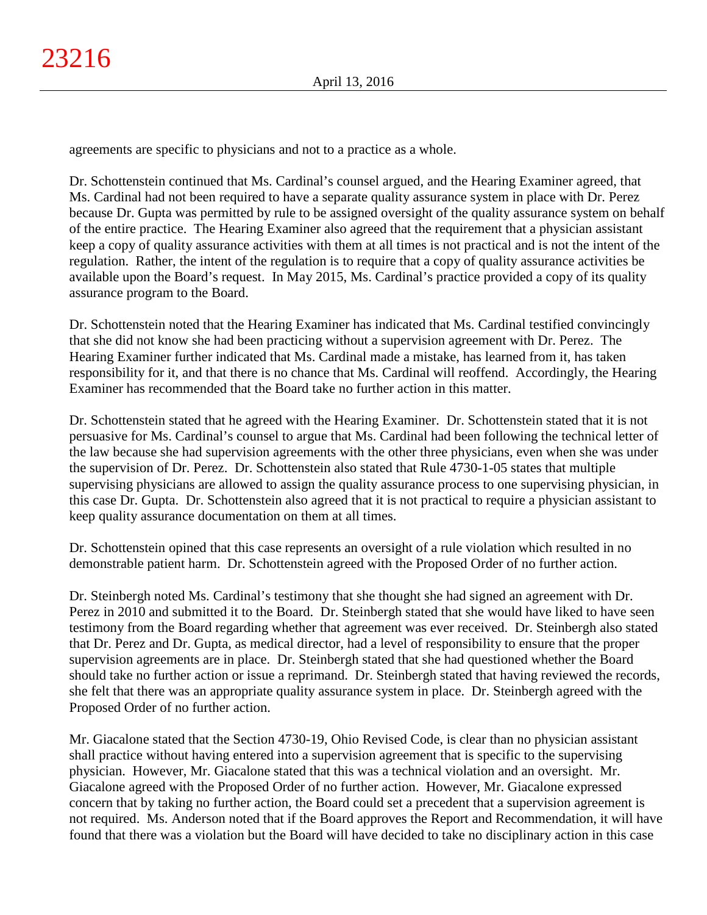agreements are specific to physicians and not to a practice as a whole.

Dr. Schottenstein continued that Ms. Cardinal's counsel argued, and the Hearing Examiner agreed, that Ms. Cardinal had not been required to have a separate quality assurance system in place with Dr. Perez because Dr. Gupta was permitted by rule to be assigned oversight of the quality assurance system on behalf of the entire practice. The Hearing Examiner also agreed that the requirement that a physician assistant keep a copy of quality assurance activities with them at all times is not practical and is not the intent of the regulation. Rather, the intent of the regulation is to require that a copy of quality assurance activities be available upon the Board's request. In May 2015, Ms. Cardinal's practice provided a copy of its quality assurance program to the Board.

Dr. Schottenstein noted that the Hearing Examiner has indicated that Ms. Cardinal testified convincingly that she did not know she had been practicing without a supervision agreement with Dr. Perez. The Hearing Examiner further indicated that Ms. Cardinal made a mistake, has learned from it, has taken responsibility for it, and that there is no chance that Ms. Cardinal will reoffend. Accordingly, the Hearing Examiner has recommended that the Board take no further action in this matter.

Dr. Schottenstein stated that he agreed with the Hearing Examiner. Dr. Schottenstein stated that it is not persuasive for Ms. Cardinal's counsel to argue that Ms. Cardinal had been following the technical letter of the law because she had supervision agreements with the other three physicians, even when she was under the supervision of Dr. Perez. Dr. Schottenstein also stated that Rule 4730-1-05 states that multiple supervising physicians are allowed to assign the quality assurance process to one supervising physician, in this case Dr. Gupta. Dr. Schottenstein also agreed that it is not practical to require a physician assistant to keep quality assurance documentation on them at all times.

Dr. Schottenstein opined that this case represents an oversight of a rule violation which resulted in no demonstrable patient harm. Dr. Schottenstein agreed with the Proposed Order of no further action.

Dr. Steinbergh noted Ms. Cardinal's testimony that she thought she had signed an agreement with Dr. Perez in 2010 and submitted it to the Board. Dr. Steinbergh stated that she would have liked to have seen testimony from the Board regarding whether that agreement was ever received. Dr. Steinbergh also stated that Dr. Perez and Dr. Gupta, as medical director, had a level of responsibility to ensure that the proper supervision agreements are in place. Dr. Steinbergh stated that she had questioned whether the Board should take no further action or issue a reprimand. Dr. Steinbergh stated that having reviewed the records, she felt that there was an appropriate quality assurance system in place. Dr. Steinbergh agreed with the Proposed Order of no further action.

Mr. Giacalone stated that the Section 4730-19, Ohio Revised Code, is clear than no physician assistant shall practice without having entered into a supervision agreement that is specific to the supervising physician. However, Mr. Giacalone stated that this was a technical violation and an oversight. Mr. Giacalone agreed with the Proposed Order of no further action. However, Mr. Giacalone expressed concern that by taking no further action, the Board could set a precedent that a supervision agreement is not required. Ms. Anderson noted that if the Board approves the Report and Recommendation, it will have found that there was a violation but the Board will have decided to take no disciplinary action in this case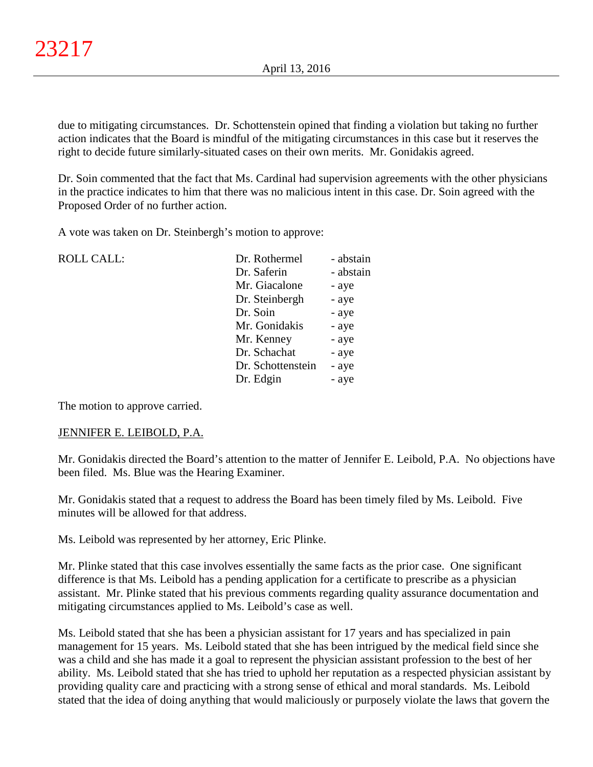due to mitigating circumstances. Dr. Schottenstein opined that finding a violation but taking no further action indicates that the Board is mindful of the mitigating circumstances in this case but it reserves the right to decide future similarly-situated cases on their own merits. Mr. Gonidakis agreed.

Dr. Soin commented that the fact that Ms. Cardinal had supervision agreements with the other physicians in the practice indicates to him that there was no malicious intent in this case. Dr. Soin agreed with the Proposed Order of no further action.

A vote was taken on Dr. Steinbergh's motion to approve:

| ROLL CALL: | Dr. Rothermel | - abstain |
|---|---|---|
| | Dr. Saferin | - abstain |
| | Mr. Giacalone | - aye |
| | Dr. Steinbergh | - aye |
| | Dr. Soin | - aye |
| | Mr. Gonidakis | - aye |
| | Mr. Kenney | - aye |
| | Dr. Schachat | - aye |
| | Dr. Schottenstein | - aye |
| | Dr. Edgin | - aye |

The motion to approve carried.

JENNIFER E. LEIBOLD, P.A.

Mr. Gonidakis directed the Board's attention to the matter of Jennifer E. Leibold, P.A. No objections have been filed. Ms. Blue was the Hearing Examiner.

Mr. Gonidakis stated that a request to address the Board has been timely filed by Ms. Leibold. Five minutes will be allowed for that address.

Ms. Leibold was represented by her attorney, Eric Plinke.

Mr. Plinke stated that this case involves essentially the same facts as the prior case. One significant difference is that Ms. Leibold has a pending application for a certificate to prescribe as a physician assistant. Mr. Plinke stated that his previous comments regarding quality assurance documentation and mitigating circumstances applied to Ms. Leibold's case as well.

Ms. Leibold stated that she has been a physician assistant for 17 years and has specialized in pain management for 15 years. Ms. Leibold stated that she has been intrigued by the medical field since she was a child and she has made it a goal to represent the physician assistant profession to the best of her ability. Ms. Leibold stated that she has tried to uphold her reputation as a respected physician assistant by providing quality care and practicing with a strong sense of ethical and moral standards. Ms. Leibold stated that the idea of doing anything that would maliciously or purposely violate the laws that govern the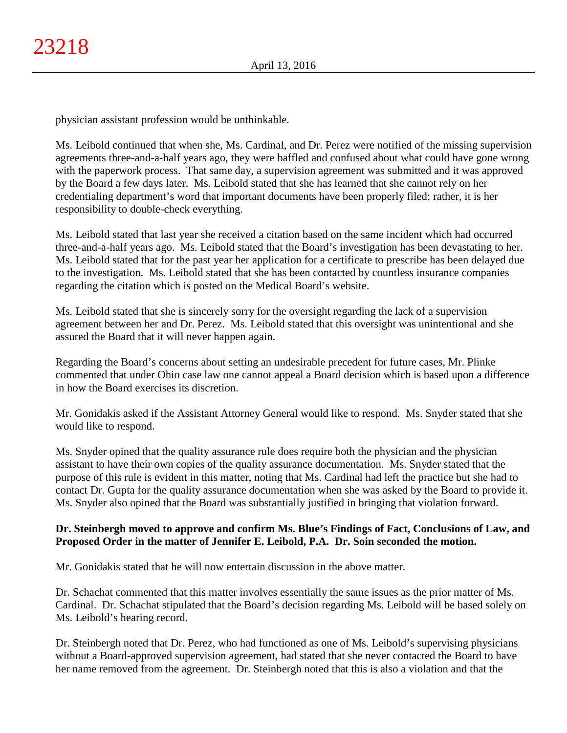physician assistant profession would be unthinkable.

Ms. Leibold continued that when she, Ms. Cardinal, and Dr. Perez were notified of the missing supervision agreements three-and-a-half years ago, they were baffled and confused about what could have gone wrong with the paperwork process. That same day, a supervision agreement was submitted and it was approved by the Board a few days later. Ms. Leibold stated that she has learned that she cannot rely on her credentialing department's word that important documents have been properly filed; rather, it is her responsibility to double-check everything.

Ms. Leibold stated that last year she received a citation based on the same incident which had occurred three-and-a-half years ago. Ms. Leibold stated that the Board's investigation has been devastating to her. Ms. Leibold stated that for the past year her application for a certificate to prescribe has been delayed due to the investigation. Ms. Leibold stated that she has been contacted by countless insurance companies regarding the citation which is posted on the Medical Board's website.

Ms. Leibold stated that she is sincerely sorry for the oversight regarding the lack of a supervision agreement between her and Dr. Perez. Ms. Leibold stated that this oversight was unintentional and she assured the Board that it will never happen again.

Regarding the Board's concerns about setting an undesirable precedent for future cases, Mr. Plinke commented that under Ohio case law one cannot appeal a Board decision which is based upon a difference in how the Board exercises its discretion.

Mr. Gonidakis asked if the Assistant Attorney General would like to respond. Ms. Snyder stated that she would like to respond.

Ms. Snyder opined that the quality assurance rule does require both the physician and the physician assistant to have their own copies of the quality assurance documentation. Ms. Snyder stated that the purpose of this rule is evident in this matter, noting that Ms. Cardinal had left the practice but she had to contact Dr. Gupta for the quality assurance documentation when she was asked by the Board to provide it. Ms. Snyder also opined that the Board was substantially justified in bringing that violation forward.

**Dr. Steinbergh moved to approve and confirm Ms. Blue's Findings of Fact, Conclusions of Law, and Proposed Order in the matter of Jennifer E. Leibold, P.A. Dr. Soin seconded the motion.**

Mr. Gonidakis stated that he will now entertain discussion in the above matter.

Dr. Schachat commented that this matter involves essentially the same issues as the prior matter of Ms. Cardinal. Dr. Schachat stipulated that the Board's decision regarding Ms. Leibold will be based solely on Ms. Leibold's hearing record.

Dr. Steinbergh noted that Dr. Perez, who had functioned as one of Ms. Leibold's supervising physicians without a Board-approved supervision agreement, had stated that she never contacted the Board to have her name removed from the agreement. Dr. Steinbergh noted that this is also a violation and that the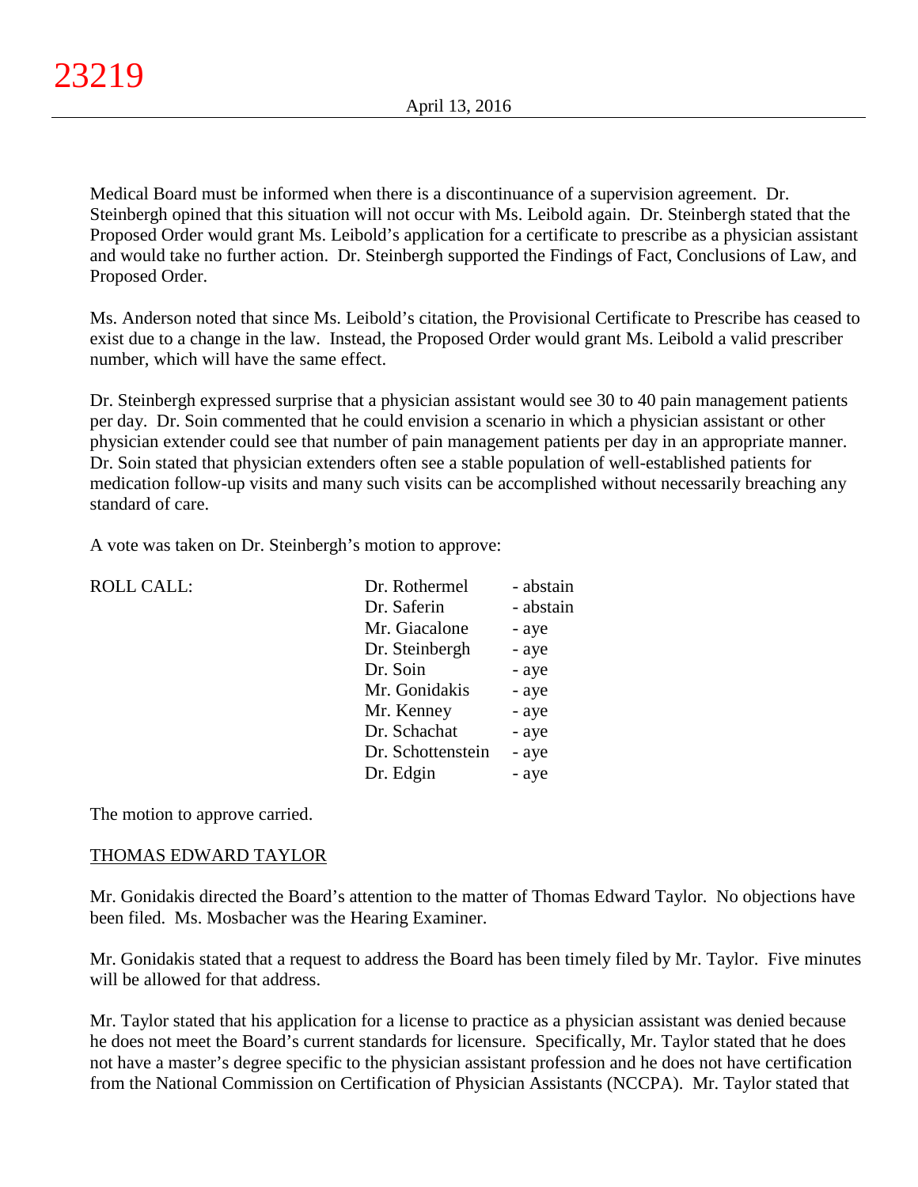Medical Board must be informed when there is a discontinuance of a supervision agreement. Dr. Steinbergh opined that this situation will not occur with Ms. Leibold again. Dr. Steinbergh stated that the Proposed Order would grant Ms. Leibold's application for a certificate to prescribe as a physician assistant and would take no further action. Dr. Steinbergh supported the Findings of Fact, Conclusions of Law, and Proposed Order.

Ms. Anderson noted that since Ms. Leibold's citation, the Provisional Certificate to Prescribe has ceased to exist due to a change in the law. Instead, the Proposed Order would grant Ms. Leibold a valid prescriber number, which will have the same effect.

Dr. Steinbergh expressed surprise that a physician assistant would see 30 to 40 pain management patients per day. Dr. Soin commented that he could envision a scenario in which a physician assistant or other physician extender could see that number of pain management patients per day in an appropriate manner. Dr. Soin stated that physician extenders often see a stable population of well-established patients for medication follow-up visits and many such visits can be accomplished without necessarily breaching any standard of care.

A vote was taken on Dr. Steinbergh's motion to approve:

| ROLL CALL: | | |
|---|---|---|
| | Dr. Rothermel | - abstain |
| | Dr. Saferin | - abstain |
| | Mr. Giacalone | - aye |
| | Dr. Steinbergh | - aye |
| | Dr. Soin | - aye |
| | Mr. Gonidakis | - aye |
| | Mr. Kenney | - aye |
| | Dr. Schachat | - aye |
| | Dr. Schottenstein | - aye |
| | Dr. Edgin | - aye |

The motion to approve carried.

THOMAS EDWARD TAYLOR

Mr. Gonidakis directed the Board's attention to the matter of Thomas Edward Taylor. No objections have been filed. Ms. Mosbacher was the Hearing Examiner.

Mr. Gonidakis stated that a request to address the Board has been timely filed by Mr. Taylor. Five minutes will be allowed for that address.

Mr. Taylor stated that his application for a license to practice as a physician assistant was denied because he does not meet the Board's current standards for licensure. Specifically, Mr. Taylor stated that he does not have a master's degree specific to the physician assistant profession and he does not have certification from the National Commission on Certification of Physician Assistants (NCCPA). Mr. Taylor stated that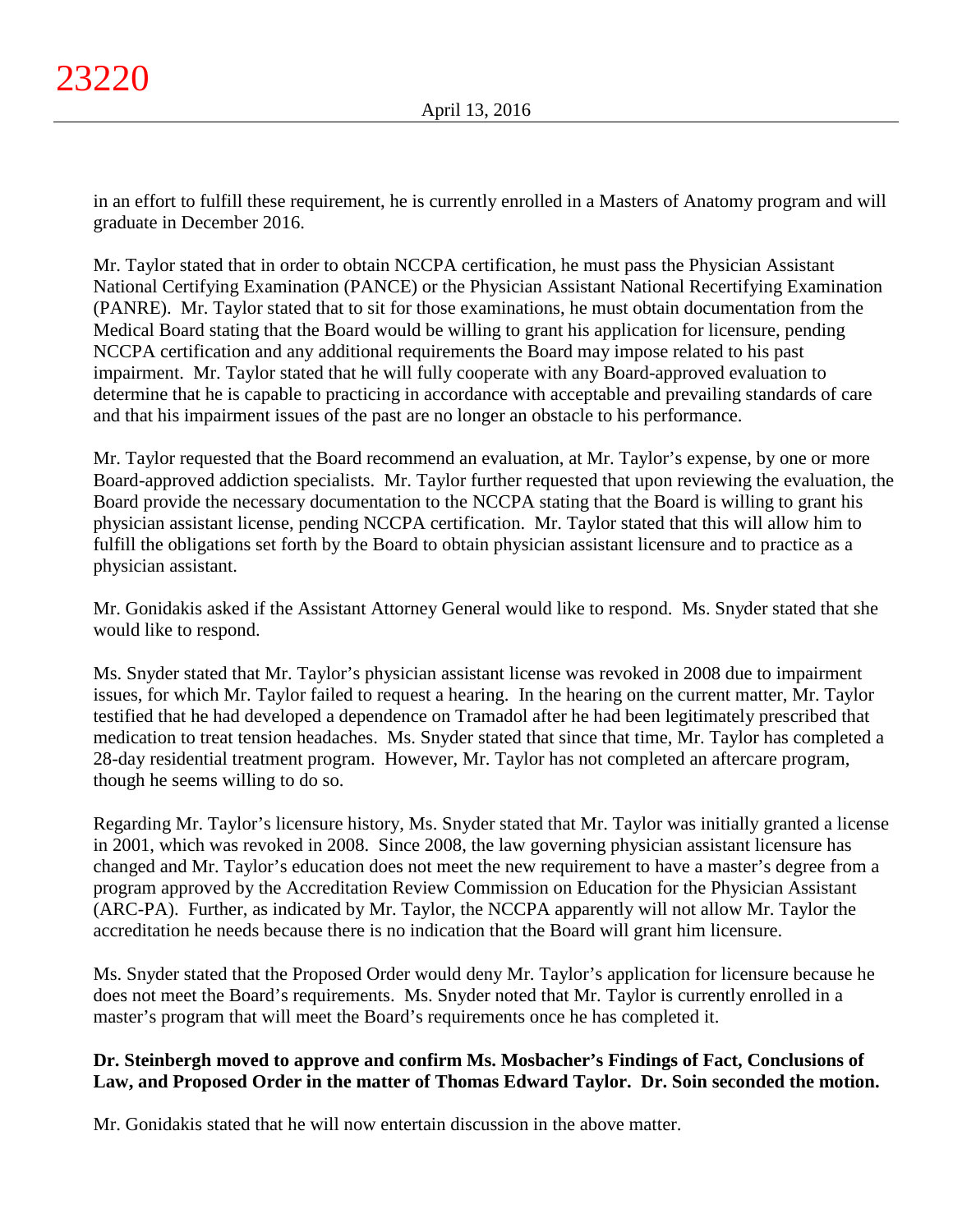in an effort to fulfill these requirement, he is currently enrolled in a Masters of Anatomy program and will graduate in December 2016.

Mr. Taylor stated that in order to obtain NCCPA certification, he must pass the Physician Assistant National Certifying Examination (PANCE) or the Physician Assistant National Recertifying Examination (PANRE). Mr. Taylor stated that to sit for those examinations, he must obtain documentation from the Medical Board stating that the Board would be willing to grant his application for licensure, pending NCCPA certification and any additional requirements the Board may impose related to his past impairment. Mr. Taylor stated that he will fully cooperate with any Board-approved evaluation to determine that he is capable to practicing in accordance with acceptable and prevailing standards of care and that his impairment issues of the past are no longer an obstacle to his performance.

Mr. Taylor requested that the Board recommend an evaluation, at Mr. Taylor's expense, by one or more Board-approved addiction specialists. Mr. Taylor further requested that upon reviewing the evaluation, the Board provide the necessary documentation to the NCCPA stating that the Board is willing to grant his physician assistant license, pending NCCPA certification. Mr. Taylor stated that this will allow him to fulfill the obligations set forth by the Board to obtain physician assistant licensure and to practice as a physician assistant.

Mr. Gonidakis asked if the Assistant Attorney General would like to respond. Ms. Snyder stated that she would like to respond.

Ms. Snyder stated that Mr. Taylor's physician assistant license was revoked in 2008 due to impairment issues, for which Mr. Taylor failed to request a hearing. In the hearing on the current matter, Mr. Taylor testified that he had developed a dependence on Tramadol after he had been legitimately prescribed that medication to treat tension headaches. Ms. Snyder stated that since that time, Mr. Taylor has completed a 28-day residential treatment program. However, Mr. Taylor has not completed an aftercare program, though he seems willing to do so.

Regarding Mr. Taylor's licensure history, Ms. Snyder stated that Mr. Taylor was initially granted a license in 2001, which was revoked in 2008. Since 2008, the law governing physician assistant licensure has changed and Mr. Taylor's education does not meet the new requirement to have a master's degree from a program approved by the Accreditation Review Commission on Education for the Physician Assistant (ARC-PA). Further, as indicated by Mr. Taylor, the NCCPA apparently will not allow Mr. Taylor the accreditation he needs because there is no indication that the Board will grant him licensure.

Ms. Snyder stated that the Proposed Order would deny Mr. Taylor's application for licensure because he does not meet the Board's requirements. Ms. Snyder noted that Mr. Taylor is currently enrolled in a master's program that will meet the Board's requirements once he has completed it.

**Dr. Steinbergh moved to approve and confirm Ms. Mosbacher's Findings of Fact, Conclusions of Law, and Proposed Order in the matter of Thomas Edward Taylor. Dr. Soin seconded the motion.**

Mr. Gonidakis stated that he will now entertain discussion in the above matter.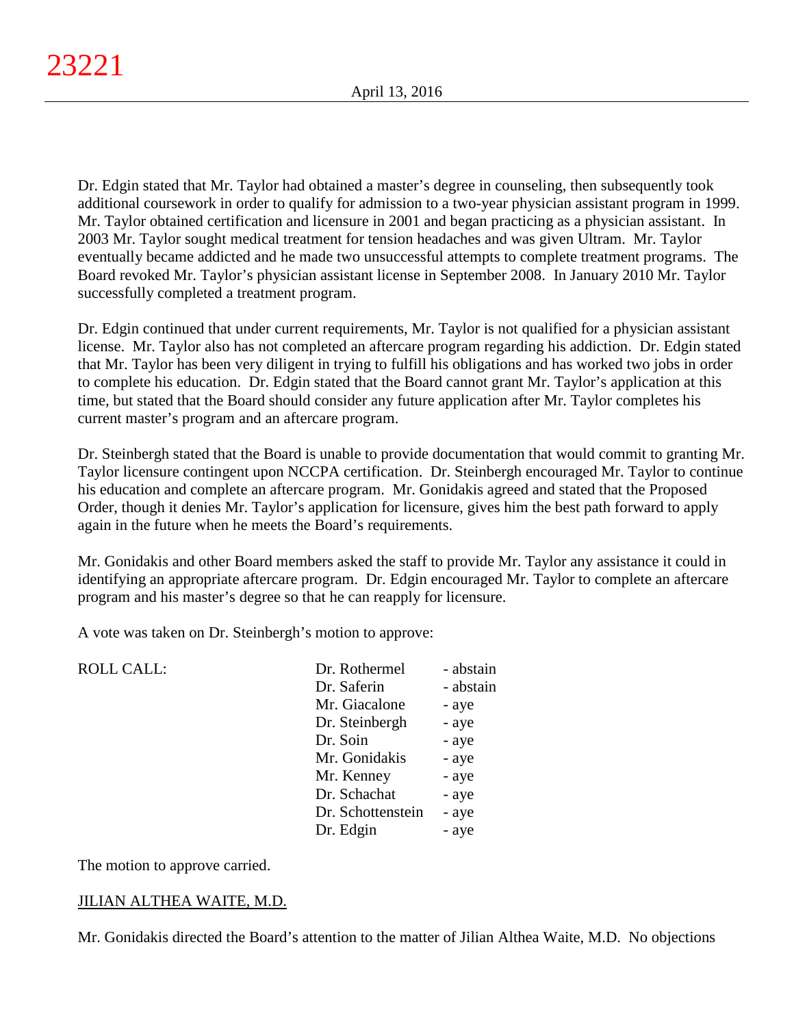Dr. Edgin stated that Mr. Taylor had obtained a master's degree in counseling, then subsequently took additional coursework in order to qualify for admission to a two-year physician assistant program in 1999. Mr. Taylor obtained certification and licensure in 2001 and began practicing as a physician assistant. In 2003 Mr. Taylor sought medical treatment for tension headaches and was given Ultram. Mr. Taylor eventually became addicted and he made two unsuccessful attempts to complete treatment programs. The Board revoked Mr. Taylor's physician assistant license in September 2008. In January 2010 Mr. Taylor successfully completed a treatment program.

Dr. Edgin continued that under current requirements, Mr. Taylor is not qualified for a physician assistant license. Mr. Taylor also has not completed an aftercare program regarding his addiction. Dr. Edgin stated that Mr. Taylor has been very diligent in trying to fulfill his obligations and has worked two jobs in order to complete his education. Dr. Edgin stated that the Board cannot grant Mr. Taylor's application at this time, but stated that the Board should consider any future application after Mr. Taylor completes his current master's program and an aftercare program.

Dr. Steinbergh stated that the Board is unable to provide documentation that would commit to granting Mr. Taylor licensure contingent upon NCCPA certification. Dr. Steinbergh encouraged Mr. Taylor to continue his education and complete an aftercare program. Mr. Gonidakis agreed and stated that the Proposed Order, though it denies Mr. Taylor's application for licensure, gives him the best path forward to apply again in the future when he meets the Board's requirements.

Mr. Gonidakis and other Board members asked the staff to provide Mr. Taylor any assistance it could in identifying an appropriate aftercare program. Dr. Edgin encouraged Mr. Taylor to complete an aftercare program and his master's degree so that he can reapply for licensure.

A vote was taken on Dr. Steinbergh's motion to approve:

| ROLL CALL: | | |
|---|---|---|
| | Dr. Rothermel | - abstain |
| | Dr. Saferin | - abstain |
| | Mr. Giacalone | - aye |
| | Dr. Steinbergh | - aye |
| | Dr. Soin | - aye |
| | Mr. Gonidakis | - aye |
| | Mr. Kenney | - aye |
| | Dr. Schachat | - aye |
| | Dr. Schottenstein | - aye |
| | Dr. Edgin | - aye |

The motion to approve carried.

JILIAN ALTHEA WAITE, M.D.

Mr. Gonidakis directed the Board's attention to the matter of Jilian Althea Waite, M.D. No objections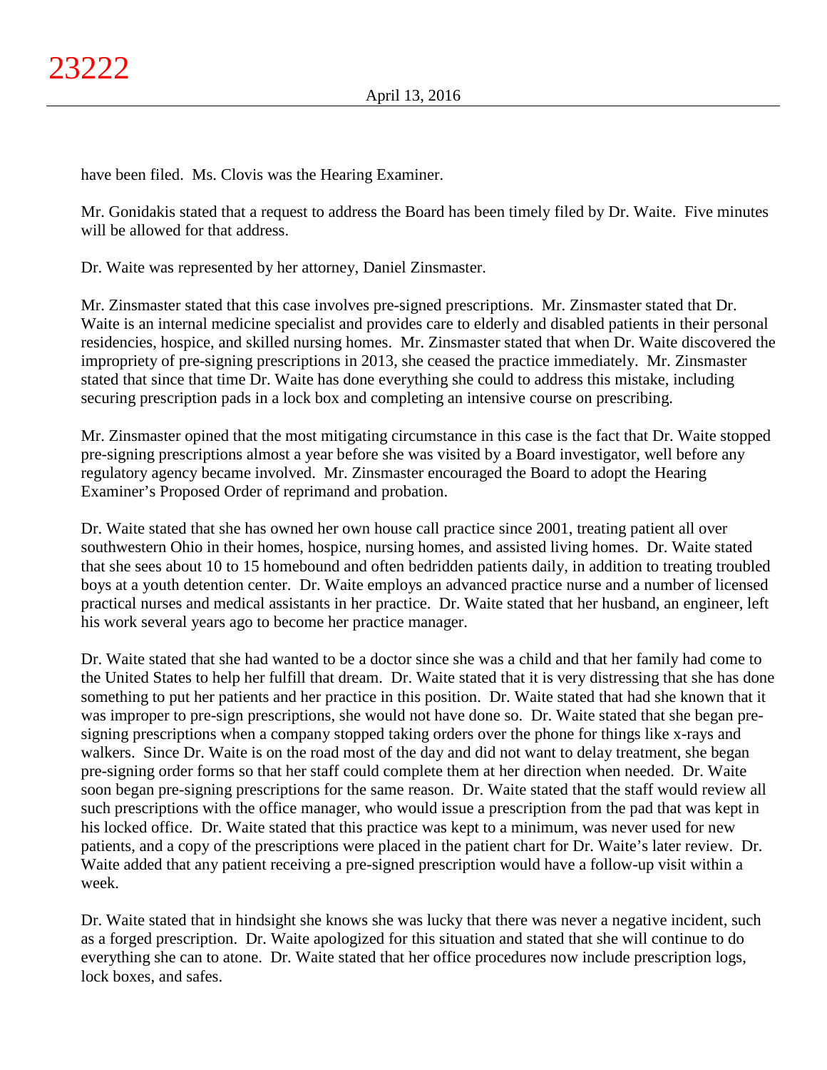have been filed. Ms. Clovis was the Hearing Examiner.

Mr. Gonidakis stated that a request to address the Board has been timely filed by Dr. Waite. Five minutes will be allowed for that address.

Dr. Waite was represented by her attorney, Daniel Zinsmaster.

Mr. Zinsmaster stated that this case involves pre-signed prescriptions. Mr. Zinsmaster stated that Dr. Waite is an internal medicine specialist and provides care to elderly and disabled patients in their personal residencies, hospice, and skilled nursing homes. Mr. Zinsmaster stated that when Dr. Waite discovered the impropriety of pre-signing prescriptions in 2013, she ceased the practice immediately. Mr. Zinsmaster stated that since that time Dr. Waite has done everything she could to address this mistake, including securing prescription pads in a lock box and completing an intensive course on prescribing.

Mr. Zinsmaster opined that the most mitigating circumstance in this case is the fact that Dr. Waite stopped pre-signing prescriptions almost a year before she was visited by a Board investigator, well before any regulatory agency became involved. Mr. Zinsmaster encouraged the Board to adopt the Hearing Examiner's Proposed Order of reprimand and probation.

Dr. Waite stated that she has owned her own house call practice since 2001, treating patient all over southwestern Ohio in their homes, hospice, nursing homes, and assisted living homes. Dr. Waite stated that she sees about 10 to 15 homebound and often bedridden patients daily, in addition to treating troubled boys at a youth detention center. Dr. Waite employs an advanced practice nurse and a number of licensed practical nurses and medical assistants in her practice. Dr. Waite stated that her husband, an engineer, left his work several years ago to become her practice manager.

Dr. Waite stated that she had wanted to be a doctor since she was a child and that her family had come to the United States to help her fulfill that dream. Dr. Waite stated that it is very distressing that she has done something to put her patients and her practice in this position. Dr. Waite stated that had she known that it was improper to pre-sign prescriptions, she would not have done so. Dr. Waite stated that she began pre-signing prescriptions when a company stopped taking orders over the phone for things like x-rays and walkers. Since Dr. Waite is on the road most of the day and did not want to delay treatment, she began pre-signing order forms so that her staff could complete them at her direction when needed. Dr. Waite soon began pre-signing prescriptions for the same reason. Dr. Waite stated that the staff would review all such prescriptions with the office manager, who would issue a prescription from the pad that was kept in his locked office. Dr. Waite stated that this practice was kept to a minimum, was never used for new patients, and a copy of the prescriptions were placed in the patient chart for Dr. Waite's later review. Dr. Waite added that any patient receiving a pre-signed prescription would have a follow-up visit within a week.

Dr. Waite stated that in hindsight she knows she was lucky that there was never a negative incident, such as a forged prescription. Dr. Waite apologized for this situation and stated that she will continue to do everything she can to atone. Dr. Waite stated that her office procedures now include prescription logs, lock boxes, and safes.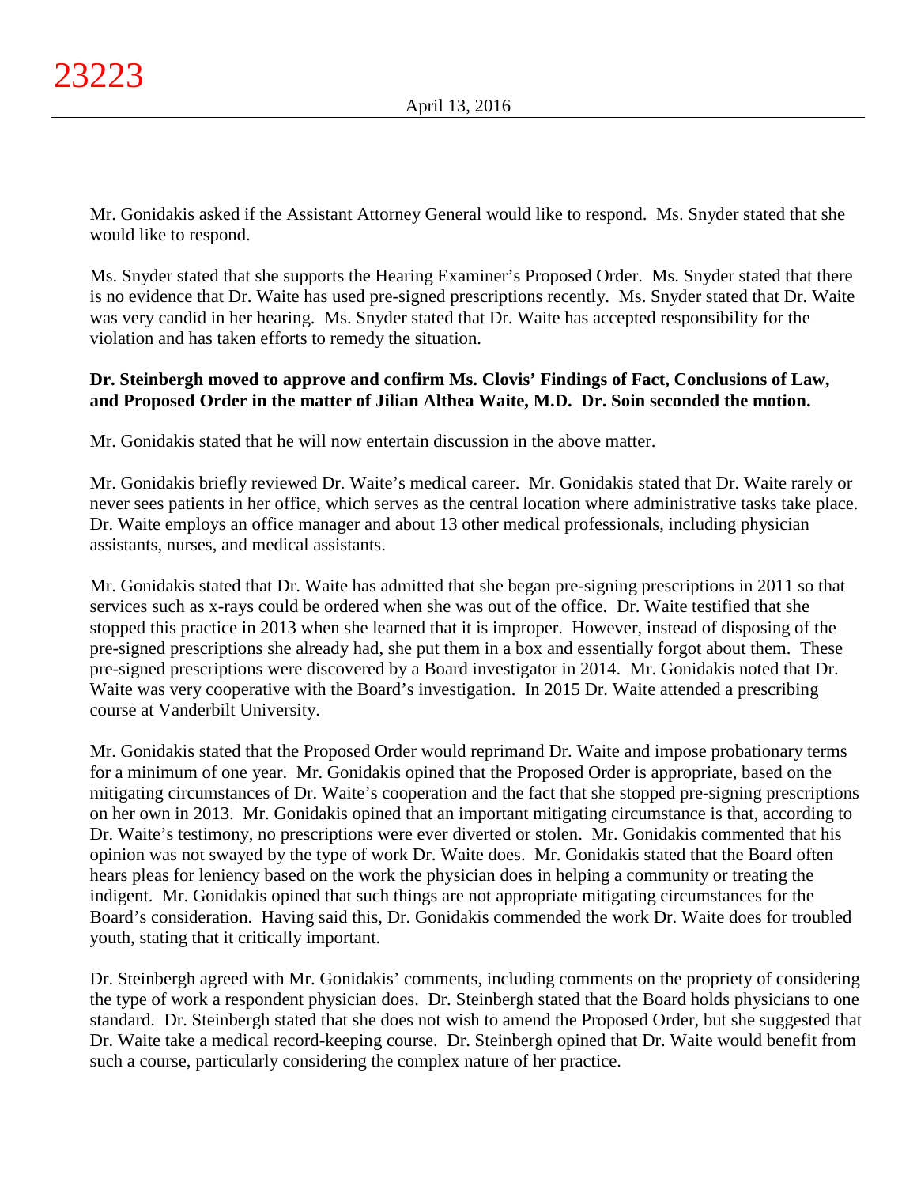Mr. Gonidakis asked if the Assistant Attorney General would like to respond. Ms. Snyder stated that she would like to respond.

Ms. Snyder stated that she supports the Hearing Examiner's Proposed Order. Ms. Snyder stated that there is no evidence that Dr. Waite has used pre-signed prescriptions recently. Ms. Snyder stated that Dr. Waite was very candid in her hearing. Ms. Snyder stated that Dr. Waite has accepted responsibility for the violation and has taken efforts to remedy the situation.

**Dr. Steinbergh moved to approve and confirm Ms. Clovis' Findings of Fact, Conclusions of Law, and Proposed Order in the matter of Jilian Althea Waite, M.D. Dr. Soin seconded the motion.**

Mr. Gonidakis stated that he will now entertain discussion in the above matter.

Mr. Gonidakis briefly reviewed Dr. Waite's medical career. Mr. Gonidakis stated that Dr. Waite rarely or never sees patients in her office, which serves as the central location where administrative tasks take place. Dr. Waite employs an office manager and about 13 other medical professionals, including physician assistants, nurses, and medical assistants.

Mr. Gonidakis stated that Dr. Waite has admitted that she began pre-signing prescriptions in 2011 so that services such as x-rays could be ordered when she was out of the office. Dr. Waite testified that she stopped this practice in 2013 when she learned that it is improper. However, instead of disposing of the pre-signed prescriptions she already had, she put them in a box and essentially forgot about them. These pre-signed prescriptions were discovered by a Board investigator in 2014. Mr. Gonidakis noted that Dr. Waite was very cooperative with the Board's investigation. In 2015 Dr. Waite attended a prescribing course at Vanderbilt University.

Mr. Gonidakis stated that the Proposed Order would reprimand Dr. Waite and impose probationary terms for a minimum of one year. Mr. Gonidakis opined that the Proposed Order is appropriate, based on the mitigating circumstances of Dr. Waite's cooperation and the fact that she stopped pre-signing prescriptions on her own in 2013. Mr. Gonidakis opined that an important mitigating circumstance is that, according to Dr. Waite's testimony, no prescriptions were ever diverted or stolen. Mr. Gonidakis commented that his opinion was not swayed by the type of work Dr. Waite does. Mr. Gonidakis stated that the Board often hears pleas for leniency based on the work the physician does in helping a community or treating the indigent. Mr. Gonidakis opined that such things are not appropriate mitigating circumstances for the Board's consideration. Having said this, Dr. Gonidakis commended the work Dr. Waite does for troubled youth, stating that it critically important.

Dr. Steinbergh agreed with Mr. Gonidakis' comments, including comments on the propriety of considering the type of work a respondent physician does. Dr. Steinbergh stated that the Board holds physicians to one standard. Dr. Steinbergh stated that she does not wish to amend the Proposed Order, but she suggested that Dr. Waite take a medical record-keeping course. Dr. Steinbergh opined that Dr. Waite would benefit from such a course, particularly considering the complex nature of her practice.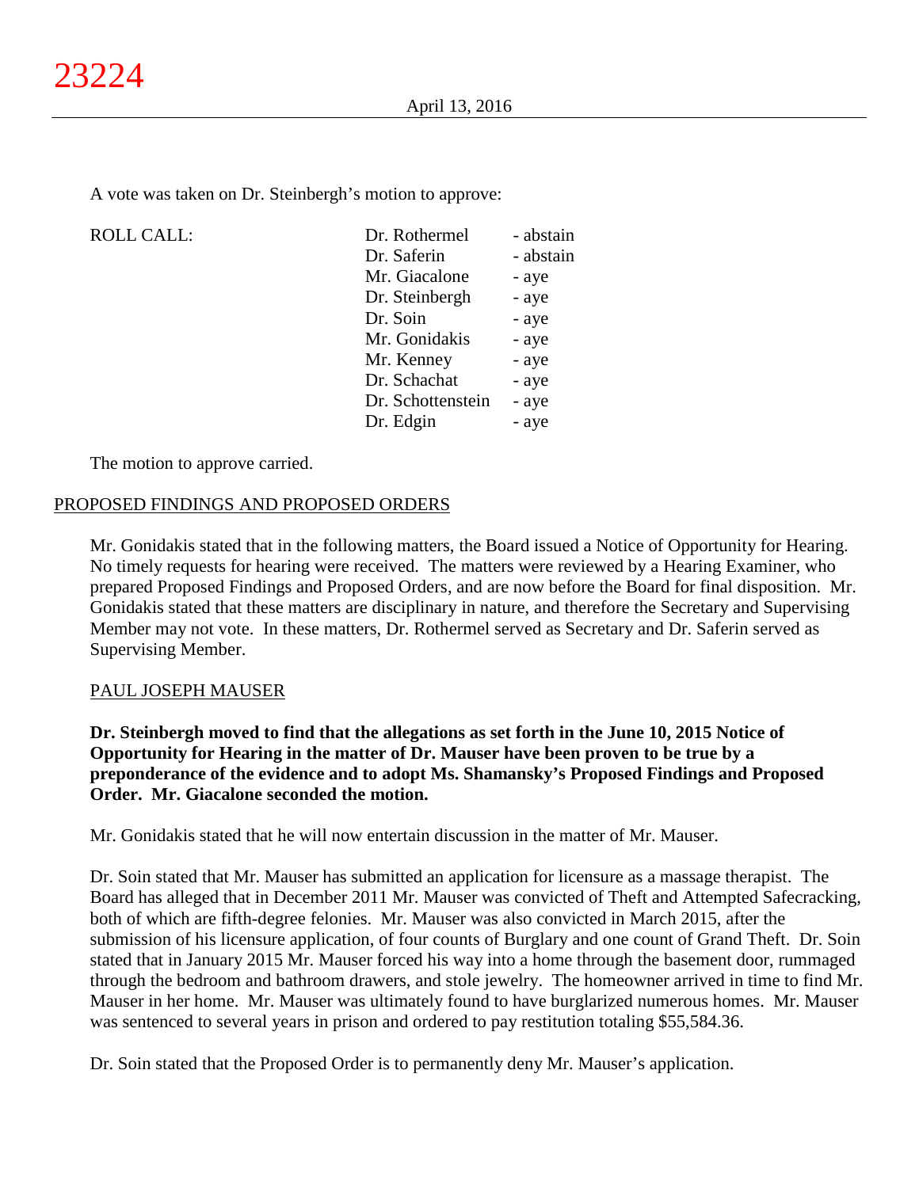A vote was taken on Dr. Steinbergh's motion to approve:

| ROLL CALL: | Dr. Rothermel | - abstain |
|---|---|---|
| | Dr. Saferin | - abstain |
| | Mr. Giacalone | - aye |
| | Dr. Steinbergh | - aye |
| | Dr. Soin | - aye |
| | Mr. Gonidakis | - aye |
| | Mr. Kenney | - aye |
| | Dr. Schachat | - aye |
| | Dr. Schottenstein | - aye |
| | Dr. Edgin | - aye |

The motion to approve carried.

## PROPOSED FINDINGS AND PROPOSED ORDERS

Mr. Gonidakis stated that in the following matters, the Board issued a Notice of Opportunity for Hearing. No timely requests for hearing were received. The matters were reviewed by a Hearing Examiner, who prepared Proposed Findings and Proposed Orders, and are now before the Board for final disposition. Mr. Gonidakis stated that these matters are disciplinary in nature, and therefore the Secretary and Supervising Member may not vote. In these matters, Dr. Rothermel served as Secretary and Dr. Saferin served as Supervising Member.

### PAUL JOSEPH MAUSER

**Dr. Steinbergh moved to find that the allegations as set forth in the June 10, 2015 Notice of Opportunity for Hearing in the matter of Dr. Mauser have been proven to be true by a preponderance of the evidence and to adopt Ms. Shamansky's Proposed Findings and Proposed Order. Mr. Giacalone seconded the motion.**

Mr. Gonidakis stated that he will now entertain discussion in the matter of Mr. Mauser.

Dr. Soin stated that Mr. Mauser has submitted an application for licensure as a massage therapist. The Board has alleged that in December 2011 Mr. Mauser was convicted of Theft and Attempted Safecracking, both of which are fifth-degree felonies. Mr. Mauser was also convicted in March 2015, after the submission of his licensure application, of four counts of Burglary and one count of Grand Theft. Dr. Soin stated that in January 2015 Mr. Mauser forced his way into a home through the basement door, rummaged through the bedroom and bathroom drawers, and stole jewelry. The homeowner arrived in time to find Mr. Mauser in her home. Mr. Mauser was ultimately found to have burglarized numerous homes. Mr. Mauser was sentenced to several years in prison and ordered to pay restitution totaling $55,584.36.

Dr. Soin stated that the Proposed Order is to permanently deny Mr. Mauser's application.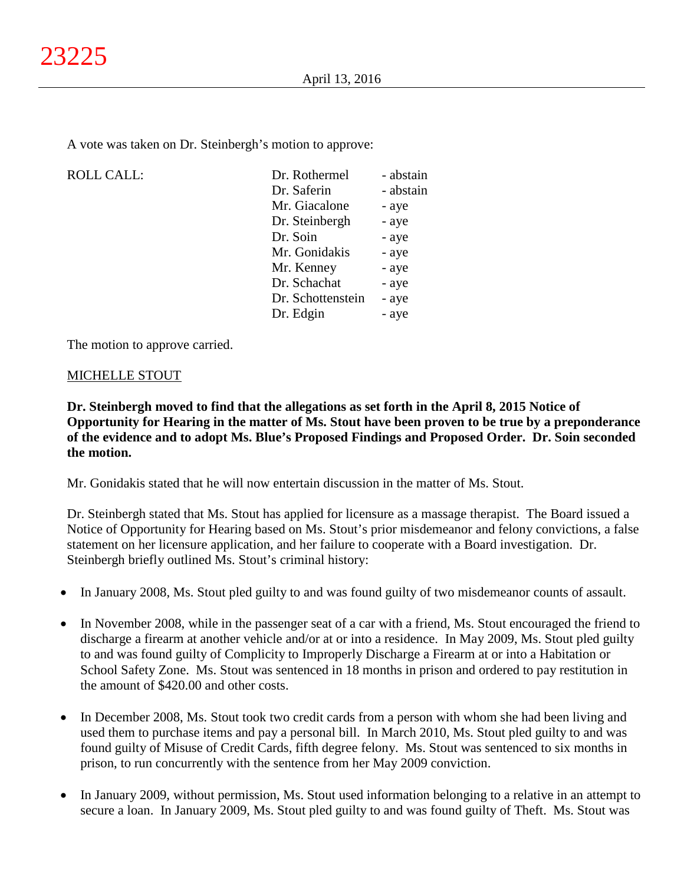A vote was taken on Dr. Steinbergh's motion to approve:

| ROLL CALL: | Dr. Rothermel | - abstain |
|---|---|---|
| | Dr. Saferin | - abstain |
| | Mr. Giacalone | - aye |
| | Dr. Steinbergh | - aye |
| | Dr. Soin | - aye |
| | Mr. Gonidakis | - aye |
| | Mr. Kenney | - aye |
| | Dr. Schachat | - aye |
| | Dr. Schottenstein | - aye |
| | Dr. Edgin | - aye |

The motion to approve carried.

MICHELLE STOUT

**Dr. Steinbergh moved to find that the allegations as set forth in the April 8, 2015 Notice of Opportunity for Hearing in the matter of Ms. Stout have been proven to be true by a preponderance of the evidence and to adopt Ms. Blue's Proposed Findings and Proposed Order. Dr. Soin seconded the motion.**

Mr. Gonidakis stated that he will now entertain discussion in the matter of Ms. Stout.

Dr. Steinbergh stated that Ms. Stout has applied for licensure as a massage therapist. The Board issued a Notice of Opportunity for Hearing based on Ms. Stout's prior misdemeanor and felony convictions, a false statement on her licensure application, and her failure to cooperate with a Board investigation. Dr. Steinbergh briefly outlined Ms. Stout's criminal history:

- In January 2008, Ms. Stout pled guilty to and was found guilty of two misdemeanor counts of assault.
- In November 2008, while in the passenger seat of a car with a friend, Ms. Stout encouraged the friend to discharge a firearm at another vehicle and/or at or into a residence. In May 2009, Ms. Stout pled guilty to and was found guilty of Complicity to Improperly Discharge a Firearm at or into a Habitation or School Safety Zone. Ms. Stout was sentenced in 18 months in prison and ordered to pay restitution in the amount of $420.00 and other costs.
- In December 2008, Ms. Stout took two credit cards from a person with whom she had been living and used them to purchase items and pay a personal bill. In March 2010, Ms. Stout pled guilty to and was found guilty of Misuse of Credit Cards, fifth degree felony. Ms. Stout was sentenced to six months in prison, to run concurrently with the sentence from her May 2009 conviction.
- In January 2009, without permission, Ms. Stout used information belonging to a relative in an attempt to secure a loan. In January 2009, Ms. Stout pled guilty to and was found guilty of Theft. Ms. Stout was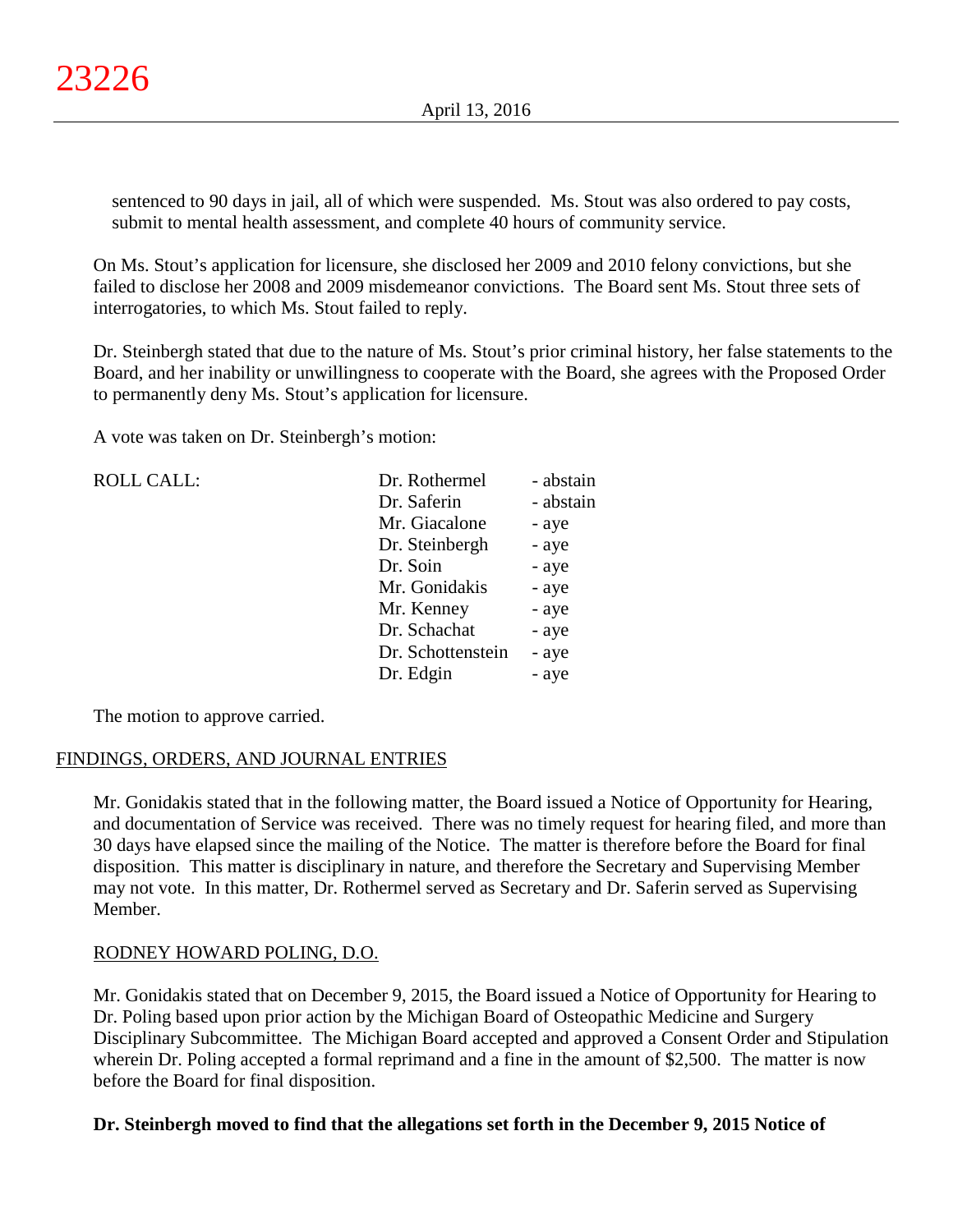sentenced to 90 days in jail, all of which were suspended. Ms. Stout was also ordered to pay costs, submit to mental health assessment, and complete 40 hours of community service.

On Ms. Stout's application for licensure, she disclosed her 2009 and 2010 felony convictions, but she failed to disclose her 2008 and 2009 misdemeanor convictions. The Board sent Ms. Stout three sets of interrogatories, to which Ms. Stout failed to reply.

Dr. Steinbergh stated that due to the nature of Ms. Stout's prior criminal history, her false statements to the Board, and her inability or unwillingness to cooperate with the Board, she agrees with the Proposed Order to permanently deny Ms. Stout's application for licensure.

A vote was taken on Dr. Steinbergh's motion:

| ROLL CALL: | | |
|---|---|---|
| | Dr. Rothermel | - abstain |
| | Dr. Saferin | - abstain |
| | Mr. Giacalone | - aye |
| | Dr. Steinbergh | - aye |
| | Dr. Soin | - aye |
| | Mr. Gonidakis | - aye |
| | Mr. Kenney | - aye |
| | Dr. Schachat | - aye |
| | Dr. Schottenstein | - aye |
| | Dr. Edgin | - aye |

The motion to approve carried.

## FINDINGS, ORDERS, AND JOURNAL ENTRIES

Mr. Gonidakis stated that in the following matter, the Board issued a Notice of Opportunity for Hearing, and documentation of Service was received. There was no timely request for hearing filed, and more than 30 days have elapsed since the mailing of the Notice. The matter is therefore before the Board for final disposition. This matter is disciplinary in nature, and therefore the Secretary and Supervising Member may not vote. In this matter, Dr. Rothermel served as Secretary and Dr. Saferin served as Supervising Member.

### RODNEY HOWARD POLING, D.O.

Mr. Gonidakis stated that on December 9, 2015, the Board issued a Notice of Opportunity for Hearing to Dr. Poling based upon prior action by the Michigan Board of Osteopathic Medicine and Surgery Disciplinary Subcommittee. The Michigan Board accepted and approved a Consent Order and Stipulation wherein Dr. Poling accepted a formal reprimand and a fine in the amount of $2,500. The matter is now before the Board for final disposition.

**Dr. Steinbergh moved to find that the allegations set forth in the December 9, 2015 Notice of**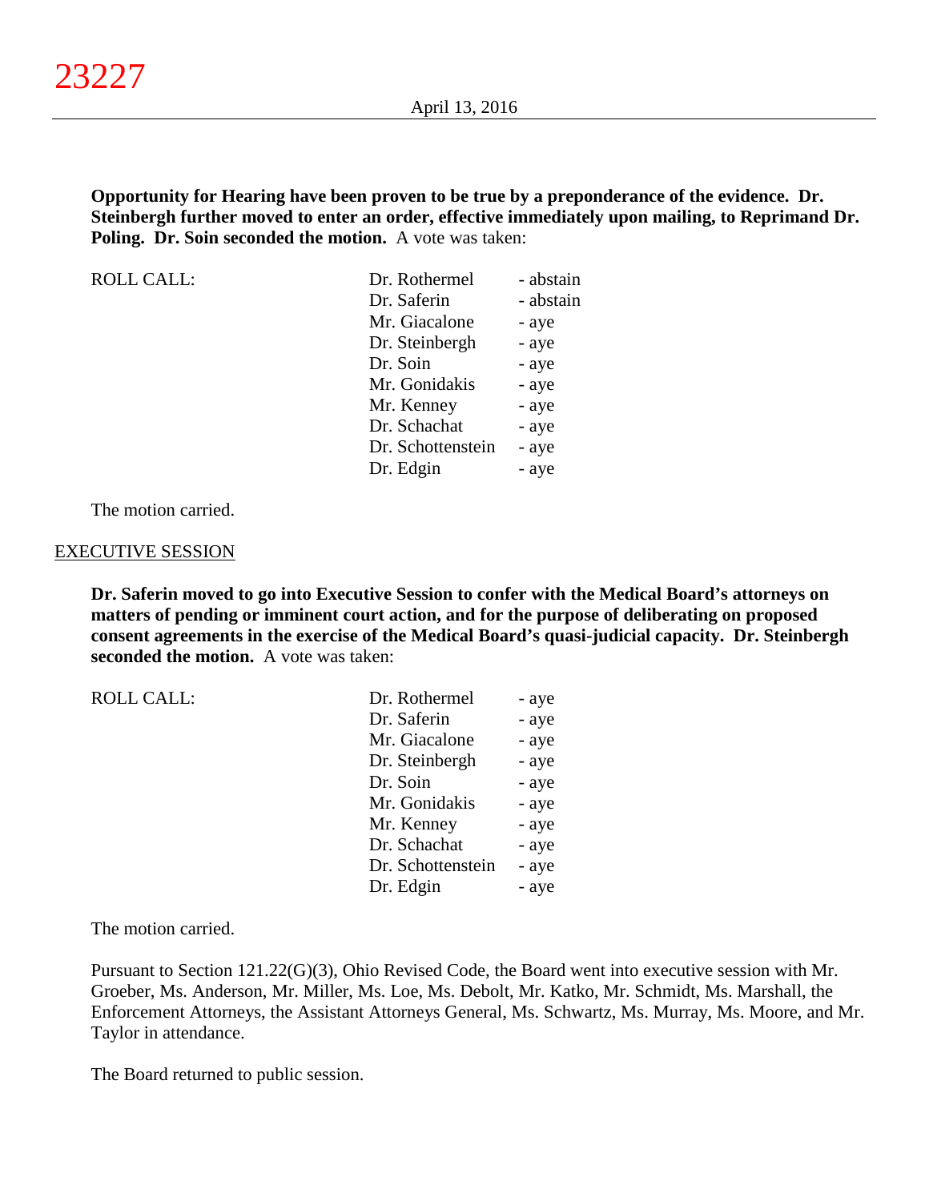**Opportunity for Hearing have been proven to be true by a preponderance of the evidence. Dr. Steinbergh further moved to enter an order, effective immediately upon mailing, to Reprimand Dr. Poling. Dr. Soin seconded the motion.** A vote was taken:

| ROLL CALL: | Dr. Rothermel | - abstain |
|---|---|---|
| | Dr. Saferin | - abstain |
| | Mr. Giacalone | - aye |
| | Dr. Steinbergh | - aye |
| | Dr. Soin | - aye |
| | Mr. Gonidakis | - aye |
| | Mr. Kenney | - aye |
| | Dr. Schachat | - aye |
| | Dr. Schottenstein | - aye |
| | Dr. Edgin | - aye |

The motion carried.

EXECUTIVE SESSION

**Dr. Saferin moved to go into Executive Session to confer with the Medical Board's attorneys on matters of pending or imminent court action, and for the purpose of deliberating on proposed consent agreements in the exercise of the Medical Board's quasi-judicial capacity. Dr. Steinbergh seconded the motion.** A vote was taken:

| ROLL CALL: | Dr. Rothermel | - aye |
|---|---|---|
| | Dr. Saferin | - aye |
| | Mr. Giacalone | - aye |
| | Dr. Steinbergh | - aye |
| | Dr. Soin | - aye |
| | Mr. Gonidakis | - aye |
| | Mr. Kenney | - aye |
| | Dr. Schachat | - aye |
| | Dr. Schottenstein | - aye |
| | Dr. Edgin | - aye |

The motion carried.

Pursuant to Section 121.22(G)(3), Ohio Revised Code, the Board went into executive session with Mr. Groeber, Ms. Anderson, Mr. Miller, Ms. Loe, Ms. Debolt, Mr. Katko, Mr. Schmidt, Ms. Marshall, the Enforcement Attorneys, the Assistant Attorneys General, Ms. Schwartz, Ms. Murray, Ms. Moore, and Mr. Taylor in attendance.

The Board returned to public session.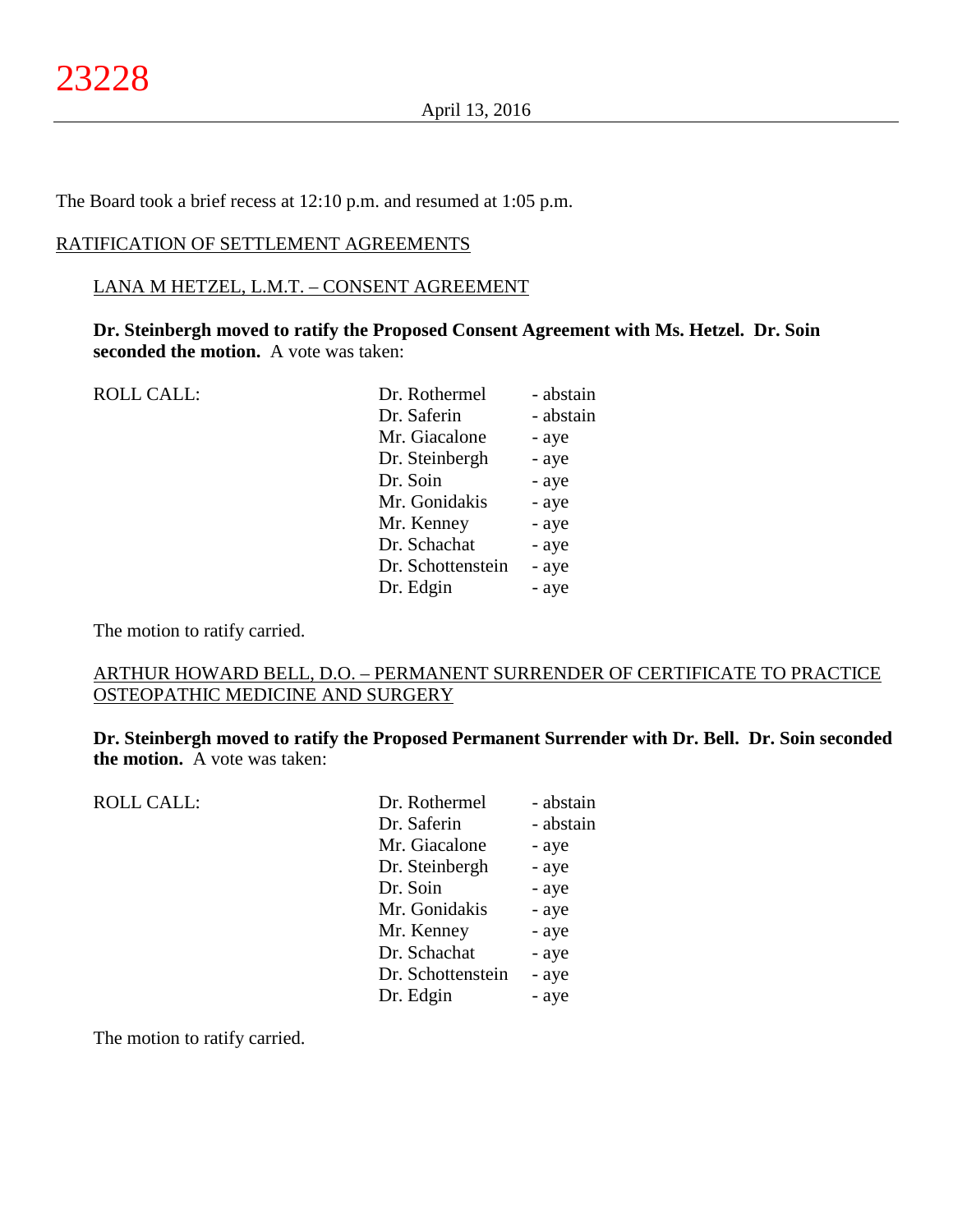The Board took a brief recess at 12:10 p.m. and resumed at 1:05 p.m.

RATIFICATION OF SETTLEMENT AGREEMENTS

LANA M HETZEL, L.M.T. – CONSENT AGREEMENT

**Dr. Steinbergh moved to ratify the Proposed Consent Agreement with Ms. Hetzel. Dr. Soin seconded the motion.** A vote was taken:

| ROLL CALL: | Dr. Rothermel | - abstain |
|---|---|---|
| | Dr. Saferin | - abstain |
| | Mr. Giacalone | - aye |
| | Dr. Steinbergh | - aye |
| | Dr. Soin | - aye |
| | Mr. Gonidakis | - aye |
| | Mr. Kenney | - aye |
| | Dr. Schachat | - aye |
| | Dr. Schottenstein | - aye |
| | Dr. Edgin | - aye |

The motion to ratify carried.

ARTHUR HOWARD BELL, D.O. – PERMANENT SURRENDER OF CERTIFICATE TO PRACTICE OSTEOPATHIC MEDICINE AND SURGERY

**Dr. Steinbergh moved to ratify the Proposed Permanent Surrender with Dr. Bell. Dr. Soin seconded the motion.** A vote was taken:

| ROLL CALL: | Dr. Rothermel | - abstain |
|---|---|---|
| | Dr. Saferin | - abstain |
| | Mr. Giacalone | - aye |
| | Dr. Steinbergh | - aye |
| | Dr. Soin | - aye |
| | Mr. Gonidakis | - aye |
| | Mr. Kenney | - aye |
| | Dr. Schachat | - aye |
| | Dr. Schottenstein | - aye |
| | Dr. Edgin | - aye |

The motion to ratify carried.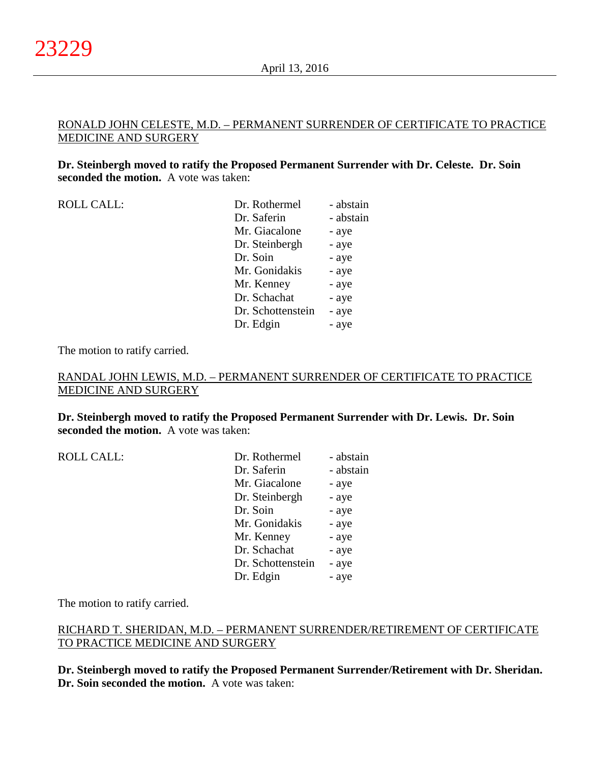RONALD JOHN CELESTE, M.D. – PERMANENT SURRENDER OF CERTIFICATE TO PRACTICE MEDICINE AND SURGERY

**Dr. Steinbergh moved to ratify the Proposed Permanent Surrender with Dr. Celeste. Dr. Soin seconded the motion.** A vote was taken:

| ROLL CALL: | | |
|---|---|---|
| | Dr. Rothermel | - abstain |
| | Dr. Saferin | - abstain |
| | Mr. Giacalone | - aye |
| | Dr. Steinbergh | - aye |
| | Dr. Soin | - aye |
| | Mr. Gonidakis | - aye |
| | Mr. Kenney | - aye |
| | Dr. Schachat | - aye |
| | Dr. Schottenstein | - aye |
| | Dr. Edgin | - aye |

The motion to ratify carried.

RANDAL JOHN LEWIS, M.D. – PERMANENT SURRENDER OF CERTIFICATE TO PRACTICE MEDICINE AND SURGERY

**Dr. Steinbergh moved to ratify the Proposed Permanent Surrender with Dr. Lewis. Dr. Soin seconded the motion.** A vote was taken:

| ROLL CALL: | | |
|---|---|---|
| | Dr. Rothermel | - abstain |
| | Dr. Saferin | - abstain |
| | Mr. Giacalone | - aye |
| | Dr. Steinbergh | - aye |
| | Dr. Soin | - aye |
| | Mr. Gonidakis | - aye |
| | Mr. Kenney | - aye |
| | Dr. Schachat | - aye |
| | Dr. Schottenstein | - aye |
| | Dr. Edgin | - aye |

The motion to ratify carried.

RICHARD T. SHERIDAN, M.D. – PERMANENT SURRENDER/RETIREMENT OF CERTIFICATE TO PRACTICE MEDICINE AND SURGERY

**Dr. Steinbergh moved to ratify the Proposed Permanent Surrender/Retirement with Dr. Sheridan. Dr. Soin seconded the motion.** A vote was taken: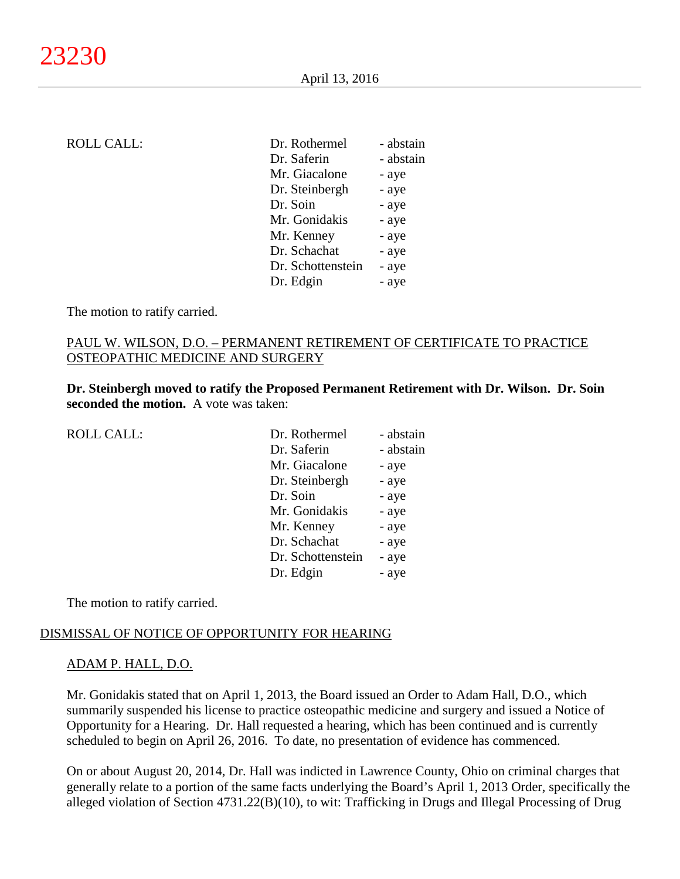ROLL CALL:

| | |
|---|---|
| Dr. Rothermel | - abstain |
| Dr. Saferin | - abstain |
| Mr. Giacalone | - aye |
| Dr. Steinbergh | - aye |
| Dr. Soin | - aye |
| Mr. Gonidakis | - aye |
| Mr. Kenney | - aye |
| Dr. Schachat | - aye |
| Dr. Schottenstein | - aye |
| Dr. Edgin | - aye |

The motion to ratify carried.

PAUL W. WILSON, D.O. – PERMANENT RETIREMENT OF CERTIFICATE TO PRACTICE OSTEOPATHIC MEDICINE AND SURGERY

**Dr. Steinbergh moved to ratify the Proposed Permanent Retirement with Dr. Wilson. Dr. Soin seconded the motion.** A vote was taken:

ROLL CALL:

| | |
|---|---|
| Dr. Rothermel | - abstain |
| Dr. Saferin | - abstain |
| Mr. Giacalone | - aye |
| Dr. Steinbergh | - aye |
| Dr. Soin | - aye |
| Mr. Gonidakis | - aye |
| Mr. Kenney | - aye |
| Dr. Schachat | - aye |
| Dr. Schottenstein | - aye |
| Dr. Edgin | - aye |

The motion to ratify carried.

## DISMISSAL OF NOTICE OF OPPORTUNITY FOR HEARING

### ADAM P. HALL, D.O.

Mr. Gonidakis stated that on April 1, 2013, the Board issued an Order to Adam Hall, D.O., which summarily suspended his license to practice osteopathic medicine and surgery and issued a Notice of Opportunity for a Hearing. Dr. Hall requested a hearing, which has been continued and is currently scheduled to begin on April 26, 2016. To date, no presentation of evidence has commenced.

On or about August 20, 2014, Dr. Hall was indicted in Lawrence County, Ohio on criminal charges that generally relate to a portion of the same facts underlying the Board's April 1, 2013 Order, specifically the alleged violation of Section 4731.22(B)(10), to wit: Trafficking in Drugs and Illegal Processing of Drug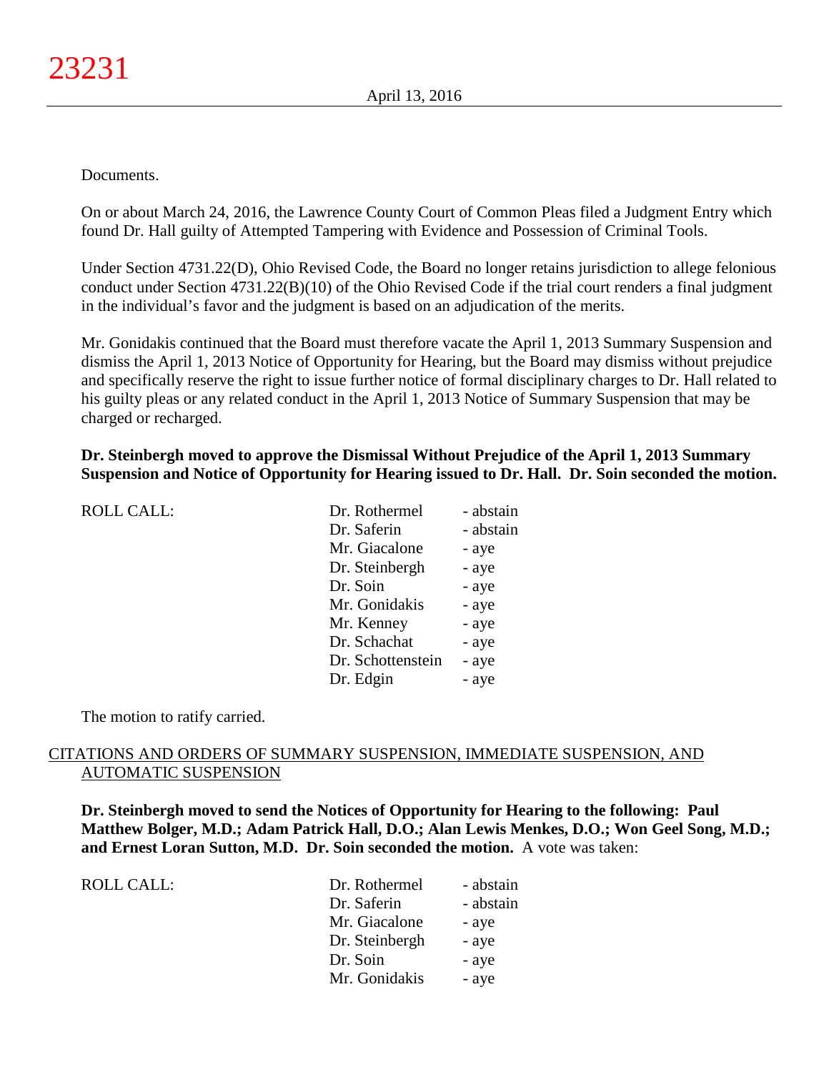Documents.

On or about March 24, 2016, the Lawrence County Court of Common Pleas filed a Judgment Entry which found Dr. Hall guilty of Attempted Tampering with Evidence and Possession of Criminal Tools.

Under Section 4731.22(D), Ohio Revised Code, the Board no longer retains jurisdiction to allege felonious conduct under Section 4731.22(B)(10) of the Ohio Revised Code if the trial court renders a final judgment in the individual's favor and the judgment is based on an adjudication of the merits.

Mr. Gonidakis continued that the Board must therefore vacate the April 1, 2013 Summary Suspension and dismiss the April 1, 2013 Notice of Opportunity for Hearing, but the Board may dismiss without prejudice and specifically reserve the right to issue further notice of formal disciplinary charges to Dr. Hall related to his guilty pleas or any related conduct in the April 1, 2013 Notice of Summary Suspension that may be charged or recharged.

**Dr. Steinbergh moved to approve the Dismissal Without Prejudice of the April 1, 2013 Summary Suspension and Notice of Opportunity for Hearing issued to Dr. Hall. Dr. Soin seconded the motion.**

| ROLL CALL: | Dr. Rothermel | - abstain |
|---|---|---|
| | Dr. Saferin | - abstain |
| | Mr. Giacalone | - aye |
| | Dr. Steinbergh | - aye |
| | Dr. Soin | - aye |
| | Mr. Gonidakis | - aye |
| | Mr. Kenney | - aye |
| | Dr. Schachat | - aye |
| | Dr. Schottenstein | - aye |
| | Dr. Edgin | - aye |

The motion to ratify carried.

## CITATIONS AND ORDERS OF SUMMARY SUSPENSION, IMMEDIATE SUSPENSION, AND AUTOMATIC SUSPENSION

**Dr. Steinbergh moved to send the Notices of Opportunity for Hearing to the following: Paul Matthew Bolger, M.D.; Adam Patrick Hall, D.O.; Alan Lewis Menkes, D.O.; Won Geel Song, M.D.; and Ernest Loran Sutton, M.D. Dr. Soin seconded the motion.** A vote was taken:

| ROLL CALL: | Dr. Rothermel | - abstain |
|---|---|---|
| | Dr. Saferin | - abstain |
| | Mr. Giacalone | - aye |
| | Dr. Steinbergh | - aye |
| | Dr. Soin | - aye |
| | Mr. Gonidakis | - aye |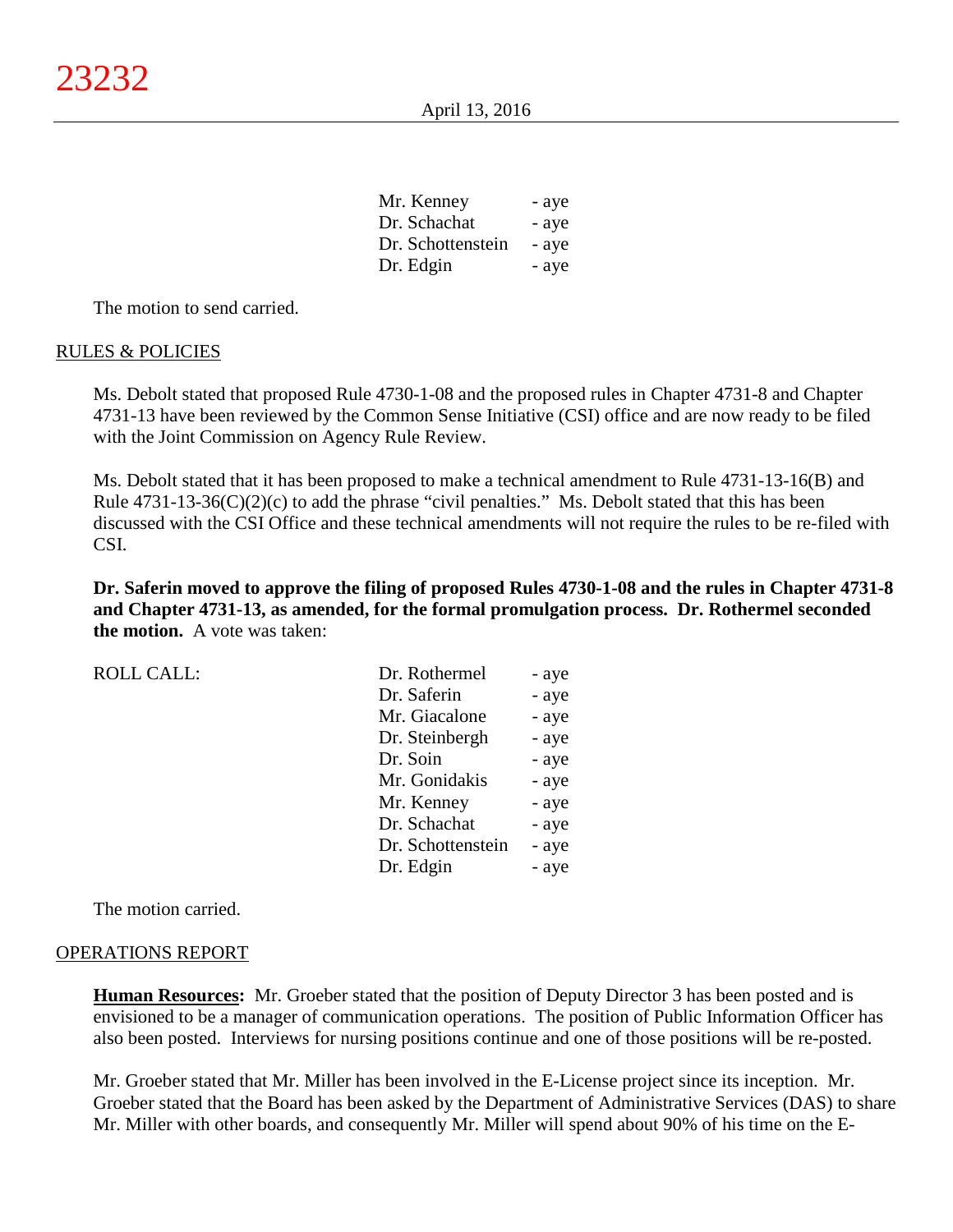| | |
|---|---|
| Mr. Kenney | - aye |
| Dr. Schachat | - aye |
| Dr. Schottenstein | - aye |
| Dr. Edgin | - aye |

The motion to send carried.

RULES & POLICIES

Ms. Debolt stated that proposed Rule 4730-1-08 and the proposed rules in Chapter 4731-8 and Chapter 4731-13 have been reviewed by the Common Sense Initiative (CSI) office and are now ready to be filed with the Joint Commission on Agency Rule Review.

Ms. Debolt stated that it has been proposed to make a technical amendment to Rule 4731-13-16(B) and Rule 4731-13-36(C)(2)(c) to add the phrase "civil penalties." Ms. Debolt stated that this has been discussed with the CSI Office and these technical amendments will not require the rules to be re-filed with CSI.

**Dr. Saferin moved to approve the filing of proposed Rules 4730-1-08 and the rules in Chapter 4731-8 and Chapter 4731-13, as amended, for the formal promulgation process. Dr. Rothermel seconded the motion.** A vote was taken:

| ROLL CALL: | | |
|---|---|---|
| | Dr. Rothermel | - aye |
| | Dr. Saferin | - aye |
| | Mr. Giacalone | - aye |
| | Dr. Steinbergh | - aye |
| | Dr. Soin | - aye |
| | Mr. Gonidakis | - aye |
| | Mr. Kenney | - aye |
| | Dr. Schachat | - aye |
| | Dr. Schottenstein | - aye |
| | Dr. Edgin | - aye |

The motion carried.

OPERATIONS REPORT

**Human Resources:** Mr. Groeber stated that the position of Deputy Director 3 has been posted and is envisioned to be a manager of communication operations. The position of Public Information Officer has also been posted. Interviews for nursing positions continue and one of those positions will be re-posted.

Mr. Groeber stated that Mr. Miller has been involved in the E-License project since its inception. Mr. Groeber stated that the Board has been asked by the Department of Administrative Services (DAS) to share Mr. Miller with other boards, and consequently Mr. Miller will spend about 90% of his time on the E-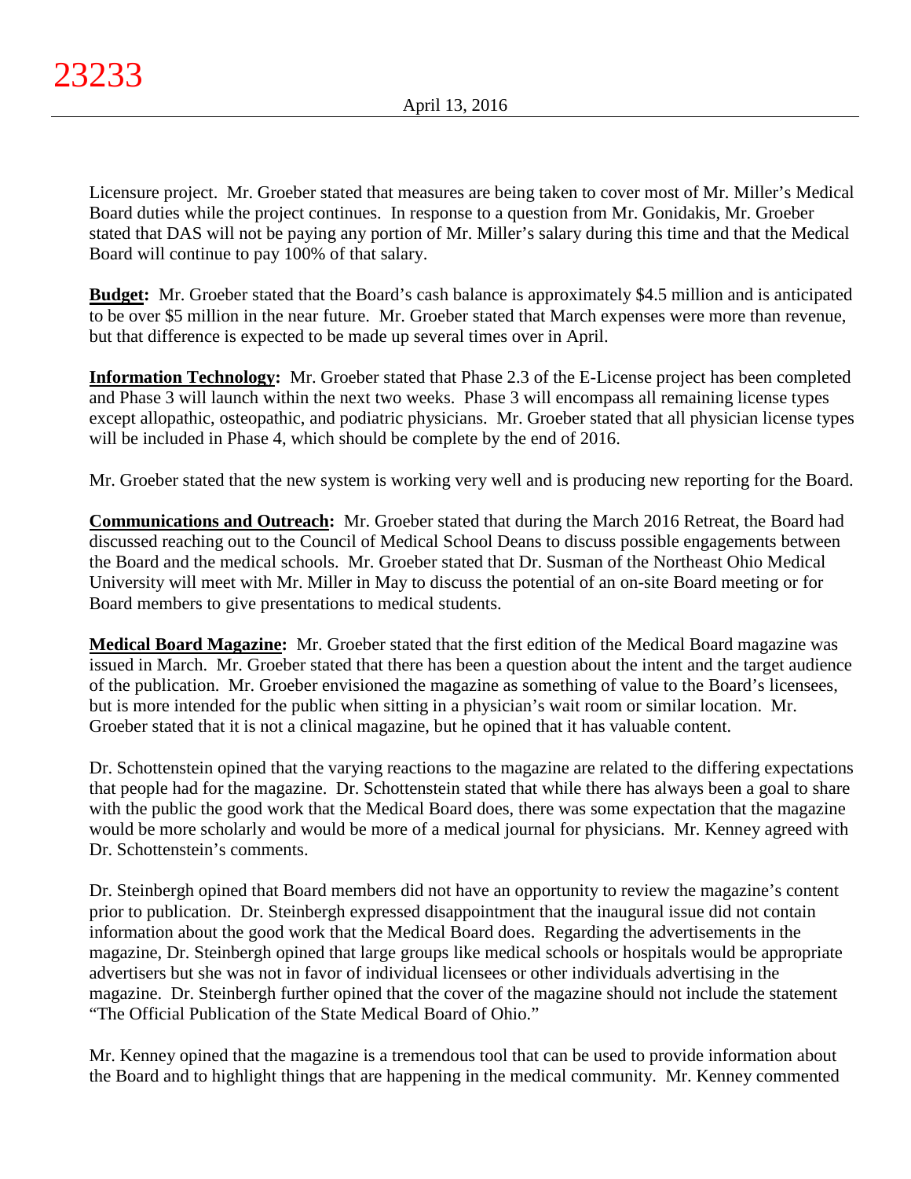Licensure project. Mr. Groeber stated that measures are being taken to cover most of Mr. Miller's Medical Board duties while the project continues. In response to a question from Mr. Gonidakis, Mr. Groeber stated that DAS will not be paying any portion of Mr. Miller's salary during this time and that the Medical Board will continue to pay 100% of that salary.

**Budget:** Mr. Groeber stated that the Board's cash balance is approximately $4.5 million and is anticipated to be over $5 million in the near future. Mr. Groeber stated that March expenses were more than revenue, but that difference is expected to be made up several times over in April.

**Information Technology:** Mr. Groeber stated that Phase 2.3 of the E-License project has been completed and Phase 3 will launch within the next two weeks. Phase 3 will encompass all remaining license types except allopathic, osteopathic, and podiatric physicians. Mr. Groeber stated that all physician license types will be included in Phase 4, which should be complete by the end of 2016.

Mr. Groeber stated that the new system is working very well and is producing new reporting for the Board.

**Communications and Outreach:** Mr. Groeber stated that during the March 2016 Retreat, the Board had discussed reaching out to the Council of Medical School Deans to discuss possible engagements between the Board and the medical schools. Mr. Groeber stated that Dr. Susman of the Northeast Ohio Medical University will meet with Mr. Miller in May to discuss the potential of an on-site Board meeting or for Board members to give presentations to medical students.

**Medical Board Magazine:** Mr. Groeber stated that the first edition of the Medical Board magazine was issued in March. Mr. Groeber stated that there has been a question about the intent and the target audience of the publication. Mr. Groeber envisioned the magazine as something of value to the Board's licensees, but is more intended for the public when sitting in a physician's wait room or similar location. Mr. Groeber stated that it is not a clinical magazine, but he opined that it has valuable content.

Dr. Schottenstein opined that the varying reactions to the magazine are related to the differing expectations that people had for the magazine. Dr. Schottenstein stated that while there has always been a goal to share with the public the good work that the Medical Board does, there was some expectation that the magazine would be more scholarly and would be more of a medical journal for physicians. Mr. Kenney agreed with Dr. Schottenstein's comments.

Dr. Steinbergh opined that Board members did not have an opportunity to review the magazine's content prior to publication. Dr. Steinbergh expressed disappointment that the inaugural issue did not contain information about the good work that the Medical Board does. Regarding the advertisements in the magazine, Dr. Steinbergh opined that large groups like medical schools or hospitals would be appropriate advertisers but she was not in favor of individual licensees or other individuals advertising in the magazine. Dr. Steinbergh further opined that the cover of the magazine should not include the statement "The Official Publication of the State Medical Board of Ohio."

Mr. Kenney opined that the magazine is a tremendous tool that can be used to provide information about the Board and to highlight things that are happening in the medical community. Mr. Kenney commented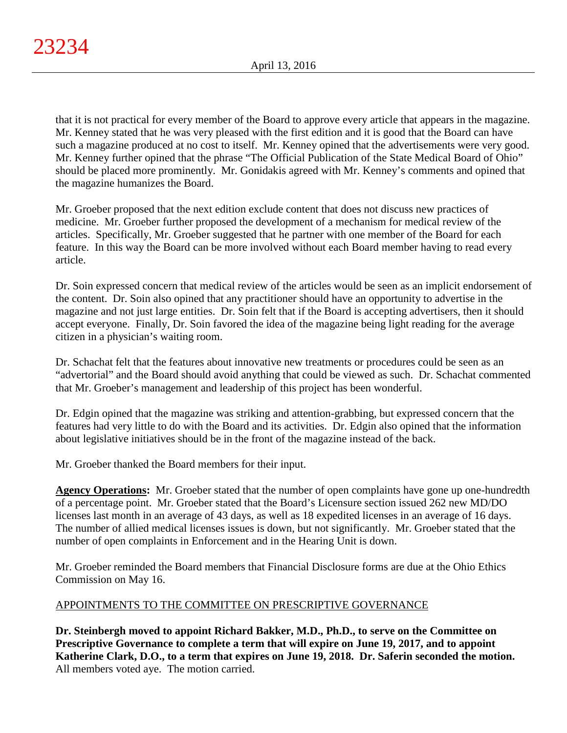that it is not practical for every member of the Board to approve every article that appears in the magazine. Mr. Kenney stated that he was very pleased with the first edition and it is good that the Board can have such a magazine produced at no cost to itself. Mr. Kenney opined that the advertisements were very good. Mr. Kenney further opined that the phrase "The Official Publication of the State Medical Board of Ohio" should be placed more prominently. Mr. Gonidakis agreed with Mr. Kenney's comments and opined that the magazine humanizes the Board.

Mr. Groeber proposed that the next edition exclude content that does not discuss new practices of medicine. Mr. Groeber further proposed the development of a mechanism for medical review of the articles. Specifically, Mr. Groeber suggested that he partner with one member of the Board for each feature. In this way the Board can be more involved without each Board member having to read every article.

Dr. Soin expressed concern that medical review of the articles would be seen as an implicit endorsement of the content. Dr. Soin also opined that any practitioner should have an opportunity to advertise in the magazine and not just large entities. Dr. Soin felt that if the Board is accepting advertisers, then it should accept everyone. Finally, Dr. Soin favored the idea of the magazine being light reading for the average citizen in a physician's waiting room.

Dr. Schachat felt that the features about innovative new treatments or procedures could be seen as an "advertorial" and the Board should avoid anything that could be viewed as such. Dr. Schachat commented that Mr. Groeber's management and leadership of this project has been wonderful.

Dr. Edgin opined that the magazine was striking and attention-grabbing, but expressed concern that the features had very little to do with the Board and its activities. Dr. Edgin also opined that the information about legislative initiatives should be in the front of the magazine instead of the back.

Mr. Groeber thanked the Board members for their input.

**Agency Operations:** Mr. Groeber stated that the number of open complaints have gone up one-hundredth of a percentage point. Mr. Groeber stated that the Board's Licensure section issued 262 new MD/DO licenses last month in an average of 43 days, as well as 18 expedited licenses in an average of 16 days. The number of allied medical licenses issues is down, but not significantly. Mr. Groeber stated that the number of open complaints in Enforcement and in the Hearing Unit is down.

Mr. Groeber reminded the Board members that Financial Disclosure forms are due at the Ohio Ethics Commission on May 16.

## APPOINTMENTS TO THE COMMITTEE ON PRESCRIPTIVE GOVERNANCE

**Dr. Steinbergh moved to appoint Richard Bakker, M.D., Ph.D., to serve on the Committee on Prescriptive Governance to complete a term that will expire on June 19, 2017, and to appoint Katherine Clark, D.O., to a term that expires on June 19, 2018. Dr. Saferin seconded the motion.** All members voted aye. The motion carried.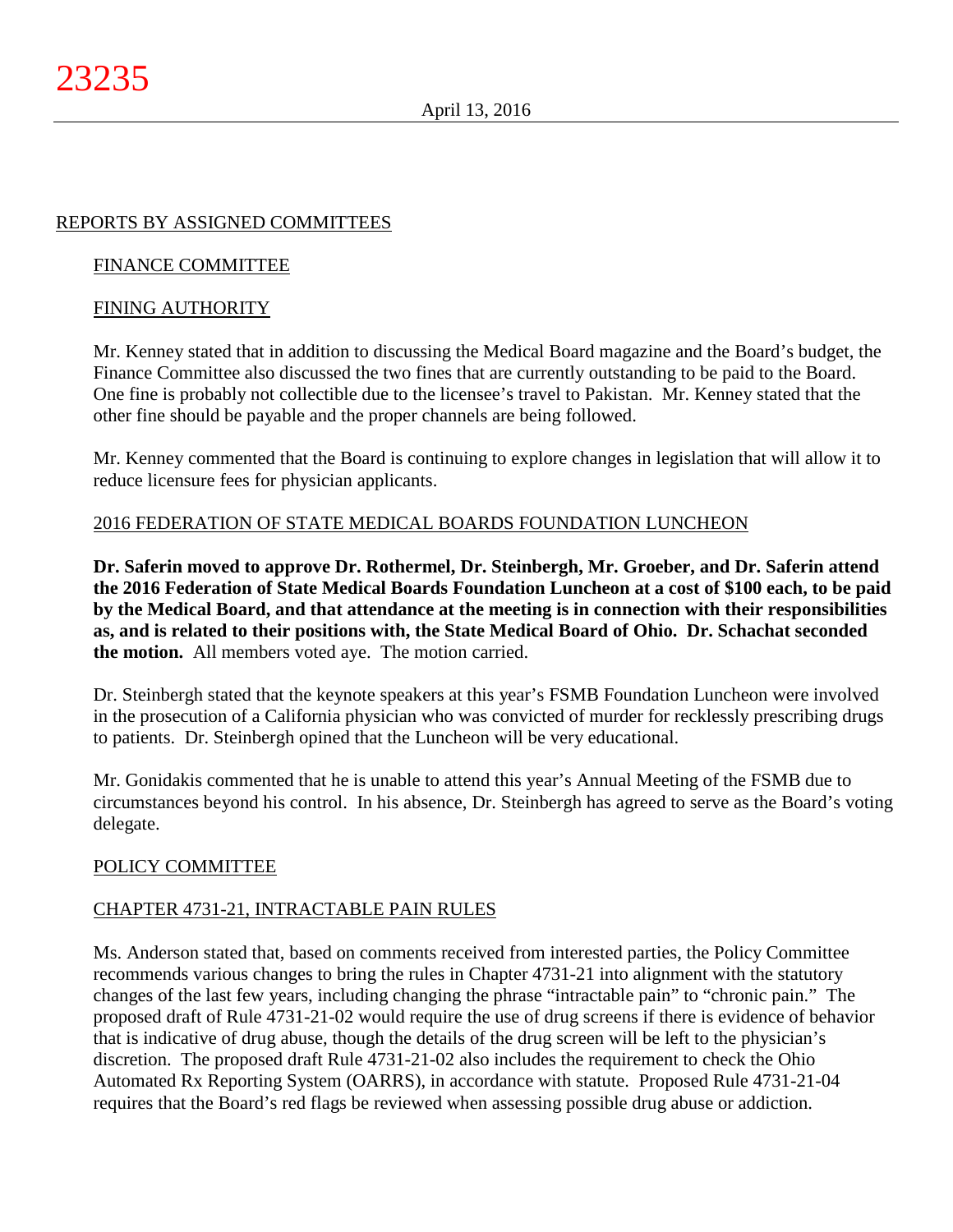REPORTS BY ASSIGNED COMMITTEES

FINANCE COMMITTEE

FINING AUTHORITY

Mr. Kenney stated that in addition to discussing the Medical Board magazine and the Board's budget, the Finance Committee also discussed the two fines that are currently outstanding to be paid to the Board. One fine is probably not collectible due to the licensee's travel to Pakistan. Mr. Kenney stated that the other fine should be payable and the proper channels are being followed.

Mr. Kenney commented that the Board is continuing to explore changes in legislation that will allow it to reduce licensure fees for physician applicants.

2016 FEDERATION OF STATE MEDICAL BOARDS FOUNDATION LUNCHEON

**Dr. Saferin moved to approve Dr. Rothermel, Dr. Steinbergh, Mr. Groeber, and Dr. Saferin attend the 2016 Federation of State Medical Boards Foundation Luncheon at a cost of $100 each, to be paid by the Medical Board, and that attendance at the meeting is in connection with their responsibilities as, and is related to their positions with, the State Medical Board of Ohio. Dr. Schachat seconded the motion.** All members voted aye. The motion carried.

Dr. Steinbergh stated that the keynote speakers at this year's FSMB Foundation Luncheon were involved in the prosecution of a California physician who was convicted of murder for recklessly prescribing drugs to patients. Dr. Steinbergh opined that the Luncheon will be very educational.

Mr. Gonidakis commented that he is unable to attend this year's Annual Meeting of the FSMB due to circumstances beyond his control. In his absence, Dr. Steinbergh has agreed to serve as the Board's voting delegate.

POLICY COMMITTEE

CHAPTER 4731-21, INTRACTABLE PAIN RULES

Ms. Anderson stated that, based on comments received from interested parties, the Policy Committee recommends various changes to bring the rules in Chapter 4731-21 into alignment with the statutory changes of the last few years, including changing the phrase "intractable pain" to "chronic pain." The proposed draft of Rule 4731-21-02 would require the use of drug screens if there is evidence of behavior that is indicative of drug abuse, though the details of the drug screen will be left to the physician's discretion. The proposed draft Rule 4731-21-02 also includes the requirement to check the Ohio Automated Rx Reporting System (OARRS), in accordance with statute. Proposed Rule 4731-21-04 requires that the Board's red flags be reviewed when assessing possible drug abuse or addiction.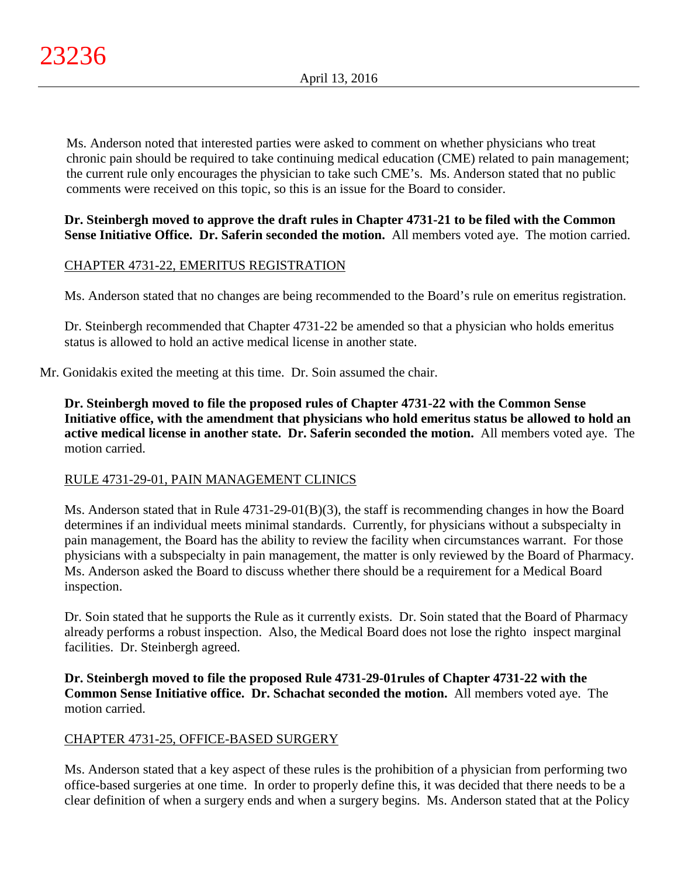Ms. Anderson noted that interested parties were asked to comment on whether physicians who treat chronic pain should be required to take continuing medical education (CME) related to pain management; the current rule only encourages the physician to take such CME's. Ms. Anderson stated that no public comments were received on this topic, so this is an issue for the Board to consider.

**Dr. Steinbergh moved to approve the draft rules in Chapter 4731-21 to be filed with the Common Sense Initiative Office. Dr. Saferin seconded the motion.** All members voted aye. The motion carried.

CHAPTER 4731-22, EMERITUS REGISTRATION

Ms. Anderson stated that no changes are being recommended to the Board's rule on emeritus registration.

Dr. Steinbergh recommended that Chapter 4731-22 be amended so that a physician who holds emeritus status is allowed to hold an active medical license in another state.

Mr. Gonidakis exited the meeting at this time. Dr. Soin assumed the chair.

**Dr. Steinbergh moved to file the proposed rules of Chapter 4731-22 with the Common Sense Initiative office, with the amendment that physicians who hold emeritus status be allowed to hold an active medical license in another state. Dr. Saferin seconded the motion.** All members voted aye. The motion carried.

RULE 4731-29-01, PAIN MANAGEMENT CLINICS

Ms. Anderson stated that in Rule 4731-29-01(B)(3), the staff is recommending changes in how the Board determines if an individual meets minimal standards. Currently, for physicians without a subspecialty in pain management, the Board has the ability to review the facility when circumstances warrant. For those physicians with a subspecialty in pain management, the matter is only reviewed by the Board of Pharmacy. Ms. Anderson asked the Board to discuss whether there should be a requirement for a Medical Board inspection.

Dr. Soin stated that he supports the Rule as it currently exists. Dr. Soin stated that the Board of Pharmacy already performs a robust inspection. Also, the Medical Board does not lose the righto inspect marginal facilities. Dr. Steinbergh agreed.

**Dr. Steinbergh moved to file the proposed Rule 4731-29-01rules of Chapter 4731-22 with the Common Sense Initiative office. Dr. Schachat seconded the motion.** All members voted aye. The motion carried.

CHAPTER 4731-25, OFFICE-BASED SURGERY

Ms. Anderson stated that a key aspect of these rules is the prohibition of a physician from performing two office-based surgeries at one time. In order to properly define this, it was decided that there needs to be a clear definition of when a surgery ends and when a surgery begins. Ms. Anderson stated that at the Policy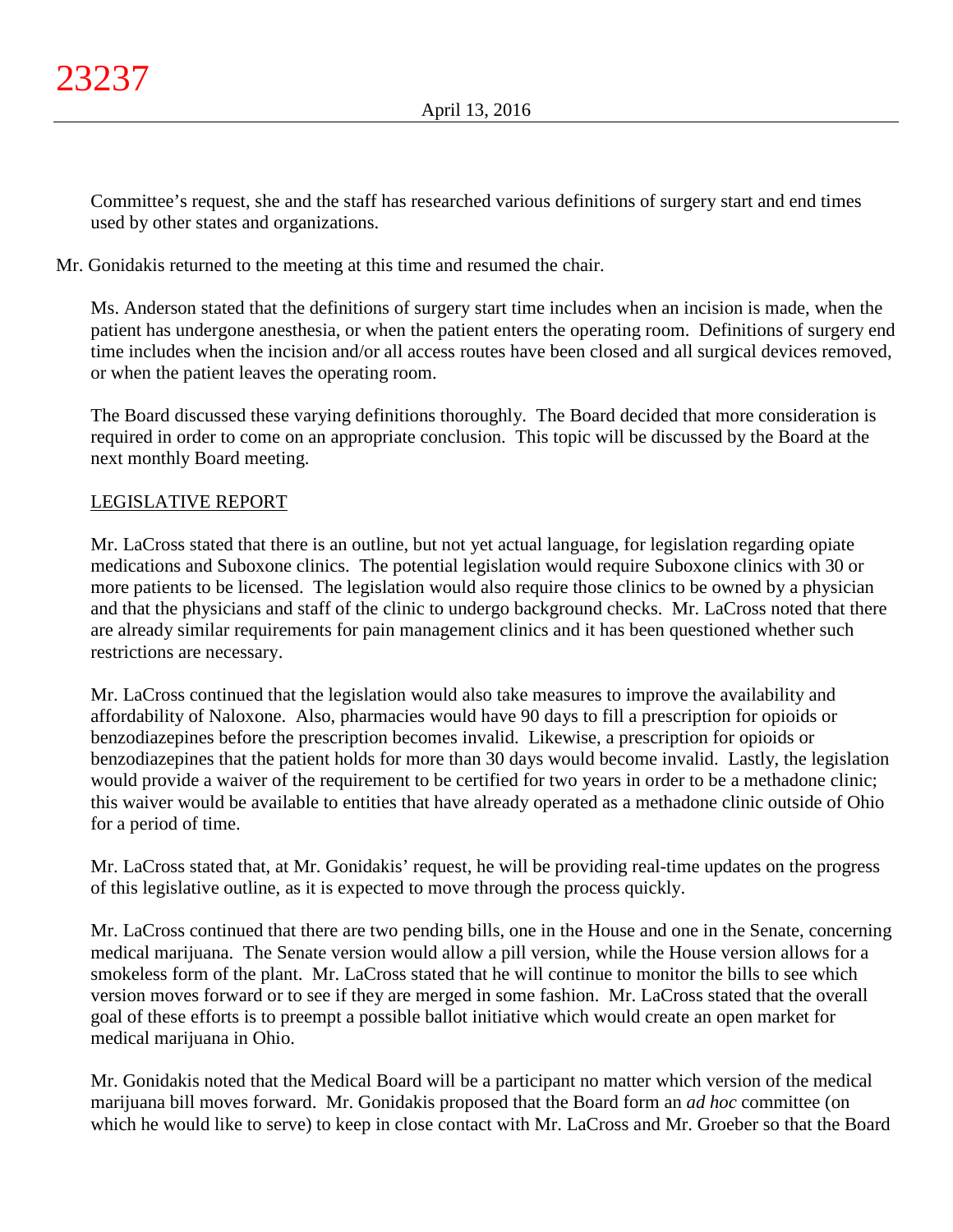Committee's request, she and the staff has researched various definitions of surgery start and end times used by other states and organizations.

Mr. Gonidakis returned to the meeting at this time and resumed the chair.

Ms. Anderson stated that the definitions of surgery start time includes when an incision is made, when the patient has undergone anesthesia, or when the patient enters the operating room. Definitions of surgery end time includes when the incision and/or all access routes have been closed and all surgical devices removed, or when the patient leaves the operating room.

The Board discussed these varying definitions thoroughly. The Board decided that more consideration is required in order to come on an appropriate conclusion. This topic will be discussed by the Board at the next monthly Board meeting.

LEGISLATIVE REPORT

Mr. LaCross stated that there is an outline, but not yet actual language, for legislation regarding opiate medications and Suboxone clinics. The potential legislation would require Suboxone clinics with 30 or more patients to be licensed. The legislation would also require those clinics to be owned by a physician and that the physicians and staff of the clinic to undergo background checks. Mr. LaCross noted that there are already similar requirements for pain management clinics and it has been questioned whether such restrictions are necessary.

Mr. LaCross continued that the legislation would also take measures to improve the availability and affordability of Naloxone. Also, pharmacies would have 90 days to fill a prescription for opioids or benzodiazepines before the prescription becomes invalid. Likewise, a prescription for opioids or benzodiazepines that the patient holds for more than 30 days would become invalid. Lastly, the legislation would provide a waiver of the requirement to be certified for two years in order to be a methadone clinic; this waiver would be available to entities that have already operated as a methadone clinic outside of Ohio for a period of time.

Mr. LaCross stated that, at Mr. Gonidakis' request, he will be providing real-time updates on the progress of this legislative outline, as it is expected to move through the process quickly.

Mr. LaCross continued that there are two pending bills, one in the House and one in the Senate, concerning medical marijuana. The Senate version would allow a pill version, while the House version allows for a smokeless form of the plant. Mr. LaCross stated that he will continue to monitor the bills to see which version moves forward or to see if they are merged in some fashion. Mr. LaCross stated that the overall goal of these efforts is to preempt a possible ballot initiative which would create an open market for medical marijuana in Ohio.

Mr. Gonidakis noted that the Medical Board will be a participant no matter which version of the medical marijuana bill moves forward. Mr. Gonidakis proposed that the Board form an *ad hoc* committee (on which he would like to serve) to keep in close contact with Mr. LaCross and Mr. Groeber so that the Board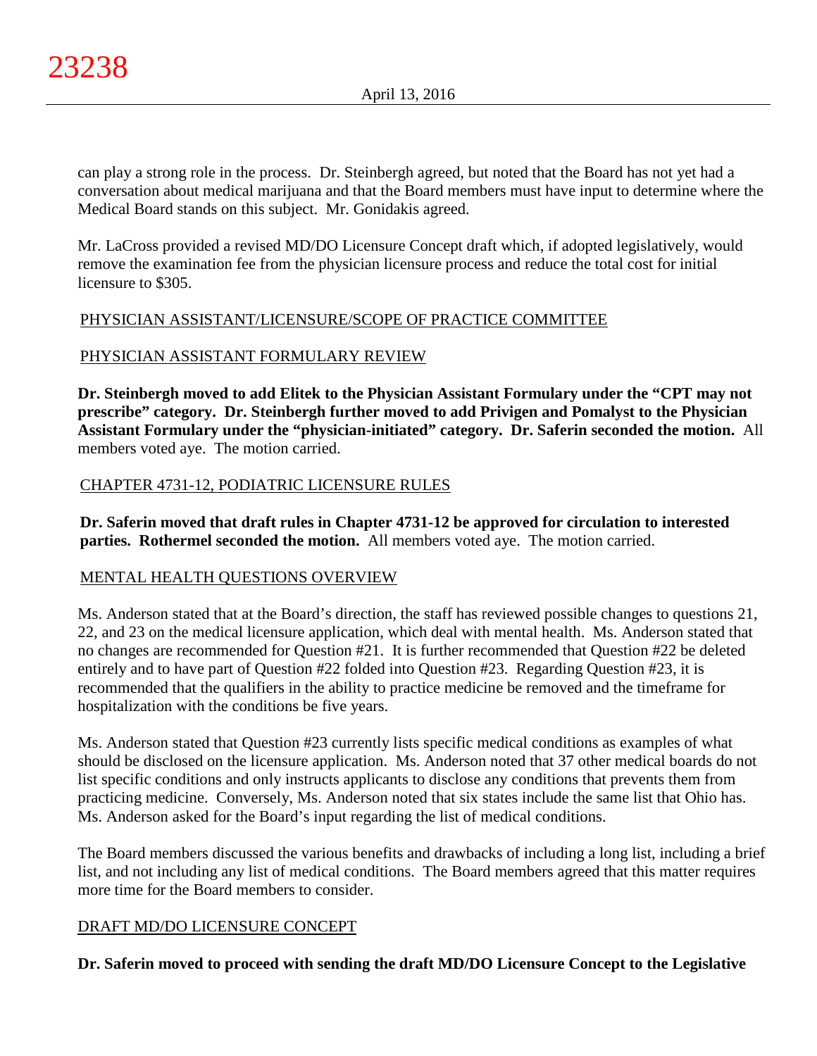can play a strong role in the process. Dr. Steinbergh agreed, but noted that the Board has not yet had a conversation about medical marijuana and that the Board members must have input to determine where the Medical Board stands on this subject. Mr. Gonidakis agreed.

Mr. LaCross provided a revised MD/DO Licensure Concept draft which, if adopted legislatively, would remove the examination fee from the physician licensure process and reduce the total cost for initial licensure to $305.

PHYSICIAN ASSISTANT/LICENSURE/SCOPE OF PRACTICE COMMITTEE

PHYSICIAN ASSISTANT FORMULARY REVIEW

**Dr. Steinbergh moved to add Elitek to the Physician Assistant Formulary under the "CPT may not prescribe" category. Dr. Steinbergh further moved to add Privigen and Pomalyst to the Physician Assistant Formulary under the "physician-initiated" category. Dr. Saferin seconded the motion.** All members voted aye. The motion carried.

CHAPTER 4731-12, PODIATRIC LICENSURE RULES

**Dr. Saferin moved that draft rules in Chapter 4731-12 be approved for circulation to interested parties. Rothermel seconded the motion.** All members voted aye. The motion carried.

MENTAL HEALTH QUESTIONS OVERVIEW

Ms. Anderson stated that at the Board's direction, the staff has reviewed possible changes to questions 21, 22, and 23 on the medical licensure application, which deal with mental health. Ms. Anderson stated that no changes are recommended for Question #21. It is further recommended that Question #22 be deleted entirely and to have part of Question #22 folded into Question #23. Regarding Question #23, it is recommended that the qualifiers in the ability to practice medicine be removed and the timeframe for hospitalization with the conditions be five years.

Ms. Anderson stated that Question #23 currently lists specific medical conditions as examples of what should be disclosed on the licensure application. Ms. Anderson noted that 37 other medical boards do not list specific conditions and only instructs applicants to disclose any conditions that prevents them from practicing medicine. Conversely, Ms. Anderson noted that six states include the same list that Ohio has. Ms. Anderson asked for the Board's input regarding the list of medical conditions.

The Board members discussed the various benefits and drawbacks of including a long list, including a brief list, and not including any list of medical conditions. The Board members agreed that this matter requires more time for the Board members to consider.

DRAFT MD/DO LICENSURE CONCEPT

**Dr. Saferin moved to proceed with sending the draft MD/DO Licensure Concept to the Legislative**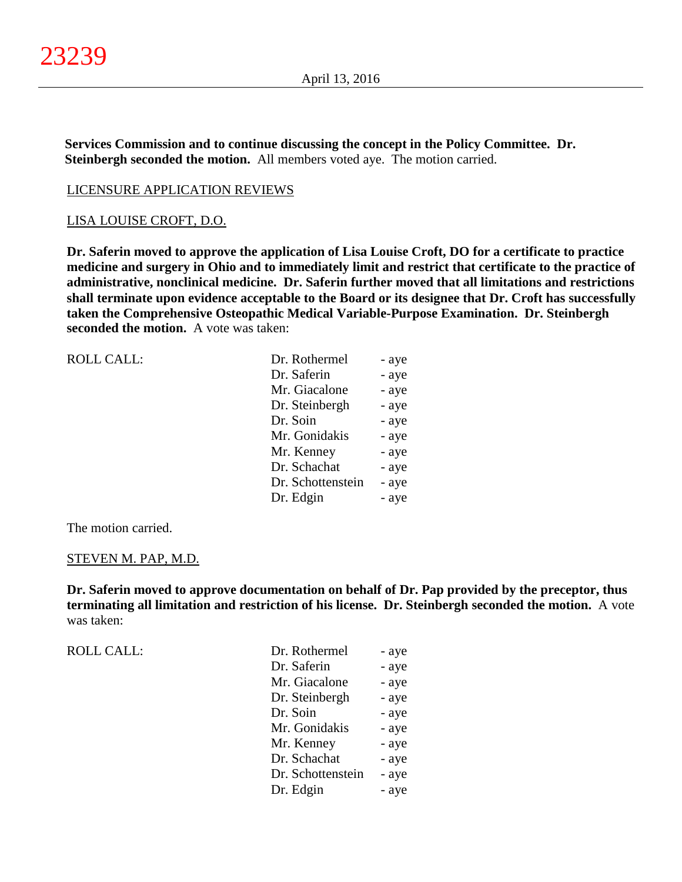**Services Commission and to continue discussing the concept in the Policy Committee. Dr. Steinbergh seconded the motion.** All members voted aye. The motion carried.

LICENSURE APPLICATION REVIEWS

LISA LOUISE CROFT, D.O.

**Dr. Saferin moved to approve the application of Lisa Louise Croft, DO for a certificate to practice medicine and surgery in Ohio and to immediately limit and restrict that certificate to the practice of administrative, nonclinical medicine. Dr. Saferin further moved that all limitations and restrictions shall terminate upon evidence acceptable to the Board or its designee that Dr. Croft has successfully taken the Comprehensive Osteopathic Medical Variable-Purpose Examination. Dr. Steinbergh seconded the motion.** A vote was taken:

| ROLL CALL: | | |
|---|---|---|
| | Dr. Rothermel | - aye |
| | Dr. Saferin | - aye |
| | Mr. Giacalone | - aye |
| | Dr. Steinbergh | - aye |
| | Dr. Soin | - aye |
| | Mr. Gonidakis | - aye |
| | Mr. Kenney | - aye |
| | Dr. Schachat | - aye |
| | Dr. Schottenstein | - aye |
| | Dr. Edgin | - aye |

The motion carried.

STEVEN M. PAP, M.D.

**Dr. Saferin moved to approve documentation on behalf of Dr. Pap provided by the preceptor, thus terminating all limitation and restriction of his license. Dr. Steinbergh seconded the motion.** A vote was taken:

| ROLL CALL: | | |
|---|---|---|
| | Dr. Rothermel | - aye |
| | Dr. Saferin | - aye |
| | Mr. Giacalone | - aye |
| | Dr. Steinbergh | - aye |
| | Dr. Soin | - aye |
| | Mr. Gonidakis | - aye |
| | Mr. Kenney | - aye |
| | Dr. Schachat | - aye |
| | Dr. Schottenstein | - aye |
| | Dr. Edgin | - aye |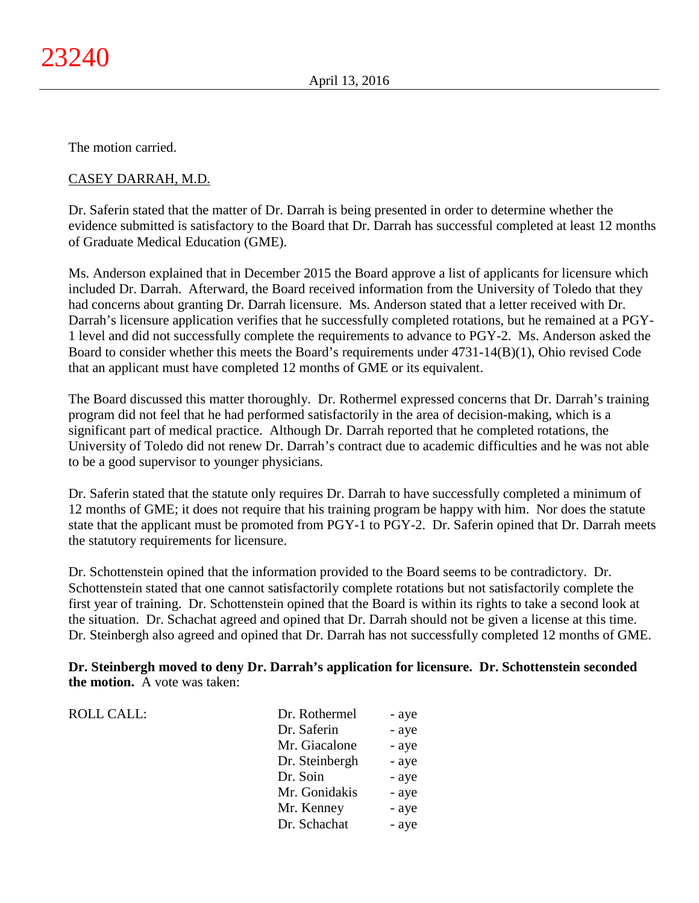The motion carried.

CASEY DARRAH, M.D.

Dr. Saferin stated that the matter of Dr. Darrah is being presented in order to determine whether the evidence submitted is satisfactory to the Board that Dr. Darrah has successful completed at least 12 months of Graduate Medical Education (GME).

Ms. Anderson explained that in December 2015 the Board approve a list of applicants for licensure which included Dr. Darrah. Afterward, the Board received information from the University of Toledo that they had concerns about granting Dr. Darrah licensure. Ms. Anderson stated that a letter received with Dr. Darrah's licensure application verifies that he successfully completed rotations, but he remained at a PGY-1 level and did not successfully complete the requirements to advance to PGY-2. Ms. Anderson asked the Board to consider whether this meets the Board's requirements under 4731-14(B)(1), Ohio revised Code that an applicant must have completed 12 months of GME or its equivalent.

The Board discussed this matter thoroughly. Dr. Rothermel expressed concerns that Dr. Darrah's training program did not feel that he had performed satisfactorily in the area of decision-making, which is a significant part of medical practice. Although Dr. Darrah reported that he completed rotations, the University of Toledo did not renew Dr. Darrah's contract due to academic difficulties and he was not able to be a good supervisor to younger physicians.

Dr. Saferin stated that the statute only requires Dr. Darrah to have successfully completed a minimum of 12 months of GME; it does not require that his training program be happy with him. Nor does the statute state that the applicant must be promoted from PGY-1 to PGY-2. Dr. Saferin opined that Dr. Darrah meets the statutory requirements for licensure.

Dr. Schottenstein opined that the information provided to the Board seems to be contradictory. Dr. Schottenstein stated that one cannot satisfactorily complete rotations but not satisfactorily complete the first year of training. Dr. Schottenstein opined that the Board is within its rights to take a second look at the situation. Dr. Schachat agreed and opined that Dr. Darrah should not be given a license at this time. Dr. Steinbergh also agreed and opined that Dr. Darrah has not successfully completed 12 months of GME.

**Dr. Steinbergh moved to deny Dr. Darrah's application for licensure. Dr. Schottenstein seconded the motion.** A vote was taken:

| ROLL CALL: | | |
|---|---|---|
| | Dr. Rothermel | - aye |
| | Dr. Saferin | - aye |
| | Mr. Giacalone | - aye |
| | Dr. Steinbergh | - aye |
| | Dr. Soin | - aye |
| | Mr. Gonidakis | - aye |
| | Mr. Kenney | - aye |
| | Dr. Schachat | - aye |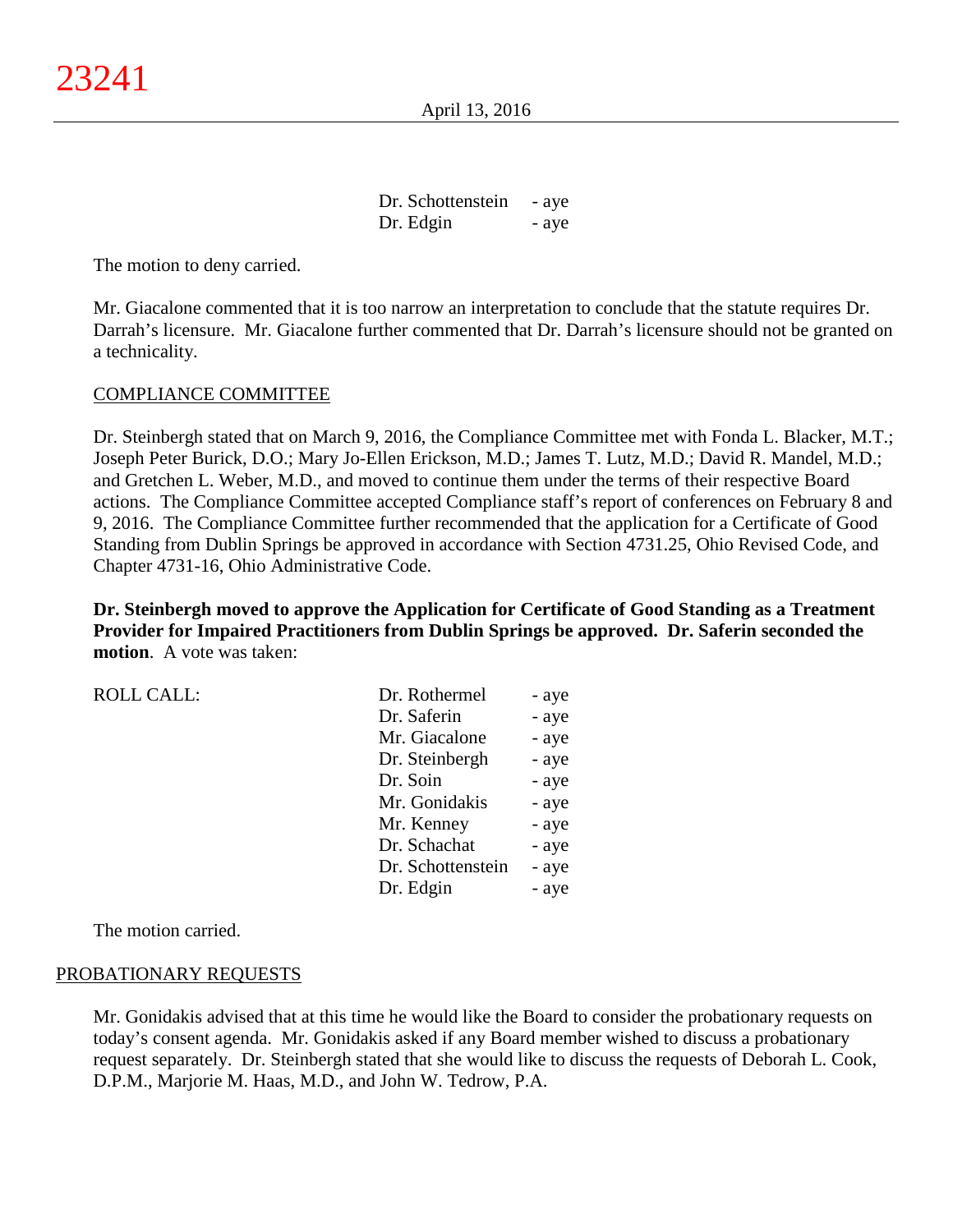| | |
|---|---|
| Dr. Schottenstein | - aye |
| Dr. Edgin | - aye |

The motion to deny carried.

Mr. Giacalone commented that it is too narrow an interpretation to conclude that the statute requires Dr. Darrah's licensure. Mr. Giacalone further commented that Dr. Darrah's licensure should not be granted on a technicality.

COMPLIANCE COMMITTEE

Dr. Steinbergh stated that on March 9, 2016, the Compliance Committee met with Fonda L. Blacker, M.T.; Joseph Peter Burick, D.O.; Mary Jo-Ellen Erickson, M.D.; James T. Lutz, M.D.; David R. Mandel, M.D.; and Gretchen L. Weber, M.D., and moved to continue them under the terms of their respective Board actions. The Compliance Committee accepted Compliance staff's report of conferences on February 8 and 9, 2016. The Compliance Committee further recommended that the application for a Certificate of Good Standing from Dublin Springs be approved in accordance with Section 4731.25, Ohio Revised Code, and Chapter 4731-16, Ohio Administrative Code.

**Dr. Steinbergh moved to approve the Application for Certificate of Good Standing as a Treatment Provider for Impaired Practitioners from Dublin Springs be approved. Dr. Saferin seconded the motion**. A vote was taken:

| ROLL CALL: | | |
|---|---|---|
| | Dr. Rothermel | - aye |
| | Dr. Saferin | - aye |
| | Mr. Giacalone | - aye |
| | Dr. Steinbergh | - aye |
| | Dr. Soin | - aye |
| | Mr. Gonidakis | - aye |
| | Mr. Kenney | - aye |
| | Dr. Schachat | - aye |
| | Dr. Schottenstein | - aye |
| | Dr. Edgin | - aye |

The motion carried.

PROBATIONARY REQUESTS

Mr. Gonidakis advised that at this time he would like the Board to consider the probationary requests on today's consent agenda. Mr. Gonidakis asked if any Board member wished to discuss a probationary request separately. Dr. Steinbergh stated that she would like to discuss the requests of Deborah L. Cook, D.P.M., Marjorie M. Haas, M.D., and John W. Tedrow, P.A.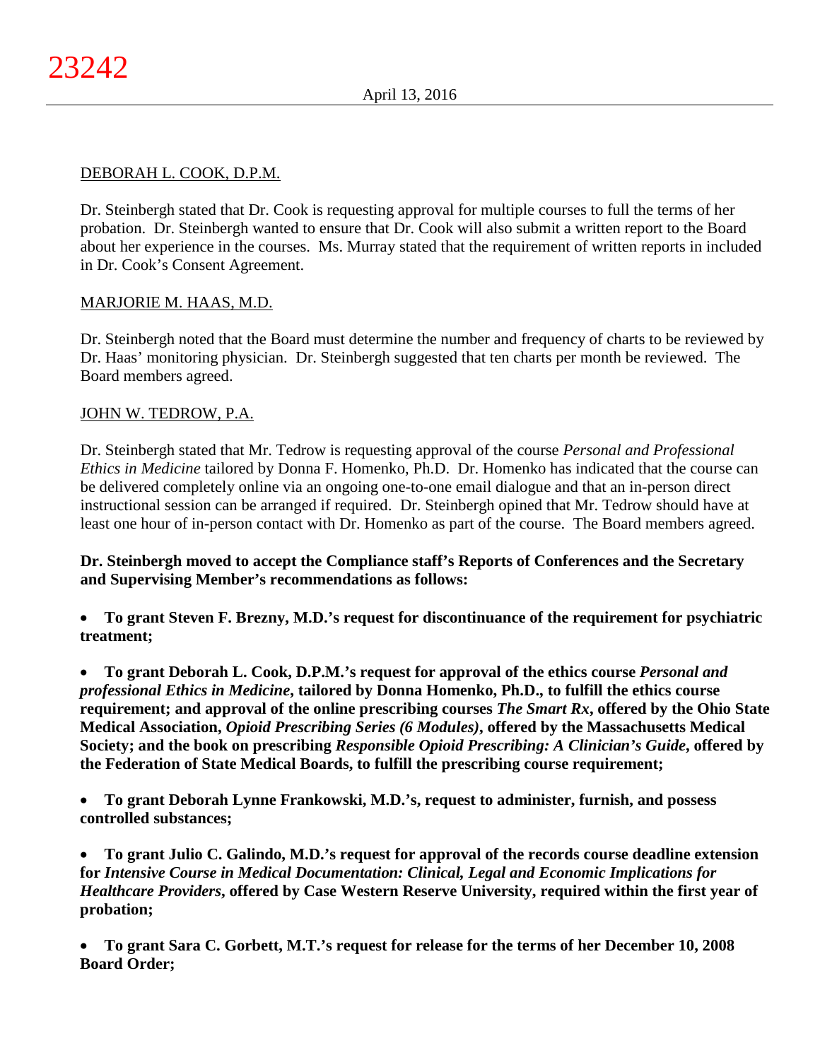DEBORAH L. COOK, D.P.M.

Dr. Steinbergh stated that Dr. Cook is requesting approval for multiple courses to full the terms of her probation. Dr. Steinbergh wanted to ensure that Dr. Cook will also submit a written report to the Board about her experience in the courses. Ms. Murray stated that the requirement of written reports in included in Dr. Cook's Consent Agreement.

MARJORIE M. HAAS, M.D.

Dr. Steinbergh noted that the Board must determine the number and frequency of charts to be reviewed by Dr. Haas' monitoring physician. Dr. Steinbergh suggested that ten charts per month be reviewed. The Board members agreed.

JOHN W. TEDROW, P.A.

Dr. Steinbergh stated that Mr. Tedrow is requesting approval of the course *Personal and Professional Ethics in Medicine* tailored by Donna F. Homenko, Ph.D. Dr. Homenko has indicated that the course can be delivered completely online via an ongoing one-to-one email dialogue and that an in-person direct instructional session can be arranged if required. Dr. Steinbergh opined that Mr. Tedrow should have at least one hour of in-person contact with Dr. Homenko as part of the course. The Board members agreed.

**Dr. Steinbergh moved to accept the Compliance staff's Reports of Conferences and the Secretary and Supervising Member's recommendations as follows:**

- **To grant Steven F. Brezny, M.D.'s request for discontinuance of the requirement for psychiatric treatment;**

- **To grant Deborah L. Cook, D.P.M.'s request for approval of the ethics course *Personal and professional Ethics in Medicine*, tailored by Donna Homenko, Ph.D., to fulfill the ethics course requirement; and approval of the online prescribing courses *The Smart Rx*, offered by the Ohio State Medical Association, *Opioid Prescribing Series (6 Modules)*, offered by the Massachusetts Medical Society; and the book on prescribing *Responsible Opioid Prescribing: A Clinician's Guide*, offered by the Federation of State Medical Boards, to fulfill the prescribing course requirement;**

- **To grant Deborah Lynne Frankowski, M.D.'s, request to administer, furnish, and possess controlled substances;**

- **To grant Julio C. Galindo, M.D.'s request for approval of the records course deadline extension for *Intensive Course in Medical Documentation: Clinical, Legal and Economic Implications for Healthcare Providers*, offered by Case Western Reserve University, required within the first year of probation;**

- **To grant Sara C. Gorbett, M.T.'s request for release for the terms of her December 10, 2008 Board Order;**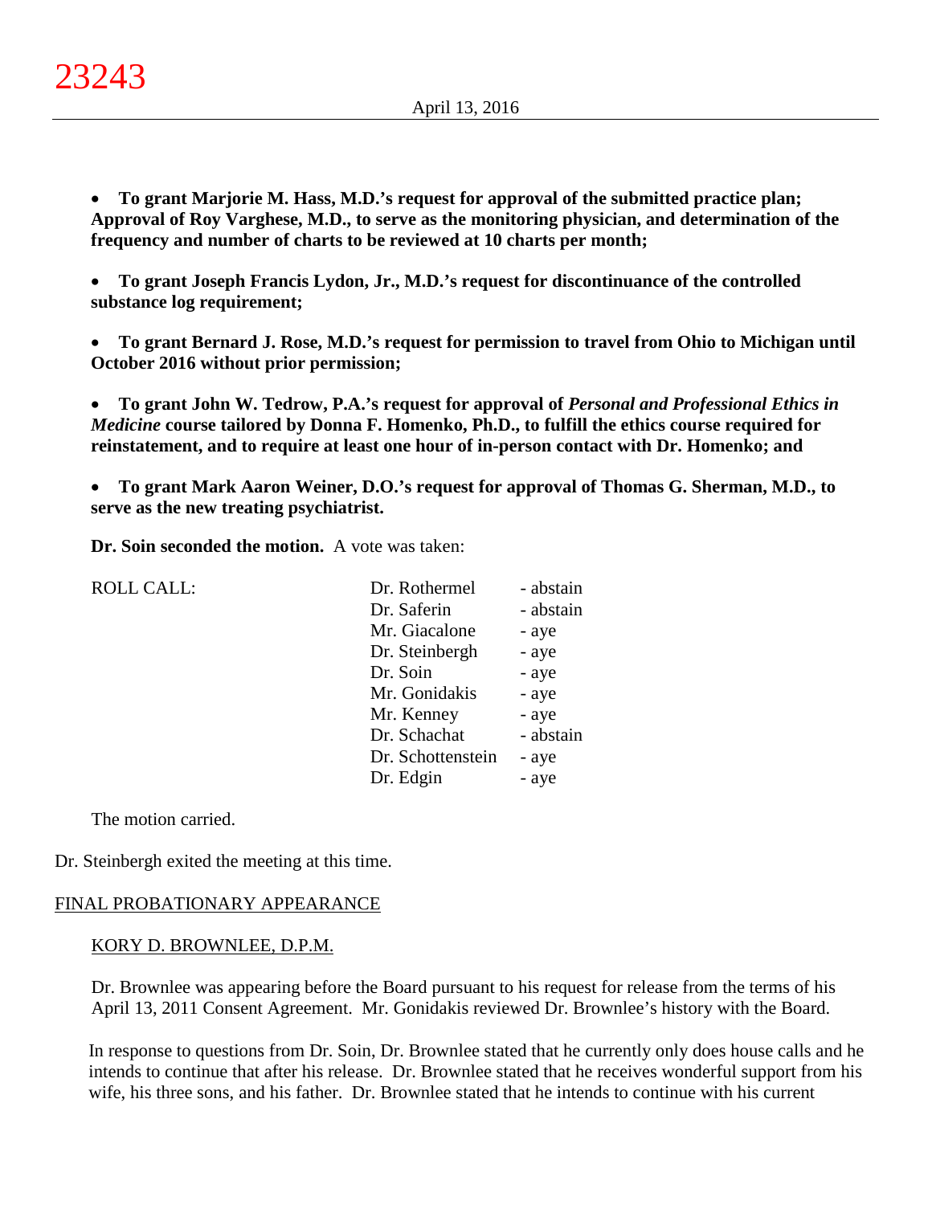- **To grant Marjorie M. Hass, M.D.'s request for approval of the submitted practice plan; Approval of Roy Varghese, M.D., to serve as the monitoring physician, and determination of the frequency and number of charts to be reviewed at 10 charts per month;**

- **To grant Joseph Francis Lydon, Jr., M.D.'s request for discontinuance of the controlled substance log requirement;**

- **To grant Bernard J. Rose, M.D.'s request for permission to travel from Ohio to Michigan until October 2016 without prior permission;**

- **To grant John W. Tedrow, P.A.'s request for approval of *Personal and Professional Ethics in Medicine* course tailored by Donna F. Homenko, Ph.D., to fulfill the ethics course required for reinstatement, and to require at least one hour of in-person contact with Dr. Homenko; and**

- **To grant Mark Aaron Weiner, D.O.'s request for approval of Thomas G. Sherman, M.D., to serve as the new treating psychiatrist.**

**Dr. Soin seconded the motion.** A vote was taken:

| ROLL CALL: | | |
|---|---|---|
| | Dr. Rothermel | - abstain |
| | Dr. Saferin | - abstain |
| | Mr. Giacalone | - aye |
| | Dr. Steinbergh | - aye |
| | Dr. Soin | - aye |
| | Mr. Gonidakis | - aye |
| | Mr. Kenney | - aye |
| | Dr. Schachat | - abstain |
| | Dr. Schottenstein | - aye |
| | Dr. Edgin | - aye |

The motion carried.

Dr. Steinbergh exited the meeting at this time.

FINAL PROBATIONARY APPEARANCE

KORY D. BROWNLEE, D.P.M.

Dr. Brownlee was appearing before the Board pursuant to his request for release from the terms of his April 13, 2011 Consent Agreement. Mr. Gonidakis reviewed Dr. Brownlee's history with the Board.

In response to questions from Dr. Soin, Dr. Brownlee stated that he currently only does house calls and he intends to continue that after his release. Dr. Brownlee stated that he receives wonderful support from his wife, his three sons, and his father. Dr. Brownlee stated that he intends to continue with his current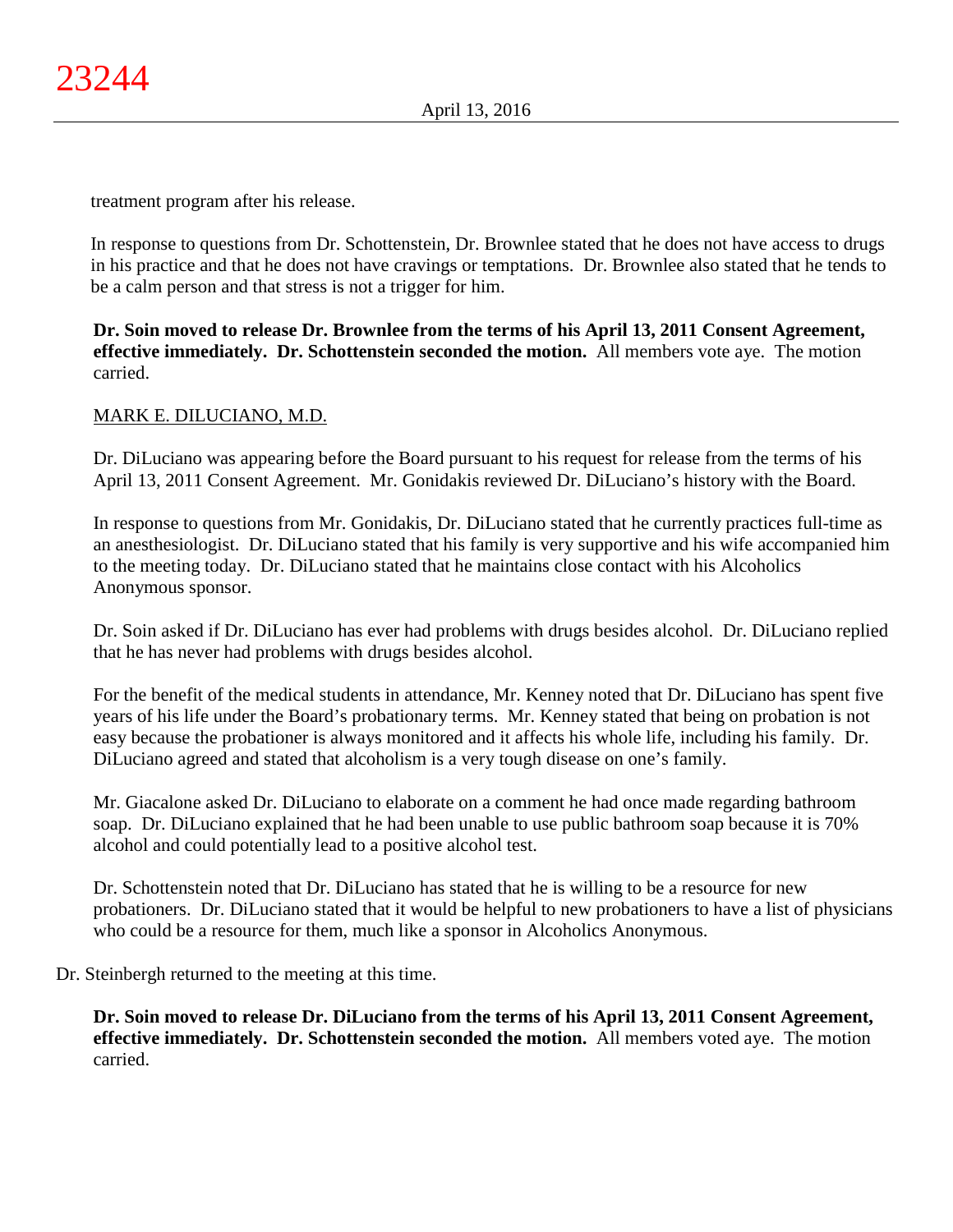treatment program after his release.

In response to questions from Dr. Schottenstein, Dr. Brownlee stated that he does not have access to drugs in his practice and that he does not have cravings or temptations. Dr. Brownlee also stated that he tends to be a calm person and that stress is not a trigger for him.

**Dr. Soin moved to release Dr. Brownlee from the terms of his April 13, 2011 Consent Agreement, effective immediately. Dr. Schottenstein seconded the motion.** All members vote aye. The motion carried.

MARK E. DILUCIANO, M.D.

Dr. DiLuciano was appearing before the Board pursuant to his request for release from the terms of his April 13, 2011 Consent Agreement. Mr. Gonidakis reviewed Dr. DiLuciano's history with the Board.

In response to questions from Mr. Gonidakis, Dr. DiLuciano stated that he currently practices full-time as an anesthesiologist. Dr. DiLuciano stated that his family is very supportive and his wife accompanied him to the meeting today. Dr. DiLuciano stated that he maintains close contact with his Alcoholics Anonymous sponsor.

Dr. Soin asked if Dr. DiLuciano has ever had problems with drugs besides alcohol. Dr. DiLuciano replied that he has never had problems with drugs besides alcohol.

For the benefit of the medical students in attendance, Mr. Kenney noted that Dr. DiLuciano has spent five years of his life under the Board's probationary terms. Mr. Kenney stated that being on probation is not easy because the probationer is always monitored and it affects his whole life, including his family. Dr. DiLuciano agreed and stated that alcoholism is a very tough disease on one's family.

Mr. Giacalone asked Dr. DiLuciano to elaborate on a comment he had once made regarding bathroom soap. Dr. DiLuciano explained that he had been unable to use public bathroom soap because it is 70% alcohol and could potentially lead to a positive alcohol test.

Dr. Schottenstein noted that Dr. DiLuciano has stated that he is willing to be a resource for new probationers. Dr. DiLuciano stated that it would be helpful to new probationers to have a list of physicians who could be a resource for them, much like a sponsor in Alcoholics Anonymous.

Dr. Steinbergh returned to the meeting at this time.

**Dr. Soin moved to release Dr. DiLuciano from the terms of his April 13, 2011 Consent Agreement, effective immediately. Dr. Schottenstein seconded the motion.** All members voted aye. The motion carried.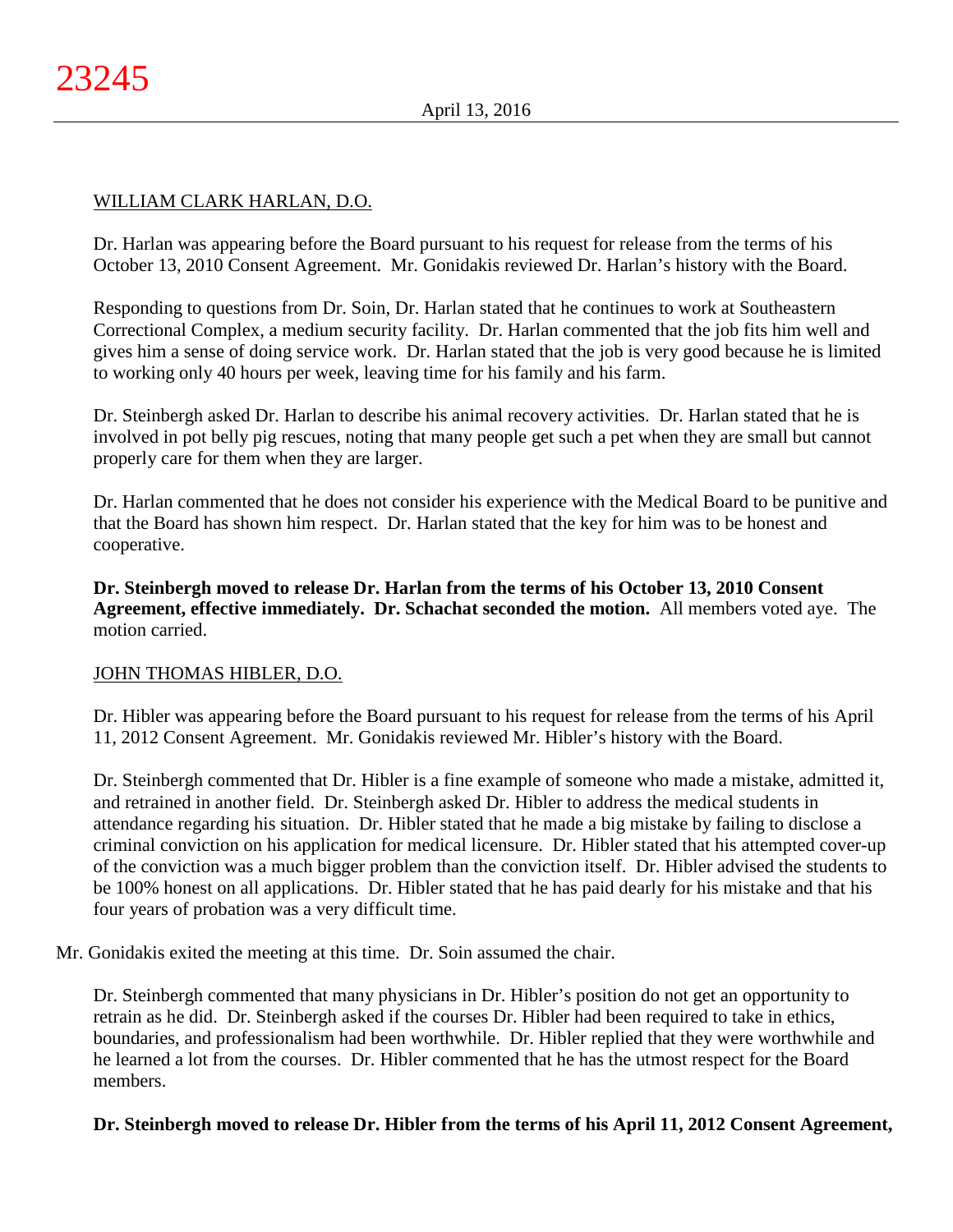WILLIAM CLARK HARLAN, D.O.

Dr. Harlan was appearing before the Board pursuant to his request for release from the terms of his October 13, 2010 Consent Agreement. Mr. Gonidakis reviewed Dr. Harlan's history with the Board.

Responding to questions from Dr. Soin, Dr. Harlan stated that he continues to work at Southeastern Correctional Complex, a medium security facility. Dr. Harlan commented that the job fits him well and gives him a sense of doing service work. Dr. Harlan stated that the job is very good because he is limited to working only 40 hours per week, leaving time for his family and his farm.

Dr. Steinbergh asked Dr. Harlan to describe his animal recovery activities. Dr. Harlan stated that he is involved in pot belly pig rescues, noting that many people get such a pet when they are small but cannot properly care for them when they are larger.

Dr. Harlan commented that he does not consider his experience with the Medical Board to be punitive and that the Board has shown him respect. Dr. Harlan stated that the key for him was to be honest and cooperative.

**Dr. Steinbergh moved to release Dr. Harlan from the terms of his October 13, 2010 Consent Agreement, effective immediately. Dr. Schachat seconded the motion.** All members voted aye. The motion carried.

JOHN THOMAS HIBLER, D.O.

Dr. Hibler was appearing before the Board pursuant to his request for release from the terms of his April 11, 2012 Consent Agreement. Mr. Gonidakis reviewed Mr. Hibler's history with the Board.

Dr. Steinbergh commented that Dr. Hibler is a fine example of someone who made a mistake, admitted it, and retrained in another field. Dr. Steinbergh asked Dr. Hibler to address the medical students in attendance regarding his situation. Dr. Hibler stated that he made a big mistake by failing to disclose a criminal conviction on his application for medical licensure. Dr. Hibler stated that his attempted cover-up of the conviction was a much bigger problem than the conviction itself. Dr. Hibler advised the students to be 100% honest on all applications. Dr. Hibler stated that he has paid dearly for his mistake and that his four years of probation was a very difficult time.

Mr. Gonidakis exited the meeting at this time. Dr. Soin assumed the chair.

Dr. Steinbergh commented that many physicians in Dr. Hibler's position do not get an opportunity to retrain as he did. Dr. Steinbergh asked if the courses Dr. Hibler had been required to take in ethics, boundaries, and professionalism had been worthwhile. Dr. Hibler replied that they were worthwhile and he learned a lot from the courses. Dr. Hibler commented that he has the utmost respect for the Board members.

**Dr. Steinbergh moved to release Dr. Hibler from the terms of his April 11, 2012 Consent Agreement,**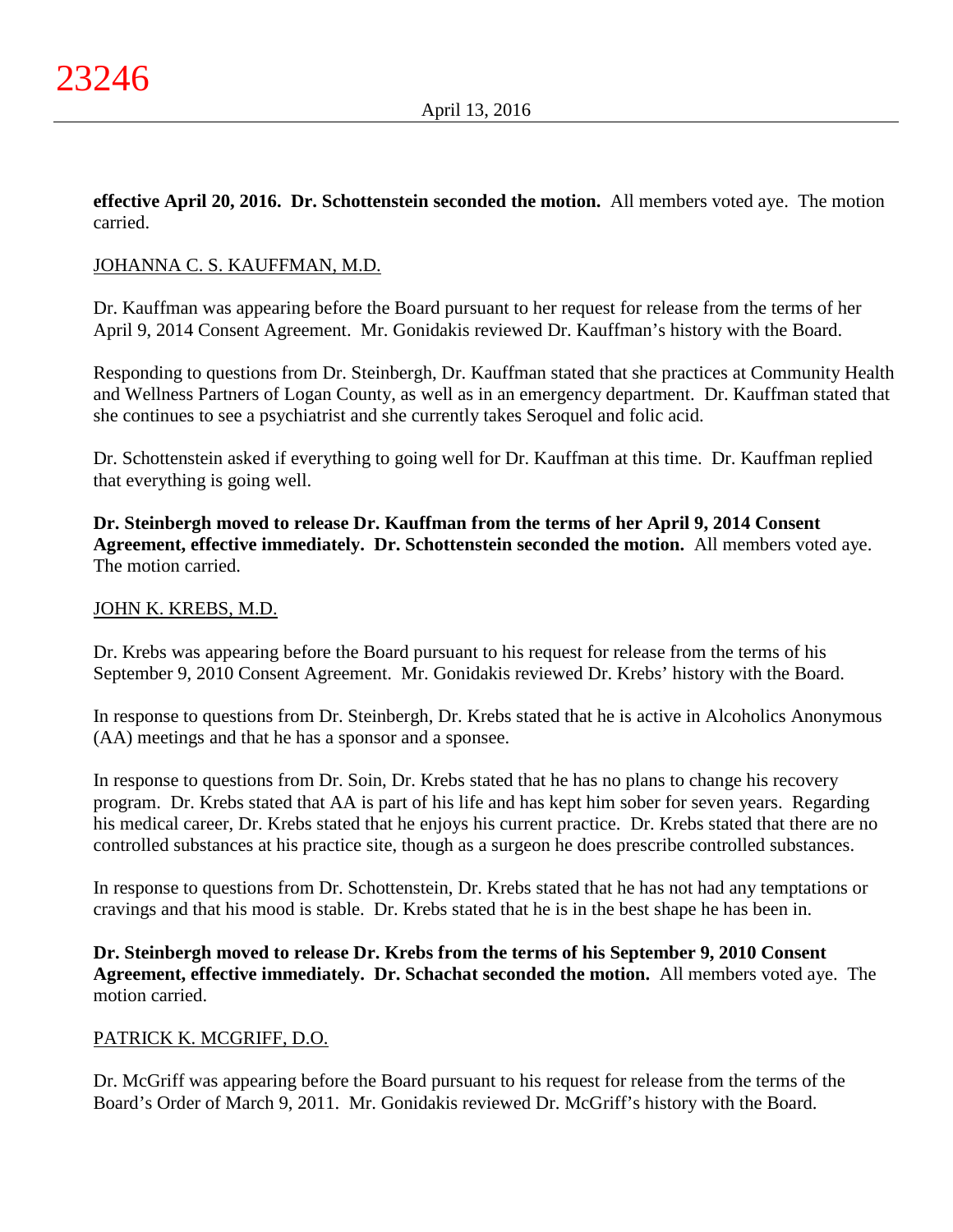**effective April 20, 2016. Dr. Schottenstein seconded the motion.** All members voted aye. The motion carried.

JOHANNA C. S. KAUFFMAN, M.D.

Dr. Kauffman was appearing before the Board pursuant to her request for release from the terms of her April 9, 2014 Consent Agreement. Mr. Gonidakis reviewed Dr. Kauffman's history with the Board.

Responding to questions from Dr. Steinbergh, Dr. Kauffman stated that she practices at Community Health and Wellness Partners of Logan County, as well as in an emergency department. Dr. Kauffman stated that she continues to see a psychiatrist and she currently takes Seroquel and folic acid.

Dr. Schottenstein asked if everything to going well for Dr. Kauffman at this time. Dr. Kauffman replied that everything is going well.

**Dr. Steinbergh moved to release Dr. Kauffman from the terms of her April 9, 2014 Consent Agreement, effective immediately. Dr. Schottenstein seconded the motion.** All members voted aye. The motion carried.

JOHN K. KREBS, M.D.

Dr. Krebs was appearing before the Board pursuant to his request for release from the terms of his September 9, 2010 Consent Agreement. Mr. Gonidakis reviewed Dr. Krebs' history with the Board.

In response to questions from Dr. Steinbergh, Dr. Krebs stated that he is active in Alcoholics Anonymous (AA) meetings and that he has a sponsor and a sponsee.

In response to questions from Dr. Soin, Dr. Krebs stated that he has no plans to change his recovery program. Dr. Krebs stated that AA is part of his life and has kept him sober for seven years. Regarding his medical career, Dr. Krebs stated that he enjoys his current practice. Dr. Krebs stated that there are no controlled substances at his practice site, though as a surgeon he does prescribe controlled substances.

In response to questions from Dr. Schottenstein, Dr. Krebs stated that he has not had any temptations or cravings and that his mood is stable. Dr. Krebs stated that he is in the best shape he has been in.

**Dr. Steinbergh moved to release Dr. Krebs from the terms of his September 9, 2010 Consent Agreement, effective immediately. Dr. Schachat seconded the motion.** All members voted aye. The motion carried.

PATRICK K. MCGRIFF, D.O.

Dr. McGriff was appearing before the Board pursuant to his request for release from the terms of the Board's Order of March 9, 2011. Mr. Gonidakis reviewed Dr. McGriff's history with the Board.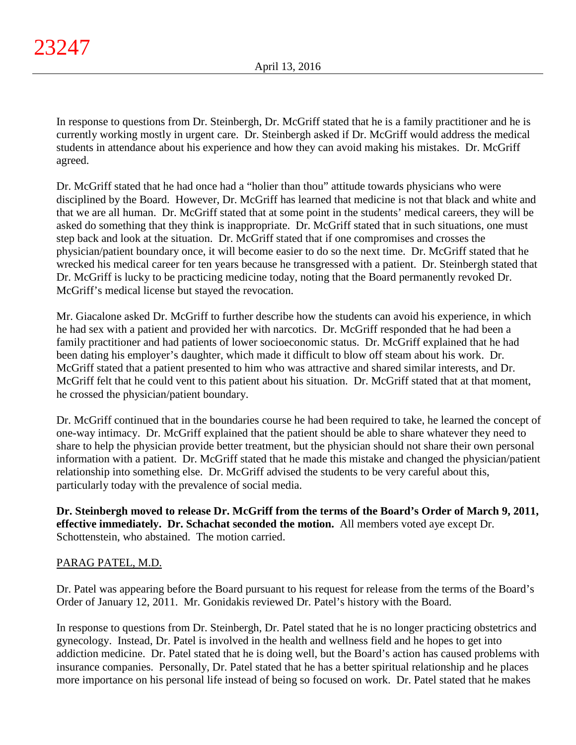In response to questions from Dr. Steinbergh, Dr. McGriff stated that he is a family practitioner and he is currently working mostly in urgent care. Dr. Steinbergh asked if Dr. McGriff would address the medical students in attendance about his experience and how they can avoid making his mistakes. Dr. McGriff agreed.

Dr. McGriff stated that he had once had a "holier than thou" attitude towards physicians who were disciplined by the Board. However, Dr. McGriff has learned that medicine is not that black and white and that we are all human. Dr. McGriff stated that at some point in the students' medical careers, they will be asked do something that they think is inappropriate. Dr. McGriff stated that in such situations, one must step back and look at the situation. Dr. McGriff stated that if one compromises and crosses the physician/patient boundary once, it will become easier to do so the next time. Dr. McGriff stated that he wrecked his medical career for ten years because he transgressed with a patient. Dr. Steinbergh stated that Dr. McGriff is lucky to be practicing medicine today, noting that the Board permanently revoked Dr. McGriff's medical license but stayed the revocation.

Mr. Giacalone asked Dr. McGriff to further describe how the students can avoid his experience, in which he had sex with a patient and provided her with narcotics. Dr. McGriff responded that he had been a family practitioner and had patients of lower socioeconomic status. Dr. McGriff explained that he had been dating his employer's daughter, which made it difficult to blow off steam about his work. Dr. McGriff stated that a patient presented to him who was attractive and shared similar interests, and Dr. McGriff felt that he could vent to this patient about his situation. Dr. McGriff stated that at that moment, he crossed the physician/patient boundary.

Dr. McGriff continued that in the boundaries course he had been required to take, he learned the concept of one-way intimacy. Dr. McGriff explained that the patient should be able to share whatever they need to share to help the physician provide better treatment, but the physician should not share their own personal information with a patient. Dr. McGriff stated that he made this mistake and changed the physician/patient relationship into something else. Dr. McGriff advised the students to be very careful about this, particularly today with the prevalence of social media.

**Dr. Steinbergh moved to release Dr. McGriff from the terms of the Board's Order of March 9, 2011, effective immediately. Dr. Schachat seconded the motion.** All members voted aye except Dr. Schottenstein, who abstained. The motion carried.

PARAG PATEL, M.D.

Dr. Patel was appearing before the Board pursuant to his request for release from the terms of the Board's Order of January 12, 2011. Mr. Gonidakis reviewed Dr. Patel's history with the Board.

In response to questions from Dr. Steinbergh, Dr. Patel stated that he is no longer practicing obstetrics and gynecology. Instead, Dr. Patel is involved in the health and wellness field and he hopes to get into addiction medicine. Dr. Patel stated that he is doing well, but the Board's action has caused problems with insurance companies. Personally, Dr. Patel stated that he has a better spiritual relationship and he places more importance on his personal life instead of being so focused on work. Dr. Patel stated that he makes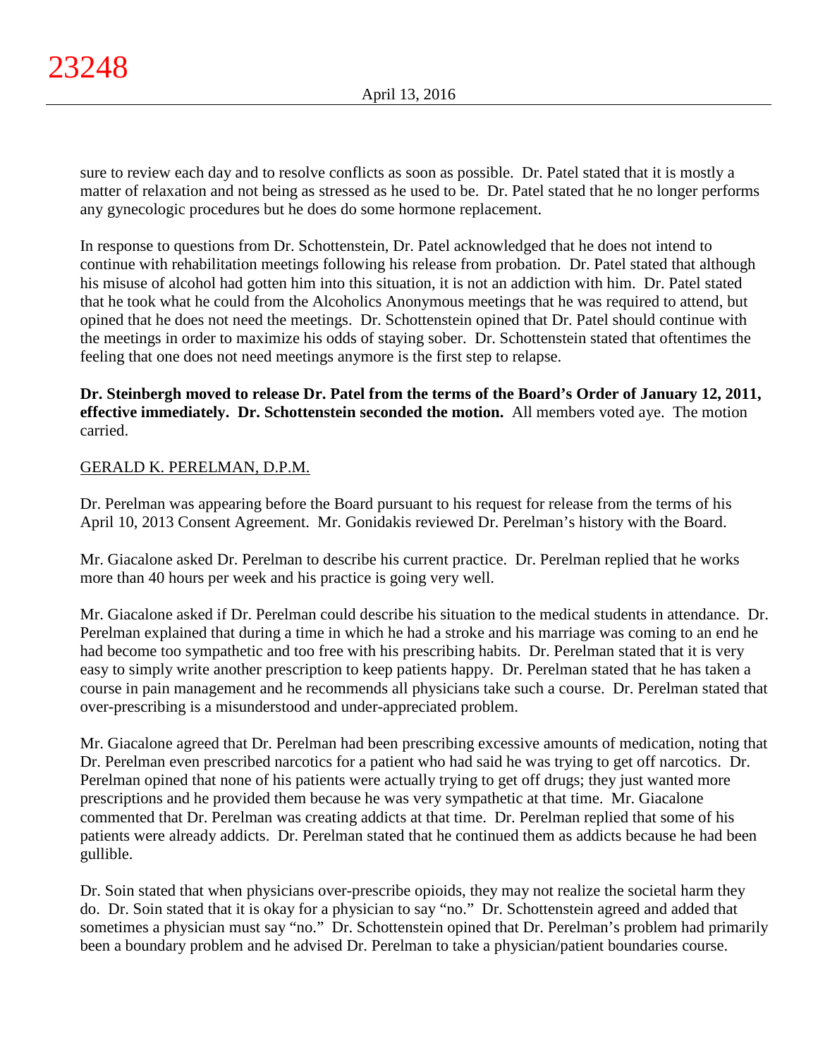sure to review each day and to resolve conflicts as soon as possible. Dr. Patel stated that it is mostly a matter of relaxation and not being as stressed as he used to be. Dr. Patel stated that he no longer performs any gynecologic procedures but he does do some hormone replacement.

In response to questions from Dr. Schottenstein, Dr. Patel acknowledged that he does not intend to continue with rehabilitation meetings following his release from probation. Dr. Patel stated that although his misuse of alcohol had gotten him into this situation, it is not an addiction with him. Dr. Patel stated that he took what he could from the Alcoholics Anonymous meetings that he was required to attend, but opined that he does not need the meetings. Dr. Schottenstein opined that Dr. Patel should continue with the meetings in order to maximize his odds of staying sober. Dr. Schottenstein stated that oftentimes the feeling that one does not need meetings anymore is the first step to relapse.

**Dr. Steinbergh moved to release Dr. Patel from the terms of the Board's Order of January 12, 2011, effective immediately. Dr. Schottenstein seconded the motion.** All members voted aye. The motion carried.

GERALD K. PERELMAN, D.P.M.

Dr. Perelman was appearing before the Board pursuant to his request for release from the terms of his April 10, 2013 Consent Agreement. Mr. Gonidakis reviewed Dr. Perelman's history with the Board.

Mr. Giacalone asked Dr. Perelman to describe his current practice. Dr. Perelman replied that he works more than 40 hours per week and his practice is going very well.

Mr. Giacalone asked if Dr. Perelman could describe his situation to the medical students in attendance. Dr. Perelman explained that during a time in which he had a stroke and his marriage was coming to an end he had become too sympathetic and too free with his prescribing habits. Dr. Perelman stated that it is very easy to simply write another prescription to keep patients happy. Dr. Perelman stated that he has taken a course in pain management and he recommends all physicians take such a course. Dr. Perelman stated that over-prescribing is a misunderstood and under-appreciated problem.

Mr. Giacalone agreed that Dr. Perelman had been prescribing excessive amounts of medication, noting that Dr. Perelman even prescribed narcotics for a patient who had said he was trying to get off narcotics. Dr. Perelman opined that none of his patients were actually trying to get off drugs; they just wanted more prescriptions and he provided them because he was very sympathetic at that time. Mr. Giacalone commented that Dr. Perelman was creating addicts at that time. Dr. Perelman replied that some of his patients were already addicts. Dr. Perelman stated that he continued them as addicts because he had been gullible.

Dr. Soin stated that when physicians over-prescribe opioids, they may not realize the societal harm they do. Dr. Soin stated that it is okay for a physician to say "no." Dr. Schottenstein agreed and added that sometimes a physician must say "no." Dr. Schottenstein opined that Dr. Perelman's problem had primarily been a boundary problem and he advised Dr. Perelman to take a physician/patient boundaries course.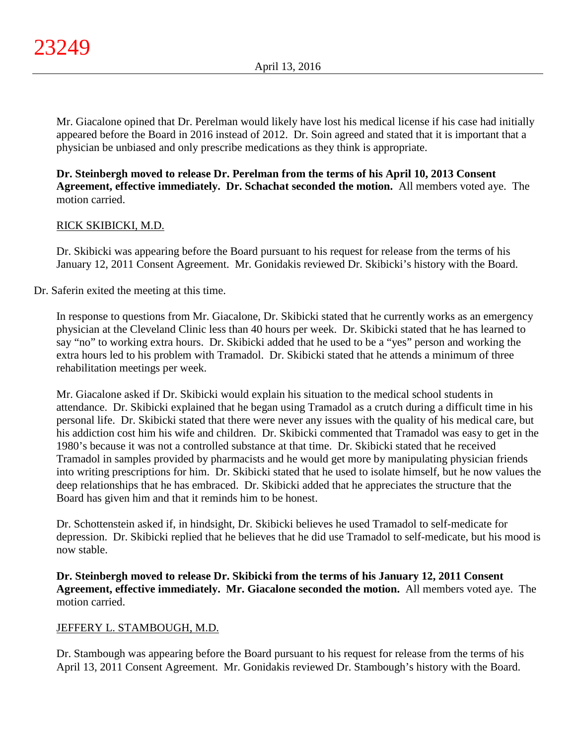Mr. Giacalone opined that Dr. Perelman would likely have lost his medical license if his case had initially appeared before the Board in 2016 instead of 2012. Dr. Soin agreed and stated that it is important that a physician be unbiased and only prescribe medications as they think is appropriate.

**Dr. Steinbergh moved to release Dr. Perelman from the terms of his April 10, 2013 Consent Agreement, effective immediately. Dr. Schachat seconded the motion.** All members voted aye. The motion carried.

RICK SKIBICKI, M.D.

Dr. Skibicki was appearing before the Board pursuant to his request for release from the terms of his January 12, 2011 Consent Agreement. Mr. Gonidakis reviewed Dr. Skibicki's history with the Board.

Dr. Saferin exited the meeting at this time.

In response to questions from Mr. Giacalone, Dr. Skibicki stated that he currently works as an emergency physician at the Cleveland Clinic less than 40 hours per week. Dr. Skibicki stated that he has learned to say "no" to working extra hours. Dr. Skibicki added that he used to be a "yes" person and working the extra hours led to his problem with Tramadol. Dr. Skibicki stated that he attends a minimum of three rehabilitation meetings per week.

Mr. Giacalone asked if Dr. Skibicki would explain his situation to the medical school students in attendance. Dr. Skibicki explained that he began using Tramadol as a crutch during a difficult time in his personal life. Dr. Skibicki stated that there were never any issues with the quality of his medical care, but his addiction cost him his wife and children. Dr. Skibicki commented that Tramadol was easy to get in the 1980's because it was not a controlled substance at that time. Dr. Skibicki stated that he received Tramadol in samples provided by pharmacists and he would get more by manipulating physician friends into writing prescriptions for him. Dr. Skibicki stated that he used to isolate himself, but he now values the deep relationships that he has embraced. Dr. Skibicki added that he appreciates the structure that the Board has given him and that it reminds him to be honest.

Dr. Schottenstein asked if, in hindsight, Dr. Skibicki believes he used Tramadol to self-medicate for depression. Dr. Skibicki replied that he believes that he did use Tramadol to self-medicate, but his mood is now stable.

**Dr. Steinbergh moved to release Dr. Skibicki from the terms of his January 12, 2011 Consent Agreement, effective immediately. Mr. Giacalone seconded the motion.** All members voted aye. The motion carried.

JEFFERY L. STAMBOUGH, M.D.

Dr. Stambough was appearing before the Board pursuant to his request for release from the terms of his April 13, 2011 Consent Agreement. Mr. Gonidakis reviewed Dr. Stambough's history with the Board.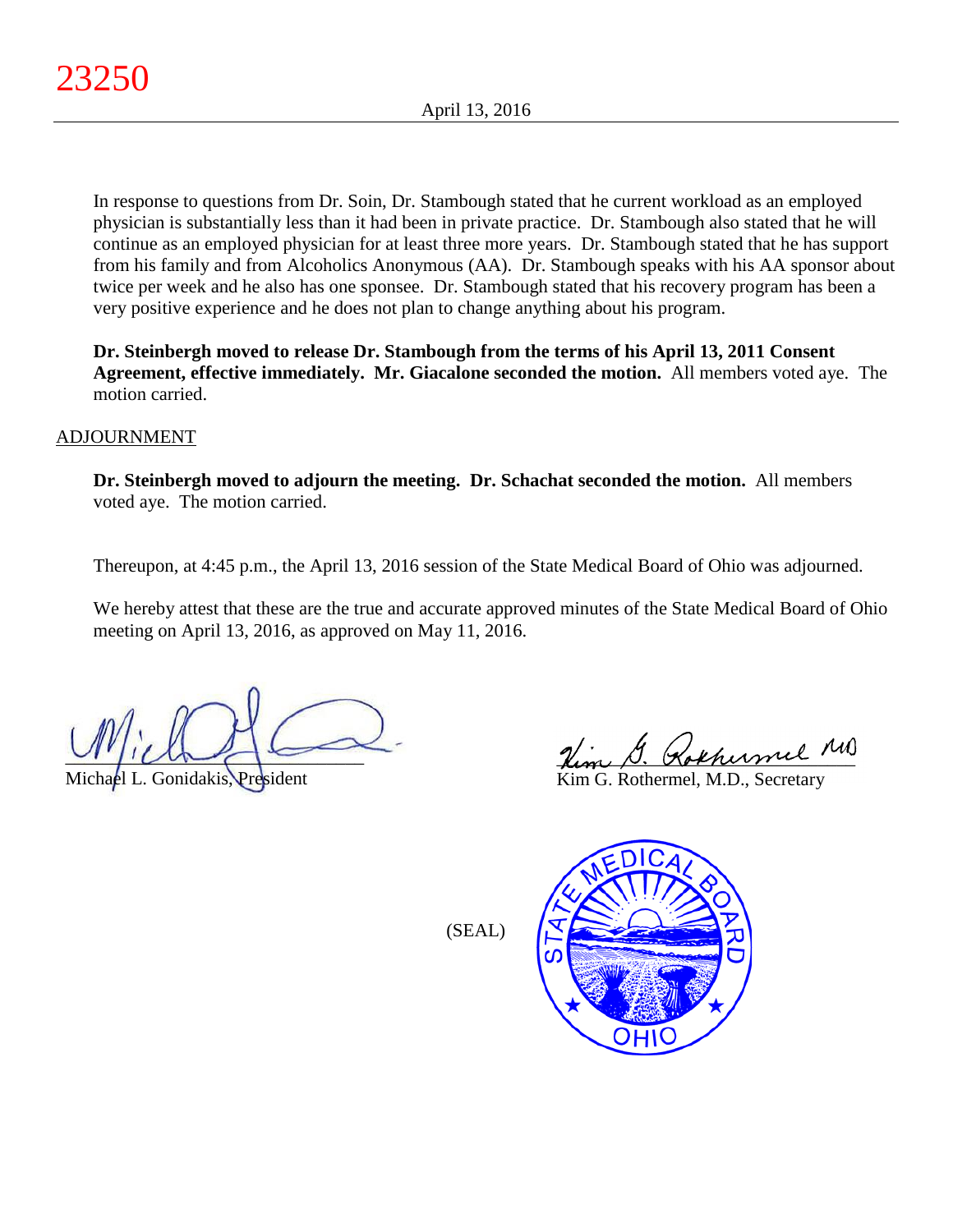In response to questions from Dr. Soin, Dr. Stambough stated that he current workload as an employed physician is substantially less than it had been in private practice. Dr. Stambough also stated that he will continue as an employed physician for at least three more years. Dr. Stambough stated that he has support from his family and from Alcoholics Anonymous (AA). Dr. Stambough speaks with his AA sponsor about twice per week and he also has one sponsee. Dr. Stambough stated that his recovery program has been a very positive experience and he does not plan to change anything about his program.

**Dr. Steinbergh moved to release Dr. Stambough from the terms of his April 13, 2011 Consent Agreement, effective immediately. Mr. Giacalone seconded the motion.** All members voted aye. The motion carried.

ADJOURNMENT

**Dr. Steinbergh moved to adjourn the meeting. Dr. Schachat seconded the motion.** All members voted aye. The motion carried.

Thereupon, at 4:45 p.m., the April 13, 2016 session of the State Medical Board of Ohio was adjourned.

We hereby attest that these are the true and accurate approved minutes of the State Medical Board of Ohio meeting on April 13, 2016, as approved on May 11, 2016.

Michael L. Gonidakis, President

Kim G. Rothermel, M.D., Secretary

(SEAL)